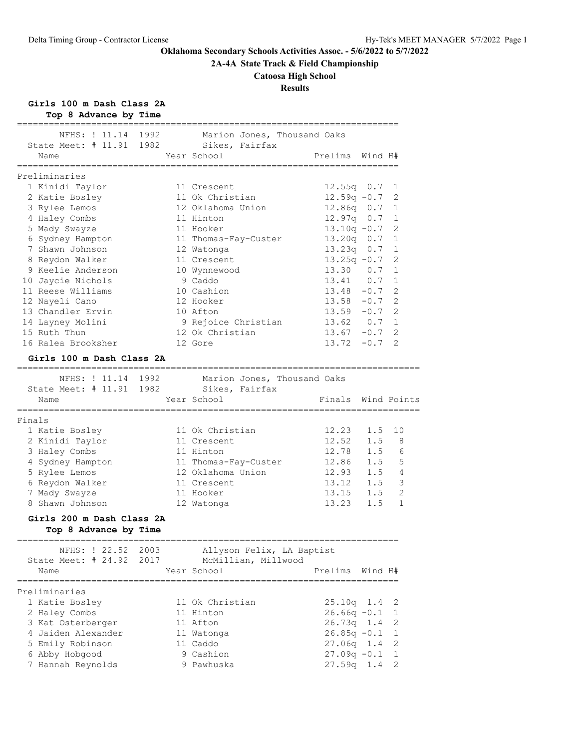# Oklahoma Secondary Schools Activities Assoc. - 5/6/2022 to 5/7/2022

## 2A-4A State Track & Field Championship

## Catoosa High School

## Results

### Girls 100 m Dash Class 2A

**Top 8 Advance by Time**

NFHS: ! 11.14 1992 Marion Jones, Thousand Oaks
State Meet: # 11.91 1982 Sikes, Fairfax

**Preliminaries**

| | Name | Year | School | Prelims | Wind | H# |
|---|---|---|---|---|---|---|
| 1 | Kinidi Taylor | 11 | Crescent | 12.55q | 0.7 | 1 |
| 2 | Katie Bosley | 11 | Ok Christian | 12.59q | -0.7 | 2 |
| 3 | Rylee Lemos | 12 | Oklahoma Union | 12.86q | 0.7 | 1 |
| 4 | Haley Combs | 11 | Hinton | 12.97q | 0.7 | 1 |
| 5 | Mady Swayze | 11 | Hooker | 13.10q | -0.7 | 2 |
| 6 | Sydney Hampton | 11 | Thomas-Fay-Custer | 13.20q | 0.7 | 1 |
| 7 | Shawn Johnson | 12 | Watonga | 13.23q | 0.7 | 1 |
| 8 | Reydon Walker | 11 | Crescent | 13.25q | -0.7 | 2 |
| 9 | Keelie Anderson | 10 | Wynnewood | 13.30 | 0.7 | 1 |
| 10 | Jaycie Nichols | 9 | Caddo | 13.41 | 0.7 | 1 |
| 11 | Reese Williams | 10 | Cashion | 13.48 | -0.7 | 2 |
| 12 | Nayeli Cano | 12 | Hooker | 13.58 | -0.7 | 2 |
| 13 | Chandler Ervin | 10 | Afton | 13.59 | -0.7 | 2 |
| 14 | Layney Molini | 9 | Rejoice Christian | 13.62 | 0.7 | 1 |
| 15 | Ruth Thun | 12 | Ok Christian | 13.67 | -0.7 | 2 |
| 16 | Ralea Brooksher | 12 | Gore | 13.72 | -0.7 | 2 |

### Girls 100 m Dash Class 2A

NFHS: ! 11.14 1992 Marion Jones, Thousand Oaks
State Meet: # 11.91 1982 Sikes, Fairfax

**Finals**

| | Name | Year | School | Finals | Wind | Points |
|---|---|---|---|---|---|---|
| 1 | Katie Bosley | 11 | Ok Christian | 12.23 | 1.5 | 10 |
| 2 | Kinidi Taylor | 11 | Crescent | 12.52 | 1.5 | 8 |
| 3 | Haley Combs | 11 | Hinton | 12.78 | 1.5 | 6 |
| 4 | Sydney Hampton | 11 | Thomas-Fay-Custer | 12.86 | 1.5 | 5 |
| 5 | Rylee Lemos | 12 | Oklahoma Union | 12.93 | 1.5 | 4 |
| 6 | Reydon Walker | 11 | Crescent | 13.12 | 1.5 | 3 |
| 7 | Mady Swayze | 11 | Hooker | 13.15 | 1.5 | 2 |
| 8 | Shawn Johnson | 12 | Watonga | 13.23 | 1.5 | 1 |

### Girls 200 m Dash Class 2A

**Top 8 Advance by Time**

NFHS: ! 22.52 2003 Allyson Felix, LA Baptist
State Meet: # 24.92 2017 McMillian, Millwood

**Preliminaries**

| | Name | Year | School | Prelims | Wind | H# |
|---|---|---|---|---|---|---|
| 1 | Katie Bosley | 11 | Ok Christian | 25.10q | 1.4 | 2 |
| 2 | Haley Combs | 11 | Hinton | 26.66q | -0.1 | 1 |
| 3 | Kat Osterberger | 11 | Afton | 26.73q | 1.4 | 2 |
| 4 | Jaiden Alexander | 11 | Watonga | 26.85q | -0.1 | 1 |
| 5 | Emily Robinson | 11 | Caddo | 27.06q | 1.4 | 2 |
| 6 | Abby Hobgood | 9 | Cashion | 27.09q | -0.1 | 1 |
| 7 | Hannah Reynolds | 9 | Pawhuska | 27.59q | 1.4 | 2 |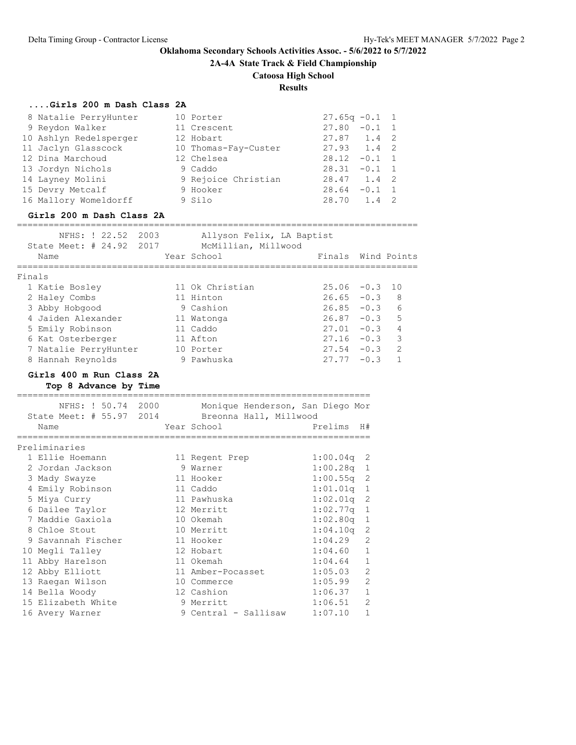**Oklahoma Secondary Schools Activities Assoc. - 5/6/2022 to 5/7/2022**

**2A-4A State Track & Field Championship**

**Catoosa High School**

**Results**

### ....Girls 200 m Dash Class 2A

| Place | Name | Year | School | Prelims | Wind | H# |
|---|---|---|---|---|---|---|
| 8 | Natalie PerryHunter | 10 | Porter | 27.65q | -0.1 | 1 |
| 9 | Reydon Walker | 11 | Crescent | 27.80 | -0.1 | 1 |
| 10 | Ashlyn Redelsperger | 12 | Hobart | 27.87 | 1.4 | 2 |
| 11 | Jaclyn Glasscock | 10 | Thomas-Fay-Custer | 27.93 | 1.4 | 2 |
| 12 | Dina Marchoud | 12 | Chelsea | 28.12 | -0.1 | 1 |
| 13 | Jordyn Nichols | 9 | Caddo | 28.31 | -0.1 | 1 |
| 14 | Layney Molini | 9 | Rejoice Christian | 28.47 | 1.4 | 2 |
| 15 | Devry Metcalf | 9 | Hooker | 28.64 | -0.1 | 1 |
| 16 | Mallory Womeldorff | 9 | Silo | 28.70 | 1.4 | 2 |

### Girls 200 m Dash Class 2A

NFHS: ! 22.52 2003 Allyson Felix, LA Baptist
State Meet: # 24.92 2017 McMillian, Millwood

Finals

| Place | Name | Year | School | Finals | Wind | Points |
|---|---|---|---|---|---|---|
| 1 | Katie Bosley | 11 | Ok Christian | 25.06 | -0.3 | 10 |
| 2 | Haley Combs | 11 | Hinton | 26.65 | -0.3 | 8 |
| 3 | Abby Hobgood | 9 | Cashion | 26.85 | -0.3 | 6 |
| 4 | Jaiden Alexander | 11 | Watonga | 26.87 | -0.3 | 5 |
| 5 | Emily Robinson | 11 | Caddo | 27.01 | -0.3 | 4 |
| 6 | Kat Osterberger | 11 | Afton | 27.16 | -0.3 | 3 |
| 7 | Natalie PerryHunter | 10 | Porter | 27.54 | -0.3 | 2 |
| 8 | Hannah Reynolds | 9 | Pawhuska | 27.77 | -0.3 | 1 |

### Girls 400 m Run Class 2A

**Top 8 Advance by Time**

NFHS: ! 50.74 2000 Monique Henderson, San Diego Mor
State Meet: # 55.97 2014 Breonna Hall, Millwood

Preliminaries

| Place | Name | Year | School | Prelims | H# |
|---|---|---|---|---|---|
| 1 | Ellie Hoemann | 11 | Regent Prep | 1:00.04q | 2 |
| 2 | Jordan Jackson | 9 | Warner | 1:00.28q | 1 |
| 3 | Mady Swayze | 11 | Hooker | 1:00.55q | 2 |
| 4 | Emily Robinson | 11 | Caddo | 1:01.01q | 1 |
| 5 | Miya Curry | 11 | Pawhuska | 1:02.01q | 2 |
| 6 | Dailee Taylor | 12 | Merritt | 1:02.77q | 1 |
| 7 | Maddie Gaxiola | 10 | Okemah | 1:02.80q | 1 |
| 8 | Chloe Stout | 10 | Merritt | 1:04.10q | 2 |
| 9 | Savannah Fischer | 11 | Hooker | 1:04.29 | 2 |
| 10 | Megli Talley | 12 | Hobart | 1:04.60 | 1 |
| 11 | Abby Harelson | 11 | Okemah | 1:04.64 | 1 |
| 12 | Abby Elliott | 11 | Amber-Pocasset | 1:05.03 | 2 |
| 13 | Raegan Wilson | 10 | Commerce | 1:05.99 | 2 |
| 14 | Bella Woody | 12 | Cashion | 1:06.37 | 1 |
| 15 | Elizabeth White | 9 | Merritt | 1:06.51 | 2 |
| 16 | Avery Warner | 9 | Central - Sallisaw | 1:07.10 | 1 |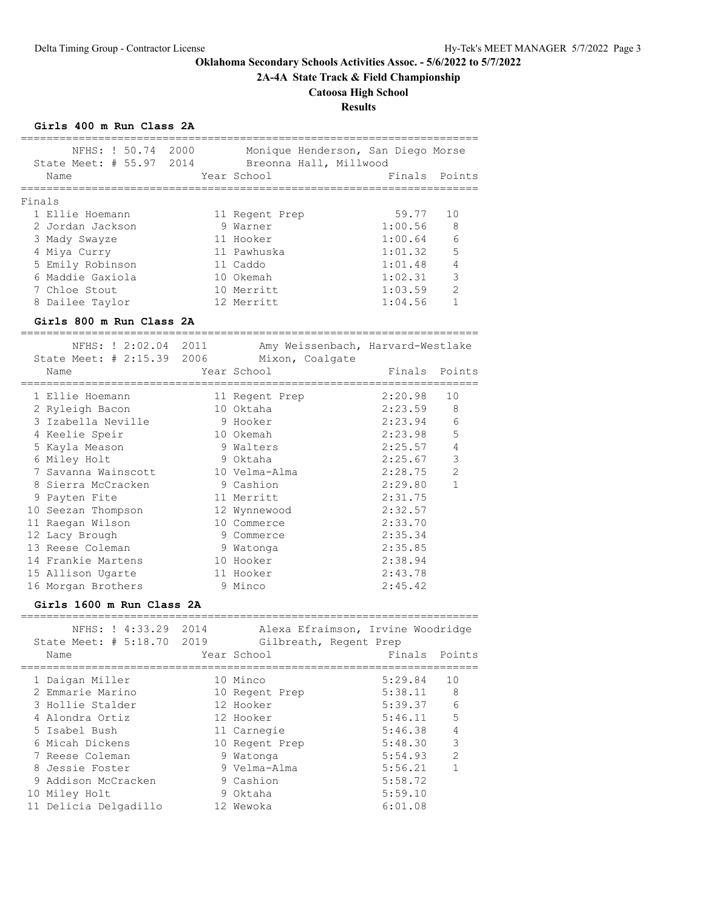## Oklahoma Secondary Schools Activities Assoc. - 5/6/2022 to 5/7/2022

## 2A-4A State Track & Field Championship

### Catoosa High School

### Results

### Girls 400 m Run Class 2A

NFHS: ! 50.74 2000 Monique Henderson, San Diego Morse
State Meet: # 55.97 2014 Breonna Hall, Millwood

**Finals**

| Place | Name | Year | School | Finals | Points |
|---|---|---|---|---|---|
| 1 | Ellie Hoemann | 11 | Regent Prep | 59.77 | 10 |
| 2 | Jordan Jackson | 9 | Warner | 1:00.56 | 8 |
| 3 | Mady Swayze | 11 | Hooker | 1:00.64 | 6 |
| 4 | Miya Curry | 11 | Pawhuska | 1:01.32 | 5 |
| 5 | Emily Robinson | 11 | Caddo | 1:01.48 | 4 |
| 6 | Maddie Gaxiola | 10 | Okemah | 1:02.31 | 3 |
| 7 | Chloe Stout | 10 | Merritt | 1:03.59 | 2 |
| 8 | Dailee Taylor | 12 | Merritt | 1:04.56 | 1 |

### Girls 800 m Run Class 2A

NFHS: ! 2:02.04 2011 Amy Weissenbach, Harvard-Westlake
State Meet: # 2:15.39 2006 Mixon, Coalgate

| Place | Name | Year | School | Finals | Points |
|---|---|---|---|---|---|
| 1 | Ellie Hoemann | 11 | Regent Prep | 2:20.98 | 10 |
| 2 | Ryleigh Bacon | 10 | Oktaha | 2:23.59 | 8 |
| 3 | Izabella Neville | 9 | Hooker | 2:23.94 | 6 |
| 4 | Keelie Speir | 10 | Okemah | 2:23.98 | 5 |
| 5 | Kayla Meason | 9 | Walters | 2:25.57 | 4 |
| 6 | Miley Holt | 9 | Oktaha | 2:25.67 | 3 |
| 7 | Savanna Wainscott | 10 | Velma-Alma | 2:28.75 | 2 |
| 8 | Sierra McCracken | 9 | Cashion | 2:29.80 | 1 |
| 9 | Payten Fite | 11 | Merritt | 2:31.75 | |
| 10 | Seezan Thompson | 12 | Wynnewood | 2:32.57 | |
| 11 | Raegan Wilson | 10 | Commerce | 2:33.70 | |
| 12 | Lacy Brough | 9 | Commerce | 2:35.34 | |
| 13 | Reese Coleman | 9 | Watonga | 2:35.85 | |
| 14 | Frankie Martens | 10 | Hooker | 2:38.94 | |
| 15 | Allison Ugarte | 11 | Hooker | 2:43.78 | |
| 16 | Morgan Brothers | 9 | Minco | 2:45.42 | |

### Girls 1600 m Run Class 2A

NFHS: ! 4:33.29 2014 Alexa Efraimson, Irvine Woodridge
State Meet: # 5:18.70 2019 Gilbreath, Regent Prep

| Place | Name | Year | School | Finals | Points |
|---|---|---|---|---|---|
| 1 | Daigan Miller | 10 | Minco | 5:29.84 | 10 |
| 2 | Emmarie Marino | 10 | Regent Prep | 5:38.11 | 8 |
| 3 | Hollie Stalder | 12 | Hooker | 5:39.37 | 6 |
| 4 | Alondra Ortiz | 12 | Hooker | 5:46.11 | 5 |
| 5 | Isabel Bush | 11 | Carnegie | 5:46.38 | 4 |
| 6 | Micah Dickens | 10 | Regent Prep | 5:48.30 | 3 |
| 7 | Reese Coleman | 9 | Watonga | 5:54.93 | 2 |
| 8 | Jessie Foster | 9 | Velma-Alma | 5:56.21 | 1 |
| 9 | Addison McCracken | 9 | Cashion | 5:58.72 | |
| 10 | Miley Holt | 9 | Oktaha | 5:59.10 | |
| 11 | Delicia Delgadillo | 12 | Wewoka | 6:01.08 | |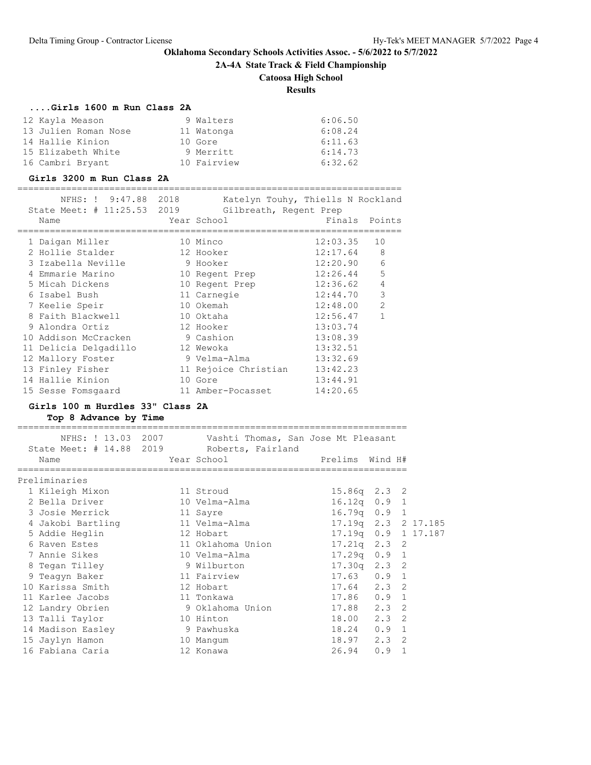**Oklahoma Secondary Schools Activities Assoc. - 5/6/2022 to 5/7/2022**

**2A-4A State Track & Field Championship**

**Catoosa High School**

**Results**

### ....Girls 1600 m Run Class 2A

| Place | Name | Year | School | Finals |
|---|---|---|---|---|
| 12 | Kayla Meason | 9 | Walters | 6:06.50 |
| 13 | Julien Roman Nose | 11 | Watonga | 6:08.24 |
| 14 | Hallie Kinion | 10 | Gore | 6:11.63 |
| 15 | Elizabeth White | 9 | Merritt | 6:14.73 |
| 16 | Cambri Bryant | 10 | Fairview | 6:32.62 |

### Girls 3200 m Run Class 2A

NFHS: ! 9:47.88 2018 Katelyn Touhy, Thiells N Rockland
State Meet: # 11:25.53 2019 Gilbreath, Regent Prep

| Place | Name | Year | School | Finals | Points |
|---|---|---|---|---|---|
| 1 | Daigan Miller | 10 | Minco | 12:03.35 | 10 |
| 2 | Hollie Stalder | 12 | Hooker | 12:17.64 | 8 |
| 3 | Izabella Neville | 9 | Hooker | 12:20.90 | 6 |
| 4 | Emmarie Marino | 10 | Regent Prep | 12:26.44 | 5 |
| 5 | Micah Dickens | 10 | Regent Prep | 12:36.62 | 4 |
| 6 | Isabel Bush | 11 | Carnegie | 12:44.70 | 3 |
| 7 | Keelie Speir | 10 | Okemah | 12:48.00 | 2 |
| 8 | Faith Blackwell | 10 | Oktaha | 12:56.47 | 1 |
| 9 | Alondra Ortiz | 12 | Hooker | 13:03.74 | |
| 10 | Addison McCracken | 9 | Cashion | 13:08.39 | |
| 11 | Delicia Delgadillo | 12 | Wewoka | 13:32.51 | |
| 12 | Mallory Foster | 9 | Velma-Alma | 13:32.69 | |
| 13 | Finley Fisher | 11 | Rejoice Christian | 13:42.23 | |
| 14 | Hallie Kinion | 10 | Gore | 13:44.91 | |
| 15 | Sesse Fomsgaard | 11 | Amber-Pocasset | 14:20.65 | |

### Girls 100 m Hurdles 33" Class 2A

**Top 8 Advance by Time**

NFHS: ! 13.03 2007 Vashti Thomas, San Jose Mt Pleasant
State Meet: # 14.88 2019 Roberts, Fairland

Preliminaries

| Place | Name | Year | School | Prelims | Wind | H# | |
|---|---|---|---|---|---|---|---|
| 1 | Kileigh Mixon | 11 | Stroud | 15.86q | 2.3 | 2 | |
| 2 | Bella Driver | 10 | Velma-Alma | 16.12q | 0.9 | 1 | |
| 3 | Josie Merrick | 11 | Sayre | 16.79q | 0.9 | 1 | |
| 4 | Jakobi Bartling | 11 | Velma-Alma | 17.19q | 2.3 | 2 | 17.185 |
| 5 | Addie Heglin | 12 | Hobart | 17.19q | 0.9 | 1 | 17.187 |
| 6 | Raven Estes | 11 | Oklahoma Union | 17.21q | 2.3 | 2 | |
| 7 | Annie Sikes | 10 | Velma-Alma | 17.29q | 0.9 | 1 | |
| 8 | Tegan Tilley | 9 | Wilburton | 17.30q | 2.3 | 2 | |
| 9 | Teagyn Baker | 11 | Fairview | 17.63 | 0.9 | 1 | |
| 10 | Karissa Smith | 12 | Hobart | 17.64 | 2.3 | 2 | |
| 11 | Karlee Jacobs | 11 | Tonkawa | 17.86 | 0.9 | 1 | |
| 12 | Landry Obrien | 9 | Oklahoma Union | 17.88 | 2.3 | 2 | |
| 13 | Talli Taylor | 10 | Hinton | 18.00 | 2.3 | 2 | |
| 14 | Madison Easley | 9 | Pawhuska | 18.24 | 0.9 | 1 | |
| 15 | Jaylyn Hamon | 10 | Mangum | 18.97 | 2.3 | 2 | |
| 16 | Fabiana Caria | 12 | Konawa | 26.94 | 0.9 | 1 | |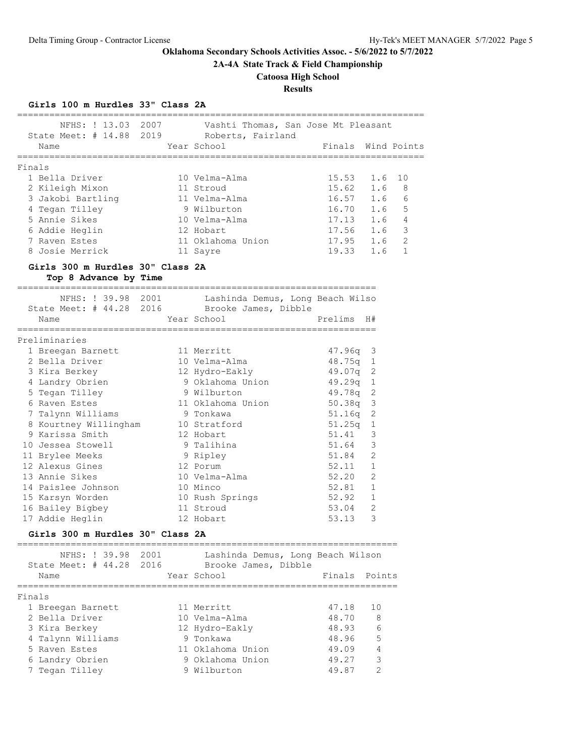**Oklahoma Secondary Schools Activities Assoc. - 5/6/2022 to 5/7/2022**

**2A-4A State Track & Field Championship**

**Catoosa High School**

**Results**

### Girls 100 m Hurdles 33" Class 2A

NFHS: ! 13.03 2007 Vashti Thomas, San Jose Mt Pleasant
State Meet: # 14.88 2019 Roberts, Fairland

Finals

| Place | Name | Year | School | Finals | Wind | Points |
|---|---|---|---|---|---|---|
| 1 | Bella Driver | 10 | Velma-Alma | 15.53 | 1.6 | 10 |
| 2 | Kileigh Mixon | 11 | Stroud | 15.62 | 1.6 | 8 |
| 3 | Jakobi Bartling | 11 | Velma-Alma | 16.57 | 1.6 | 6 |
| 4 | Tegan Tilley | 9 | Wilburton | 16.70 | 1.6 | 5 |
| 5 | Annie Sikes | 10 | Velma-Alma | 17.13 | 1.6 | 4 |
| 6 | Addie Heglin | 12 | Hobart | 17.56 | 1.6 | 3 |
| 7 | Raven Estes | 11 | Oklahoma Union | 17.95 | 1.6 | 2 |
| 8 | Josie Merrick | 11 | Sayre | 19.33 | 1.6 | 1 |

### Girls 300 m Hurdles 30" Class 2A

**Top 8 Advance by Time**

NFHS: ! 39.98 2001 Lashinda Demus, Long Beach Wilso
State Meet: # 44.28 2016 Brooke James, Dibble

Preliminaries

| Place | Name | Year | School | Prelims | H# |
|---|---|---|---|---|---|
| 1 | Breegan Barnett | 11 | Merritt | 47.96q | 3 |
| 2 | Bella Driver | 10 | Velma-Alma | 48.75q | 1 |
| 3 | Kira Berkey | 12 | Hydro-Eakly | 49.07q | 2 |
| 4 | Landry Obrien | 9 | Oklahoma Union | 49.29q | 1 |
| 5 | Tegan Tilley | 9 | Wilburton | 49.78q | 2 |
| 6 | Raven Estes | 11 | Oklahoma Union | 50.38q | 3 |
| 7 | Talynn Williams | 9 | Tonkawa | 51.16q | 2 |
| 8 | Kourtney Willingham | 10 | Stratford | 51.25q | 1 |
| 9 | Karissa Smith | 12 | Hobart | 51.41 | 3 |
| 10 | Jessea Stowell | 9 | Talihina | 51.64 | 3 |
| 11 | Brylee Meeks | 9 | Ripley | 51.84 | 2 |
| 12 | Alexus Gines | 12 | Porum | 52.11 | 1 |
| 13 | Annie Sikes | 10 | Velma-Alma | 52.20 | 2 |
| 14 | Paislee Johnson | 10 | Minco | 52.81 | 1 |
| 15 | Karsyn Worden | 10 | Rush Springs | 52.92 | 1 |
| 16 | Bailey Bigbey | 11 | Stroud | 53.04 | 2 |
| 17 | Addie Heglin | 12 | Hobart | 53.13 | 3 |

### Girls 300 m Hurdles 30" Class 2A

NFHS: ! 39.98 2001 Lashinda Demus, Long Beach Wilson
State Meet: # 44.28 2016 Brooke James, Dibble

Finals

| Place | Name | Year | School | Finals | Points |
|---|---|---|---|---|---|
| 1 | Breegan Barnett | 11 | Merritt | 47.18 | 10 |
| 2 | Bella Driver | 10 | Velma-Alma | 48.70 | 8 |
| 3 | Kira Berkey | 12 | Hydro-Eakly | 48.93 | 6 |
| 4 | Talynn Williams | 9 | Tonkawa | 48.96 | 5 |
| 5 | Raven Estes | 11 | Oklahoma Union | 49.09 | 4 |
| 6 | Landry Obrien | 9 | Oklahoma Union | 49.27 | 3 |
| 7 | Tegan Tilley | 9 | Wilburton | 49.87 | 2 |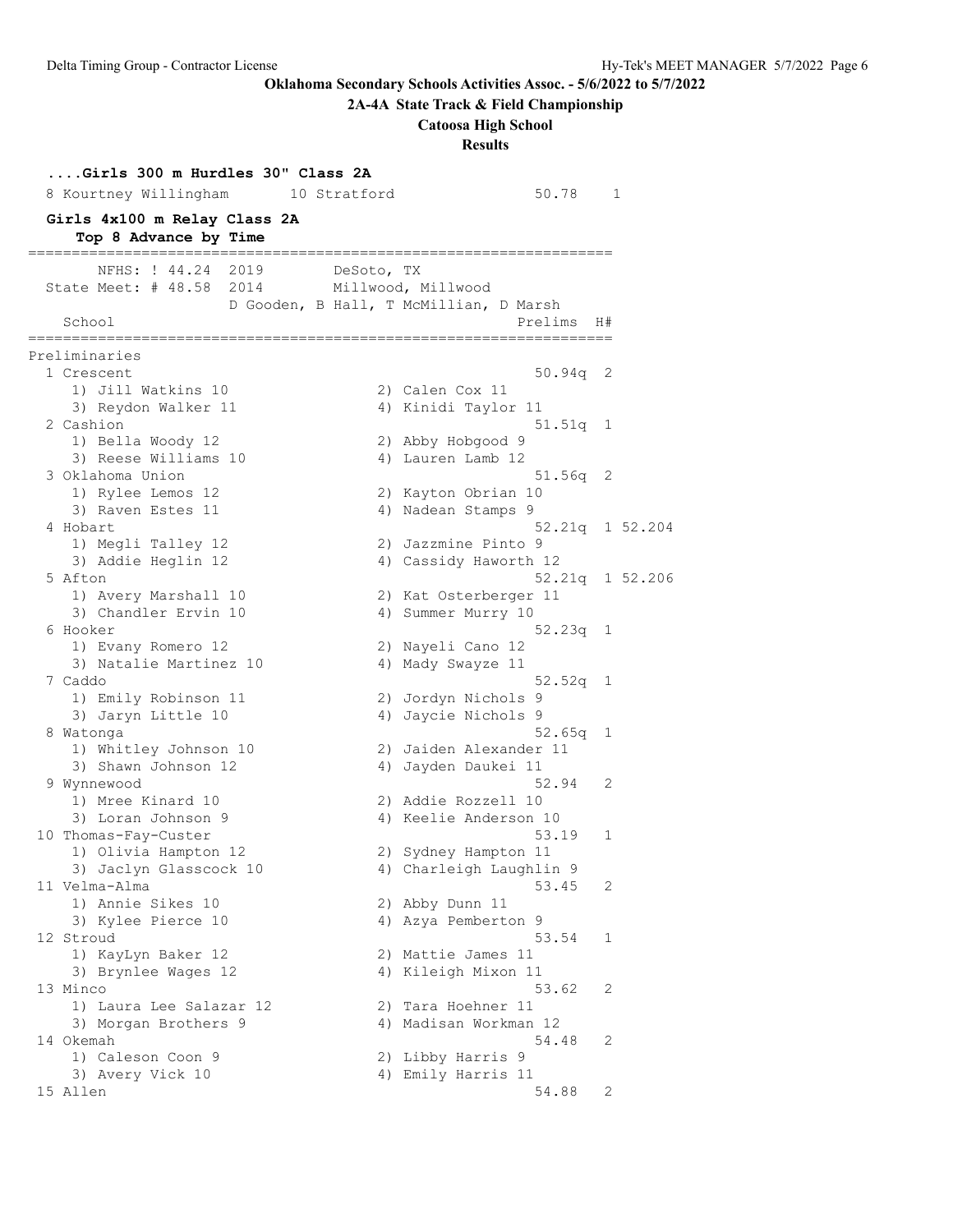**Oklahoma Secondary Schools Activities Assoc. - 5/6/2022 to 5/7/2022**

**2A-4A State Track & Field Championship**

**Catoosa High School**

**Results**

### ....Girls 300 m Hurdles 30" Class 2A

```
  8 Kourtney Willingham      10 Stratford              50.78    1
```

### Girls 4x100 m Relay Class 2A

**Top 8 Advance by Time**

```
===================================================================
       NFHS: ! 44.24  2019        DeSoto, TX
  State Meet: # 48.58  2014       Millwood, Millwood
                    D Gooden, B Hall, T McMillian, D Marsh
    School                                            Prelims  H#
===================================================================
Preliminaries
  1 Crescent                                          50.94q  2
     1) Jill Watkins 10                 2) Calen Cox 11
     3) Reydon Walker 11                4) Kinidi Taylor 11
  2 Cashion                                           51.51q  1
     1) Bella Woody 12                  2) Abby Hobgood 9
     3) Reese Williams 10               4) Lauren Lamb 12
  3 Oklahoma Union                                    51.56q  2
     1) Rylee Lemos 12                  2) Kayton Obrian 10
     3) Raven Estes 11                  4) Nadean Stamps 9
  4 Hobart                                            52.21q  1 52.204
     1) Megli Talley 12                 2) Jazzmine Pinto 9
     3) Addie Heglin 12                 4) Cassidy Haworth 12
  5 Afton                                             52.21q  1 52.206
     1) Avery Marshall 10               2) Kat Osterberger 11
     3) Chandler Ervin 10               4) Summer Murry 10
  6 Hooker                                            52.23q  1
     1) Evany Romero 12                 2) Nayeli Cano 12
     3) Natalie Martinez 10             4) Mady Swayze 11
  7 Caddo                                             52.52q  1
     1) Emily Robinson 11               2) Jordyn Nichols 9
     3) Jaryn Little 10                 4) Jaycie Nichols 9
  8 Watonga                                           52.65q  1
     1) Whitley Johnson 10              2) Jaiden Alexander 11
     3) Shawn Johnson 12                4) Jayden Daukei 11
  9 Wynnewood                                         52.94   2
     1) Mree Kinard 10                  2) Addie Rozzell 10
     3) Loran Johnson 9                 4) Keelie Anderson 10
 10 Thomas-Fay-Custer                                 53.19   1
     1) Olivia Hampton 12               2) Sydney Hampton 11
     3) Jaclyn Glasscock 10             4) Charleigh Laughlin 9
 11 Velma-Alma                                        53.45   2
     1) Annie Sikes 10                  2) Abby Dunn 11
     3) Kylee Pierce 10                 4) Azya Pemberton 9
 12 Stroud                                            53.54   1
     1) KayLyn Baker 12                 2) Mattie James 11
     3) Brynlee Wages 12                4) Kileigh Mixon 11
 13 Minco                                             53.62   2
     1) Laura Lee Salazar 12            2) Tara Hoehner 11
     3) Morgan Brothers 9               4) Madisan Workman 12
 14 Okemah                                            54.48   2
     1) Caleson Coon 9                  2) Libby Harris 9
     3) Avery Vick 10                   4) Emily Harris 11
 15 Allen                                             54.88   2
```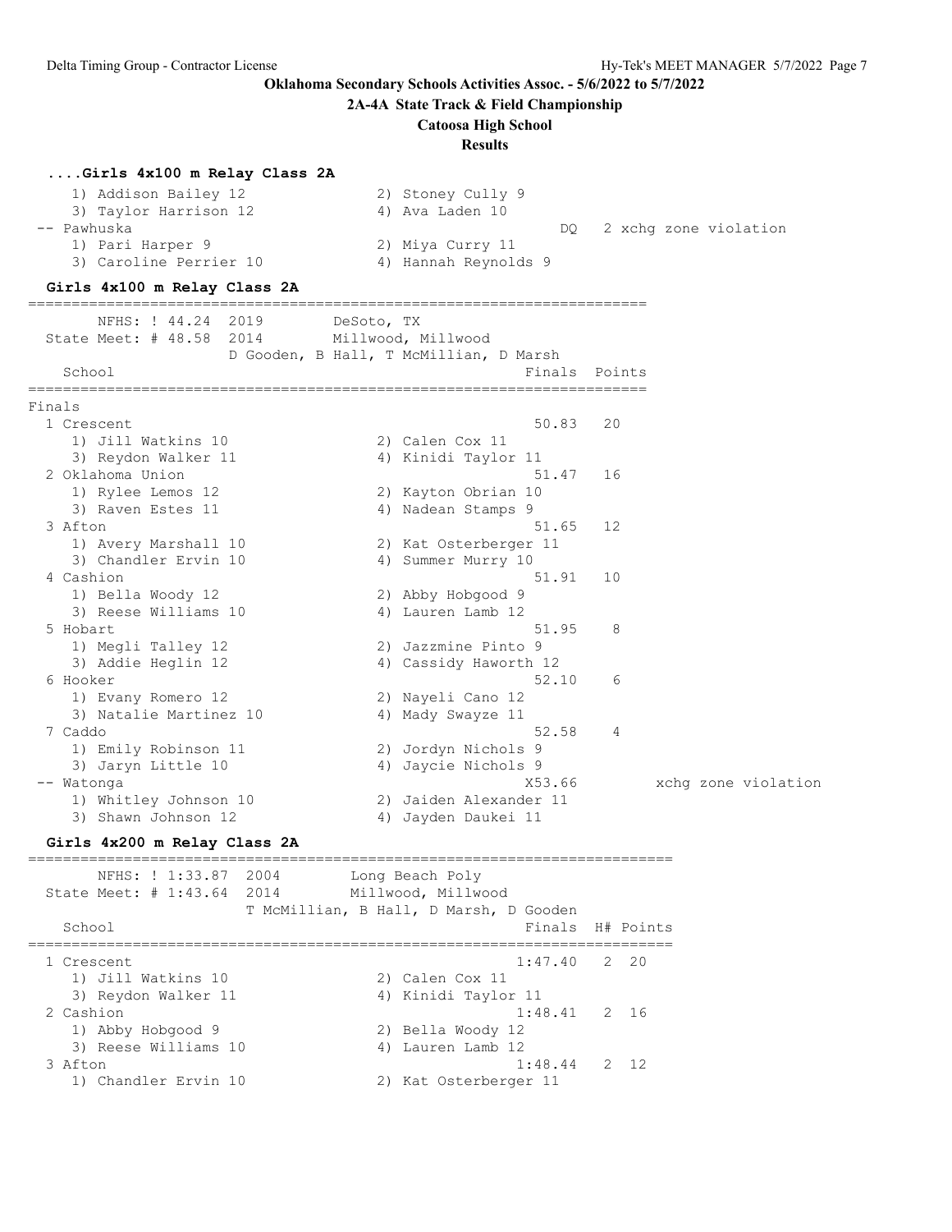Oklahoma Secondary Schools Activities Assoc. - 5/6/2022 to 5/7/2022

**2A-4A State Track & Field Championship**

**Catoosa High School**

**Results**

### ....Girls 4x100 m Relay Class 2A

```
    1) Addison Bailey 12              2) Stoney Cully 9
    3) Taylor Harrison 12             4) Ava Laden 10
 -- Pawhuska                                           DQ   2 xchg zone violation
    1) Pari Harper 9                  2) Miya Curry 11
    3) Caroline Perrier 10            4) Hannah Reynolds 9
```

### Girls 4x100 m Relay Class 2A

```
=====================================================================
         NFHS: ! 44.24  2019        DeSoto, TX
  State Meet: # 48.58  2014        Millwood, Millwood
                      D Gooden, B Hall, T McMillian, D Marsh
    School                                            Finals  Points
=====================================================================
Finals
  1 Crescent                                           50.83   20
     1) Jill Watkins 10                2) Calen Cox 11
     3) Reydon Walker 11               4) Kinidi Taylor 11
  2 Oklahoma Union                                     51.47   16
     1) Rylee Lemos 12                 2) Kayton Obrian 10
     3) Raven Estes 11                 4) Nadean Stamps 9
  3 Afton                                              51.65   12
     1) Avery Marshall 10              2) Kat Osterberger 11
     3) Chandler Ervin 10              4) Summer Murry 10
  4 Cashion                                            51.91   10
     1) Bella Woody 12                 2) Abby Hobgood 9
     3) Reese Williams 10              4) Lauren Lamb 12
  5 Hobart                                             51.95    8
     1) Megli Talley 12                2) Jazzmine Pinto 9
     3) Addie Heglin 12                4) Cassidy Haworth 12
  6 Hooker                                             52.10    6
     1) Evany Romero 12                2) Nayeli Cano 12
     3) Natalie Martinez 10            4) Mady Swayze 11
  7 Caddo                                              52.58    4
     1) Emily Robinson 11              2) Jordyn Nichols 9
     3) Jaryn Little 10                4) Jaycie Nichols 9
 -- Watonga                                           X53.66          xchg zone violation
     1) Whitley Johnson 10             2) Jaiden Alexander 11
     3) Shawn Johnson 12               4) Jayden Daukei 11
```

### Girls 4x200 m Relay Class 2A

```
========================================================================
         NFHS: ! 1:33.87  2004        Long Beach Poly
  State Meet: # 1:43.64  2014        Millwood, Millwood
                        T McMillian, B Hall, D Marsh, D Gooden
    School                                            Finals  H# Points
========================================================================
  1 Crescent                                         1:47.40   2  20
     1) Jill Watkins 10                2) Calen Cox 11
     3) Reydon Walker 11               4) Kinidi Taylor 11
  2 Cashion                                          1:48.41   2  16
     1) Abby Hobgood 9                 2) Bella Woody 12
     3) Reese Williams 10              4) Lauren Lamb 12
  3 Afton                                            1:48.44   2  12
     1) Chandler Ervin 10              2) Kat Osterberger 11
```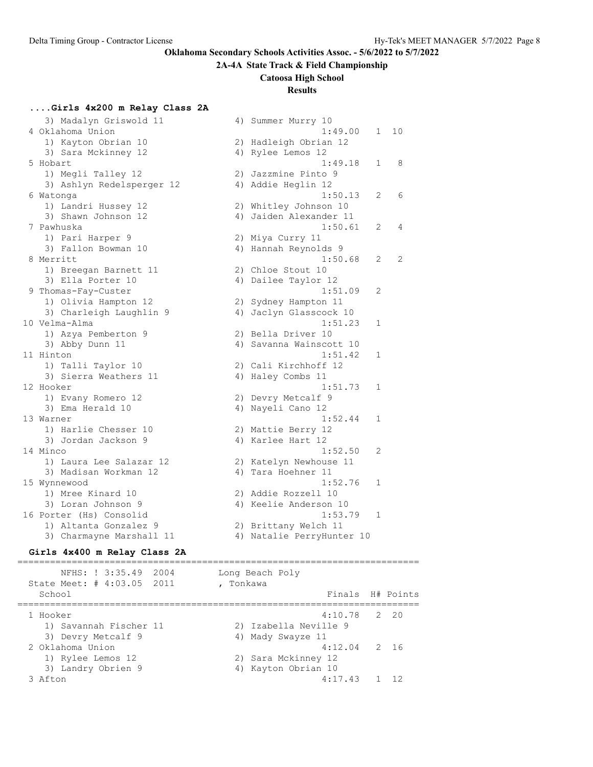**Oklahoma Secondary Schools Activities Assoc. - 5/6/2022 to 5/7/2022**

**2A-4A State Track & Field Championship**

**Catoosa High School**

**Results**

### ....Girls 4x200 m Relay Class 2A

```
   3) Madalyn Griswold 11             4) Summer Murry 10
 4 Oklahoma Union                                   1:49.00   1  10
   1) Kayton Obrian 10                2) Hadleigh Obrian 12
   3) Sara Mckinney 12                4) Rylee Lemos 12
 5 Hobart                                           1:49.18   1   8
   1) Megli Talley 12                 2) Jazzmine Pinto 9
   3) Ashlyn Redelsperger 12          4) Addie Heglin 12
 6 Watonga                                          1:50.13   2   6
   1) Landri Hussey 12                2) Whitley Johnson 10
   3) Shawn Johnson 12                4) Jaiden Alexander 11
 7 Pawhuska                                         1:50.61   2   4
   1) Pari Harper 9                   2) Miya Curry 11
   3) Fallon Bowman 10                4) Hannah Reynolds 9
 8 Merritt                                          1:50.68   2   2
   1) Breegan Barnett 11              2) Chloe Stout 10
   3) Ella Porter 10                  4) Dailee Taylor 12
 9 Thomas-Fay-Custer                                1:51.09   2
   1) Olivia Hampton 12               2) Sydney Hampton 11
   3) Charleigh Laughlin 9            4) Jaclyn Glasscock 10
10 Velma-Alma                                       1:51.23   1
   1) Azya Pemberton 9                2) Bella Driver 10
   3) Abby Dunn 11                    4) Savanna Wainscott 10
11 Hinton                                           1:51.42   1
   1) Talli Taylor 10                 2) Cali Kirchhoff 12
   3) Sierra Weathers 11              4) Haley Combs 11
12 Hooker                                           1:51.73   1
   1) Evany Romero 12                 2) Devry Metcalf 9
   3) Ema Herald 10                   4) Nayeli Cano 12
13 Warner                                           1:52.44   1
   1) Harlie Chesser 10               2) Mattie Berry 12
   3) Jordan Jackson 9                4) Karlee Hart 12
14 Minco                                            1:52.50   2
   1) Laura Lee Salazar 12            2) Katelyn Newhouse 11
   3) Madisan Workman 12              4) Tara Hoehner 11
15 Wynnewood                                        1:52.76   1
   1) Mree Kinard 10                  2) Addie Rozzell 10
   3) Loran Johnson 9                 4) Keelie Anderson 10
16 Porter (Hs) Consolid                             1:53.79   1
   1) Altanta Gonzalez 9              2) Brittany Welch 11
   3) Charmayne Marshall 11           4) Natalie PerryHunter 10
```

### Girls 4x400 m Relay Class 2A

```
=========================================================================
      NFHS: ! 3:35.49  2004        Long Beach Poly
 State Meet: # 4:03.05  2011       , Tonkawa
   School                                           Finals  H# Points
=========================================================================
 1 Hooker                                           4:10.78   2  20
   1) Savannah Fischer 11             2) Izabella Neville 9
   3) Devry Metcalf 9                 4) Mady Swayze 11
 2 Oklahoma Union                                   4:12.04   2  16
   1) Rylee Lemos 12                  2) Sara Mckinney 12
   3) Landry Obrien 9                 4) Kayton Obrian 10
 3 Afton                                            4:17.43   1  12
```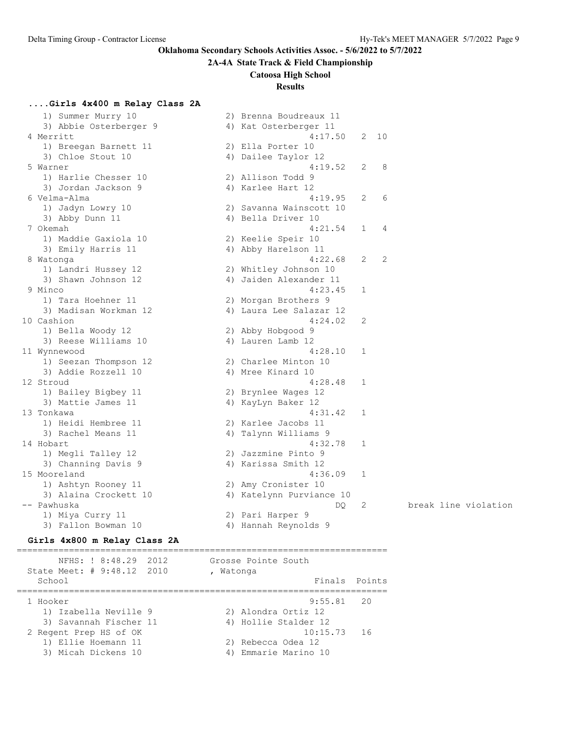Oklahoma Secondary Schools Activities Assoc. - 5/6/2022 to 5/7/2022

**2A-4A State Track & Field Championship**

**Catoosa High School**

**Results**

### ....Girls 4x400 m Relay Class 2A

```
    1) Summer Murry 10              2) Brenna Boudreaux 11
    3) Abbie Osterberger 9          4) Kat Osterberger 11
  4 Merritt                                  4:17.50   2  10
    1) Breegan Barnett 11           2) Ella Porter 10
    3) Chloe Stout 10               4) Dailee Taylor 12
  5 Warner                                   4:19.52   2   8
    1) Harlie Chesser 10            2) Allison Todd 9
    3) Jordan Jackson 9             4) Karlee Hart 12
  6 Velma-Alma                               4:19.95   2   6
    1) Jadyn Lowry 10               2) Savanna Wainscott 10
    3) Abby Dunn 11                 4) Bella Driver 10
  7 Okemah                                   4:21.54   1   4
    1) Maddie Gaxiola 10            2) Keelie Speir 10
    3) Emily Harris 11              4) Abby Harelson 11
  8 Watonga                                  4:22.68   2   2
    1) Landri Hussey 12             2) Whitley Johnson 10
    3) Shawn Johnson 12             4) Jaiden Alexander 11
  9 Minco                                    4:23.45   1
    1) Tara Hoehner 11              2) Morgan Brothers 9
    3) Madisan Workman 12           4) Laura Lee Salazar 12
 10 Cashion                                  4:24.02   2
    1) Bella Woody 12               2) Abby Hobgood 9
    3) Reese Williams 10            4) Lauren Lamb 12
 11 Wynnewood                                4:28.10   1
    1) Seezan Thompson 12           2) Charlee Minton 10
    3) Addie Rozzell 10             4) Mree Kinard 10
 12 Stroud                                   4:28.48   1
    1) Bailey Bigbey 11             2) Brynlee Wages 12
    3) Mattie James 11              4) KayLyn Baker 12
 13 Tonkawa                                  4:31.42   1
    1) Heidi Hembree 11             2) Karlee Jacobs 11
    3) Rachel Means 11              4) Talynn Williams 9
 14 Hobart                                   4:32.78   1
    1) Megli Talley 12              2) Jazzmine Pinto 9
    3) Channing Davis 9             4) Karissa Smith 12
 15 Mooreland                                4:36.09   1
    1) Ashtyn Rooney 11             2) Amy Cronister 10
    3) Alaina Crockett 10           4) Katelynn Purviance 10
 -- Pawhuska                                      DQ   2        break line violation
    1) Miya Curry 11                2) Pari Harper 9
    3) Fallon Bowman 10             4) Hannah Reynolds 9
```

### Girls 4x800 m Relay Class 2A

```
=======================================================================
       NFHS: ! 8:48.29  2012        Grosse Pointe South
  State Meet: # 9:48.12  2010       , Watonga
    School                                         Finals  Points
=======================================================================
  1 Hooker                                        9:55.81   20
    1) Izabella Neville 9           2) Alondra Ortiz 12
    3) Savannah Fischer 11          4) Hollie Stalder 12
  2 Regent Prep HS of OK                         10:15.73   16
    1) Ellie Hoemann 11             2) Rebecca Odea 12
    3) Micah Dickens 10             4) Emmarie Marino 10
```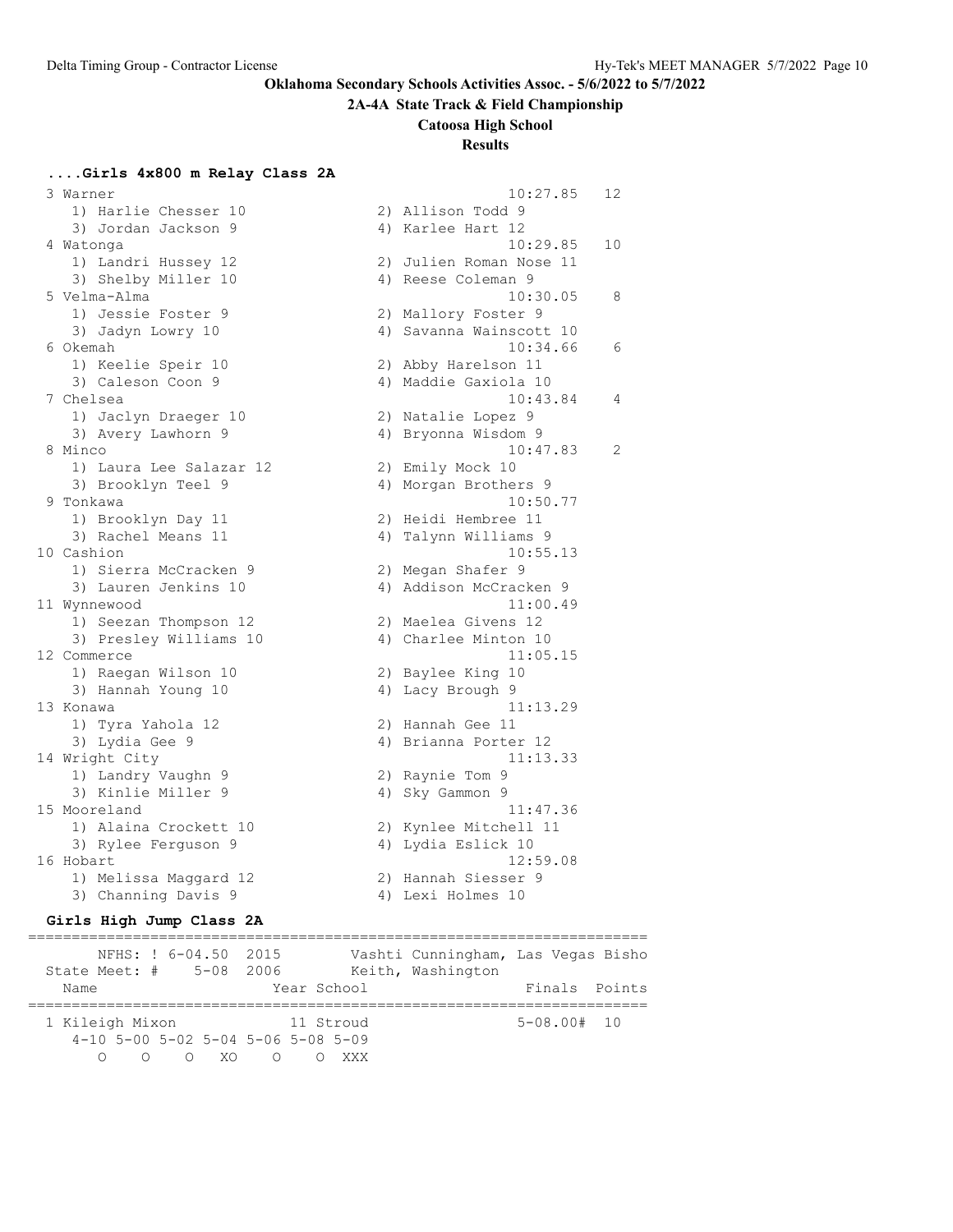**Oklahoma Secondary Schools Activities Assoc. - 5/6/2022 to 5/7/2022**

**2A-4A State Track & Field Championship**

**Catoosa High School**

**Results**

### ....Girls 4x800 m Relay Class 2A

```
  3 Warner                                            10:27.85   12 
     1) Harlie Chesser 10               2) Allison Todd 9                 
     3) Jordan Jackson 9                4) Karlee Hart 12                 
  4 Watonga                                           10:29.85   10 
     1) Landri Hussey 12                2) Julien Roman Nose 11           
     3) Shelby Miller 10                4) Reese Coleman 9                
  5 Velma-Alma                                        10:30.05    8 
     1) Jessie Foster 9                 2) Mallory Foster 9               
     3) Jadyn Lowry 10                  4) Savanna Wainscott 10           
  6 Okemah                                            10:34.66    6 
     1) Keelie Speir 10                 2) Abby Harelson 11               
     3) Caleson Coon 9                  4) Maddie Gaxiola 10              
  7 Chelsea                                           10:43.84    4 
     1) Jaclyn Draeger 10               2) Natalie Lopez 9                
     3) Avery Lawhorn 9                 4) Bryonna Wisdom 9               
  8 Minco                                             10:47.83    2 
     1) Laura Lee Salazar 12            2) Emily Mock 10                  
     3) Brooklyn Teel 9                 4) Morgan Brothers 9              
  9 Tonkawa                                           10:50.77      
     1) Brooklyn Day 11                 2) Heidi Hembree 11               
     3) Rachel Means 11                 4) Talynn Williams 9              
 10 Cashion                                           10:55.13      
     1) Sierra McCracken 9              2) Megan Shafer 9                 
     3) Lauren Jenkins 10               4) Addison McCracken 9            
 11 Wynnewood                                         11:00.49      
     1) Seezan Thompson 12              2) Maelea Givens 12               
     3) Presley Williams 10             4) Charlee Minton 10              
 12 Commerce                                          11:05.15      
     1) Raegan Wilson 10                2) Baylee King 10                 
     3) Hannah Young 10                 4) Lacy Brough 9                  
 13 Konawa                                            11:13.29      
     1) Tyra Yahola 12                  2) Hannah Gee 11                  
     3) Lydia Gee 9                     4) Brianna Porter 12              
 14 Wright City                                       11:13.33      
     1) Landry Vaughn 9                 2) Raynie Tom 9                   
     3) Kinlie Miller 9                 4) Sky Gammon 9                   
 15 Mooreland                                         11:47.36      
     1) Alaina Crockett 10              2) Kynlee Mitchell 11             
     3) Rylee Ferguson 9                4) Lydia Eslick 10                
 16 Hobart                                            12:59.08      
     1) Melissa Maggard 12              2) Hannah Siesser 9               
     3) Channing Davis 9                4) Lexi Holmes 10                 
```

### Girls High Jump Class 2A

```
=======================================================================
       NFHS: ! 6-04.50  2015        Vashti Cunningham, Las Vegas Bisho 
  State Meet: #    5-08  2006        Keith, Washington                  
    Name                    Year School                  Finals  Points 
=======================================================================
  1 Kileigh Mixon             11 Stroud                  5-08.00#  10   
     4-10 5-00 5-02 5-04 5-06 5-08 5-09
        O    O    O   XO    O    O  XXX
```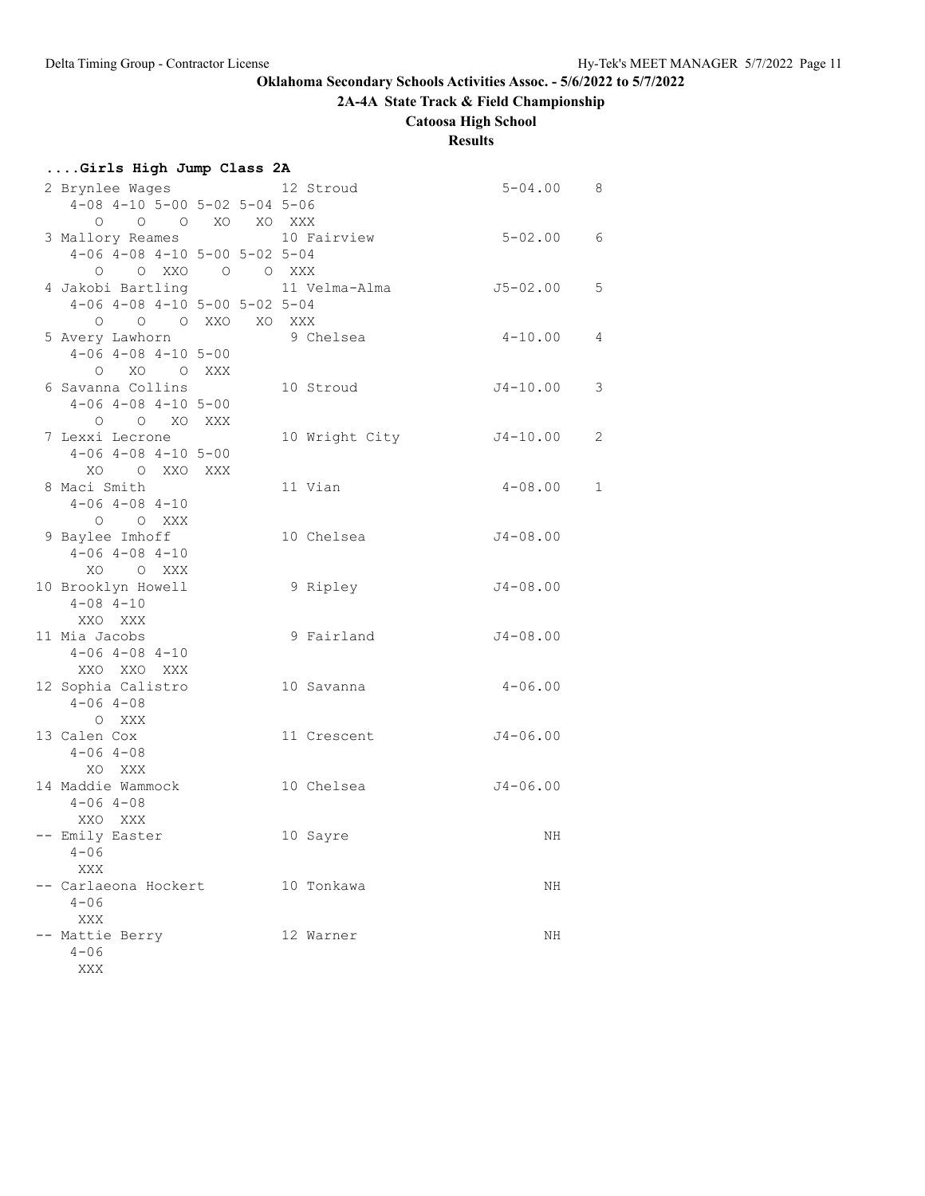**Oklahoma Secondary Schools Activities Assoc. - 5/6/2022 to 5/7/2022**

**2A-4A State Track & Field Championship**

**Catoosa High School**

**Results**

### ....Girls High Jump Class 2A

```
 2 Brynlee Wages            12 Stroud                5-04.00    8
    4-08 4-10 5-00 5-02 5-04 5-06
       O    O    O   XO   XO  XXX
 3 Mallory Reames           10 Fairview              5-02.00    6
    4-06 4-08 4-10 5-00 5-02 5-04
       O    O  XXO    O    O  XXX
 4 Jakobi Bartling          11 Velma-Alma           J5-02.00    5
    4-06 4-08 4-10 5-00 5-02 5-04
       O    O    O  XXO   XO  XXX
 5 Avery Lawhorn             9 Chelsea               4-10.00    4
    4-06 4-08 4-10 5-00
       O   XO    O  XXX
 6 Savanna Collins          10 Stroud               J4-10.00    3
    4-06 4-08 4-10 5-00
       O    O   XO  XXX
 7 Lexxi Lecrone            10 Wright City          J4-10.00    2
    4-06 4-08 4-10 5-00
      XO    O  XXO  XXX
 8 Maci Smith               11 Vian                  4-08.00    1
    4-06 4-08 4-10
       O    O  XXX
 9 Baylee Imhoff            10 Chelsea              J4-08.00
    4-06 4-08 4-10
      XO    O  XXX
10 Brooklyn Howell           9 Ripley               J4-08.00
    4-08 4-10
     XXO  XXX
11 Mia Jacobs                9 Fairland             J4-08.00
    4-06 4-08 4-10
     XXO  XXO  XXX
12 Sophia Calistro          10 Savanna               4-06.00
    4-06 4-08
       O  XXX
13 Calen Cox                11 Crescent             J4-06.00
    4-06 4-08
      XO  XXX
14 Maddie Wammock           10 Chelsea              J4-06.00
    4-06 4-08
     XXO  XXX
-- Emily Easter             10 Sayre                      NH
    4-06
     XXX
-- Carlaeona Hockert        10 Tonkawa                    NH
    4-06
     XXX
-- Mattie Berry             12 Warner                     NH
    4-06
     XXX
```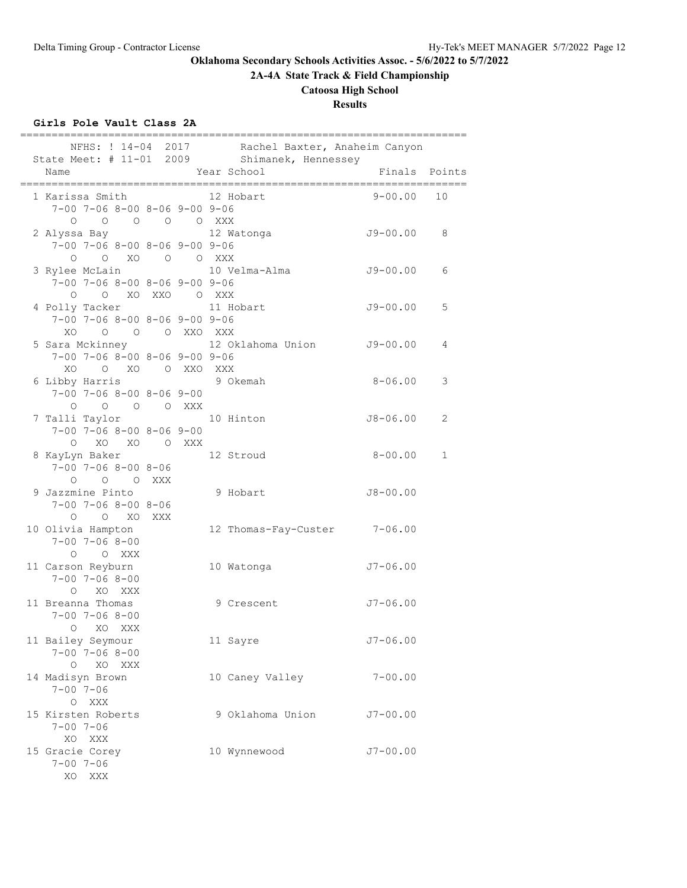**Oklahoma Secondary Schools Activities Assoc. - 5/6/2022 to 5/7/2022**

**2A-4A State Track & Field Championship**

**Catoosa High School**

**Results**

### Girls Pole Vault Class 2A

```
=========================================================================
      NFHS: ! 14-04  2017        Rachel Baxter, Anaheim Canyon
  State Meet: # 11-01  2009        Shimanek, Hennessey
    Name                    Year School                  Finals  Points
=========================================================================
  1 Karissa Smith             12 Hobart                  9-00.00   10
     7-00 7-06 8-00 8-06 9-00 9-06
        O    O    O    O    O  XXX
  2 Alyssa Bay                12 Watonga                J9-00.00    8
     7-00 7-06 8-00 8-06 9-00 9-06
        O    O   XO    O    O  XXX
  3 Rylee McLain              10 Velma-Alma             J9-00.00    6
     7-00 7-06 8-00 8-06 9-00 9-06
        O    O   XO  XXO    O  XXX
  4 Polly Tacker              11 Hobart                 J9-00.00    5
     7-00 7-06 8-00 8-06 9-00 9-06
       XO    O    O    O  XXO  XXX
  5 Sara Mckinney             12 Oklahoma Union         J9-00.00    4
     7-00 7-06 8-00 8-06 9-00 9-06
       XO    O   XO    O  XXO  XXX
  6 Libby Harris               9 Okemah                  8-06.00    3
     7-00 7-06 8-00 8-06 9-00
        O    O    O    O  XXX
  7 Talli Taylor              10 Hinton                 J8-06.00    2
     7-00 7-06 8-00 8-06 9-00
        O   XO   XO    O  XXX
  8 KayLyn Baker              12 Stroud                  8-00.00    1
     7-00 7-06 8-00 8-06
        O    O    O  XXX
  9 Jazzmine Pinto             9 Hobart                 J8-00.00
     7-00 7-06 8-00 8-06
        O    O   XO  XXX
 10 Olivia Hampton            12 Thomas-Fay-Custer       7-06.00
     7-00 7-06 8-00
        O    O  XXX
 11 Carson Reyburn            10 Watonga                J7-06.00
     7-00 7-06 8-00
        O   XO  XXX
 11 Breanna Thomas             9 Crescent               J7-06.00
     7-00 7-06 8-00
        O   XO  XXX
 11 Bailey Seymour            11 Sayre                  J7-06.00
     7-00 7-06 8-00
        O   XO  XXX
 14 Madisyn Brown             10 Caney Valley            7-00.00
     7-00 7-06
        O  XXX
 15 Kirsten Roberts            9 Oklahoma Union         J7-00.00
     7-00 7-06
       XO  XXX
 15 Gracie Corey              10 Wynnewood              J7-00.00
     7-00 7-06
       XO  XXX
```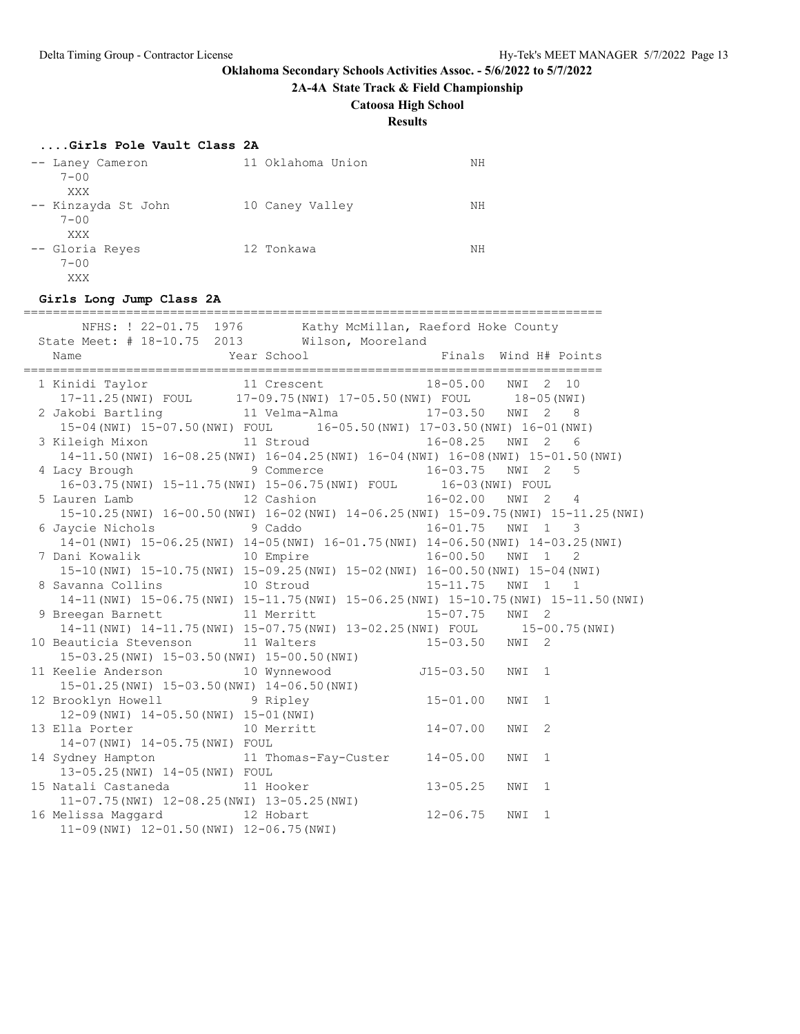**Oklahoma Secondary Schools Activities Assoc. - 5/6/2022 to 5/7/2022**

**2A-4A State Track & Field Championship**

**Catoosa High School**

**Results**

### ....Girls Pole Vault Class 2A

```
 -- Laney Cameron           11 Oklahoma Union            NH
     7-00
      XXX
 -- Kinzayda St John        10 Caney Valley              NH
     7-00
      XXX
 -- Gloria Reyes            12 Tonkawa                   NH
     7-00
      XXX
```

### Girls Long Jump Class 2A

```
================================================================================
       NFHS: ! 22-01.75  1976        Kathy McMillan, Raeford Hoke County
  State Meet: # 18-10.75  2013        Wilson, Mooreland
    Name                    Year School                 Finals  Wind H# Points
================================================================================
  1 Kinidi Taylor           11 Crescent              18-05.00   NWI  2  10
     17-11.25(NWI) FOUL      17-09.75(NWI) 17-05.50(NWI) FOUL      18-05(NWI)
  2 Jakobi Bartling         11 Velma-Alma            17-03.50   NWI  2   8
     15-04(NWI) 15-07.50(NWI) FOUL      16-05.50(NWI) 17-03.50(NWI) 16-01(NWI)
  3 Kileigh Mixon           11 Stroud                16-08.25   NWI  2   6
     14-11.50(NWI) 16-08.25(NWI) 16-04.25(NWI) 16-04(NWI) 16-08(NWI) 15-01.50(NWI)
  4 Lacy Brough              9 Commerce              16-03.75   NWI  2   5
     16-03.75(NWI) 15-11.75(NWI) 15-06.75(NWI) FOUL      16-03(NWI) FOUL
  5 Lauren Lamb             12 Cashion               16-02.00   NWI  2   4
     15-10.25(NWI) 16-00.50(NWI) 16-02(NWI) 14-06.25(NWI) 15-09.75(NWI) 15-11.25(NWI)
  6 Jaycie Nichols           9 Caddo                 16-01.75   NWI  1   3
     14-01(NWI) 15-06.25(NWI) 14-05(NWI) 16-01.75(NWI) 14-06.50(NWI) 14-03.25(NWI)
  7 Dani Kowalik            10 Empire                16-00.50   NWI  1   2
     15-10(NWI) 15-10.75(NWI) 15-09.25(NWI) 15-02(NWI) 16-00.50(NWI) 15-04(NWI)
  8 Savanna Collins         10 Stroud                15-11.75   NWI  1   1
     14-11(NWI) 15-06.75(NWI) 15-11.75(NWI) 15-06.25(NWI) 15-10.75(NWI) 15-11.50(NWI)
  9 Breegan Barnett         11 Merritt               15-07.75   NWI  2
     14-11(NWI) 14-11.75(NWI) 15-07.75(NWI) 13-02.25(NWI) FOUL      15-00.75(NWI)
 10 Beauticia Stevenson     11 Walters               15-03.50   NWI  2
     15-03.25(NWI) 15-03.50(NWI) 15-00.50(NWI)
 11 Keelie Anderson         10 Wynnewood            J15-03.50   NWI  1
     15-01.25(NWI) 15-03.50(NWI) 14-06.50(NWI)
 12 Brooklyn Howell          9 Ripley                15-01.00   NWI  1
     12-09(NWI) 14-05.50(NWI) 15-01(NWI)
 13 Ella Porter             10 Merritt               14-07.00   NWI  2
     14-07(NWI) 14-05.75(NWI) FOUL
 14 Sydney Hampton          11 Thomas-Fay-Custer     14-05.00   NWI  1
     13-05.25(NWI) 14-05(NWI) FOUL
 15 Natali Castaneda        11 Hooker                13-05.25   NWI  1
     11-07.75(NWI) 12-08.25(NWI) 13-05.25(NWI)
 16 Melissa Maggard         12 Hobart                12-06.75   NWI  1
     11-09(NWI) 12-01.50(NWI) 12-06.75(NWI)
```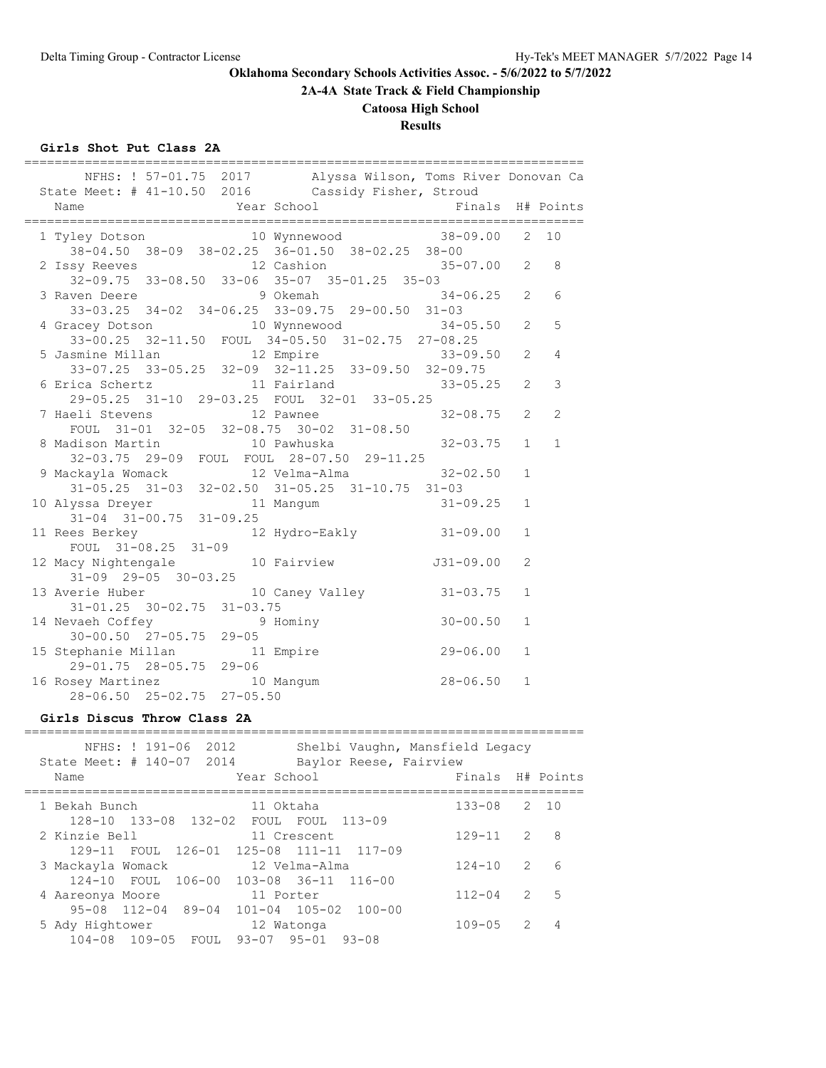# Oklahoma Secondary Schools Activities Assoc. - 5/6/2022 to 5/7/2022

## 2A-4A State Track & Field Championship

## Catoosa High School

## Results

### Girls Shot Put Class 2A

NFHS: ! 57-01.75 2017 Alyssa Wilson, Toms River Donovan Ca
State Meet: # 41-10.50 2016 Cassidy Fisher, Stroud

| Place | Name | Year | School | Finals | H# | Points |
|---|---|---|---|---|---|---|
| 1 | Tyley Dotson | 10 | Wynnewood | 38-09.00 | 2 | 10 |
| | 38-04.50 38-09 38-02.25 36-01.50 38-02.25 38-00 | | | | | |
| 2 | Issy Reeves | 12 | Cashion | 35-07.00 | 2 | 8 |
| | 32-09.75 33-08.50 33-06 35-07 35-01.25 35-03 | | | | | |
| 3 | Raven Deere | 9 | Okemah | 34-06.25 | 2 | 6 |
| | 33-03.25 34-02 34-06.25 33-09.75 29-00.50 31-03 | | | | | |
| 4 | Gracey Dotson | 10 | Wynnewood | 34-05.50 | 2 | 5 |
| | 33-00.25 32-11.50 FOUL 34-05.50 31-02.75 27-08.25 | | | | | |
| 5 | Jasmine Millan | 12 | Empire | 33-09.50 | 2 | 4 |
| | 33-07.25 33-05.25 32-09 32-11.25 33-09.50 32-09.75 | | | | | |
| 6 | Erica Schertz | 11 | Fairland | 33-05.25 | 2 | 3 |
| | 29-05.25 31-10 29-03.25 FOUL 32-01 33-05.25 | | | | | |
| 7 | Haeli Stevens | 12 | Pawnee | 32-08.75 | 2 | 2 |
| | FOUL 31-01 32-05 32-08.75 30-02 31-08.50 | | | | | |
| 8 | Madison Martin | 10 | Pawhuska | 32-03.75 | 1 | 1 |
| | 32-03.75 29-09 FOUL FOUL 28-07.50 29-11.25 | | | | | |
| 9 | Mackayla Womack | 12 | Velma-Alma | 32-02.50 | 1 | |
| | 31-05.25 31-03 32-02.50 31-05.25 31-10.75 31-03 | | | | | |
| 10 | Alyssa Dreyer | 11 | Mangum | 31-09.25 | 1 | |
| | 31-04 31-00.75 31-09.25 | | | | | |
| 11 | Rees Berkey | 12 | Hydro-Eakly | 31-09.00 | 1 | |
| | FOUL 31-08.25 31-09 | | | | | |
| 12 | Macy Nightengale | 10 | Fairview | J31-09.00 | 2 | |
| | 31-09 29-05 30-03.25 | | | | | |
| 13 | Averie Huber | 10 | Caney Valley | 31-03.75 | 1 | |
| | 31-01.25 30-02.75 31-03.75 | | | | | |
| 14 | Nevaeh Coffey | 9 | Hominy | 30-00.50 | 1 | |
| | 30-00.50 27-05.75 29-05 | | | | | |
| 15 | Stephanie Millan | 11 | Empire | 29-06.00 | 1 | |
| | 29-01.75 28-05.75 29-06 | | | | | |
| 16 | Rosey Martinez | 10 | Mangum | 28-06.50 | 1 | |
| | 28-06.50 25-02.75 27-05.50 | | | | | |

### Girls Discus Throw Class 2A

NFHS: ! 191-06 2012 Shelbi Vaughn, Mansfield Legacy
State Meet: # 140-07 2014 Baylor Reese, Fairview

| Place | Name | Year | School | Finals | H# | Points |
|---|---|---|---|---|---|---|
| 1 | Bekah Bunch | 11 | Oktaha | 133-08 | 2 | 10 |
| | 128-10 133-08 132-02 FOUL FOUL 113-09 | | | | | |
| 2 | Kinzie Bell | 11 | Crescent | 129-11 | 2 | 8 |
| | 129-11 FOUL 126-01 125-08 111-11 117-09 | | | | | |
| 3 | Mackayla Womack | 12 | Velma-Alma | 124-10 | 2 | 6 |
| | 124-10 FOUL 106-00 103-08 36-11 116-00 | | | | | |
| 4 | Aareonya Moore | 11 | Porter | 112-04 | 2 | 5 |
| | 95-08 112-04 89-04 101-04 105-02 100-00 | | | | | |
| 5 | Ady Hightower | 12 | Watonga | 109-05 | 2 | 4 |
| | 104-08 109-05 FOUL 93-07 95-01 93-08 | | | | | |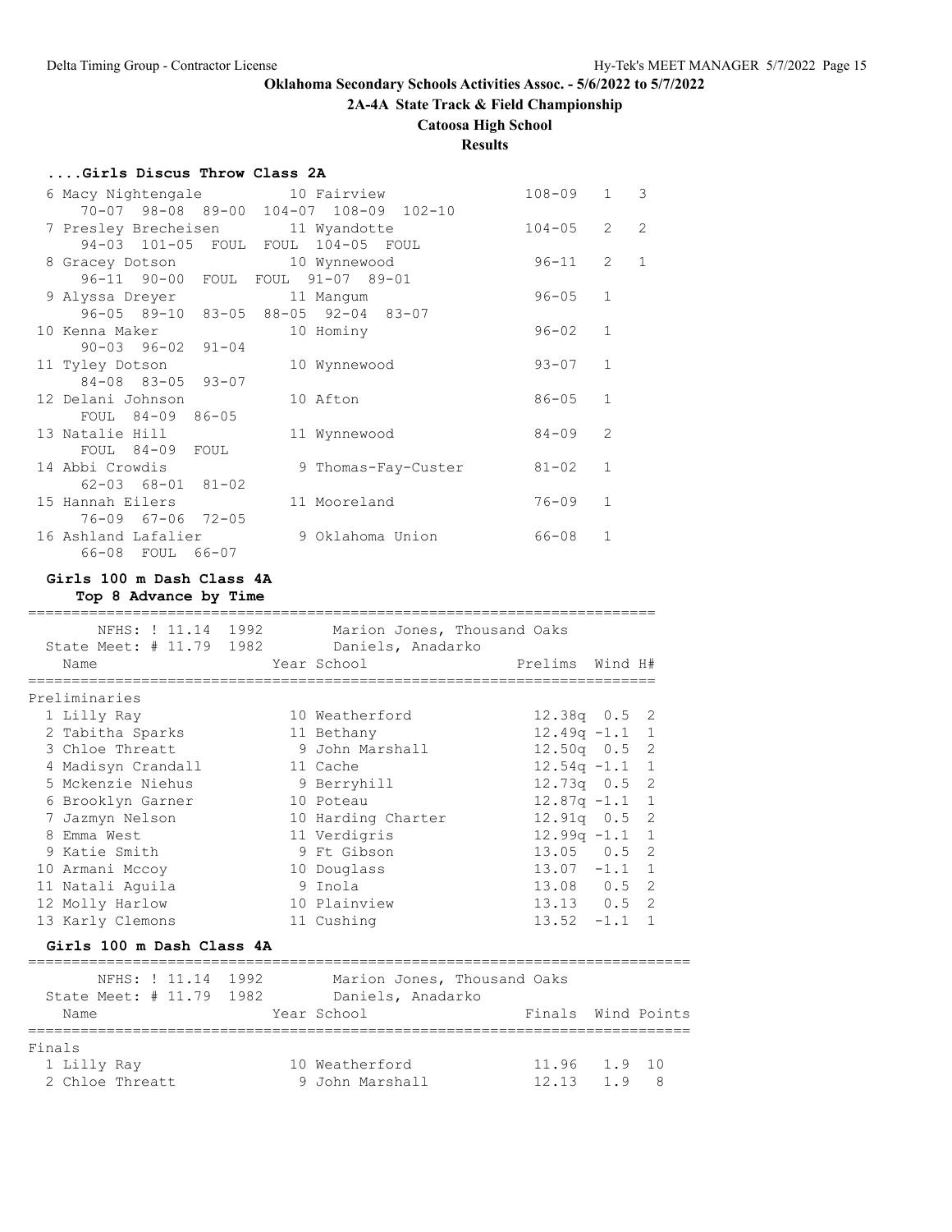**Oklahoma Secondary Schools Activities Assoc. - 5/6/2022 to 5/7/2022**

**2A-4A State Track & Field Championship**

**Catoosa High School**

**Results**

### ....Girls Discus Throw Class 2A

| Place | Name | Year | School | Finals | Flight | Points |
|---|---|---|---|---|---|---|
| 6 | Macy Nightengale | 10 | Fairview | 108-09 | 1 | 3 |
| | 70-07 98-08 89-00 104-07 108-09 102-10 | | | | | |
| 7 | Presley Brecheisen | 11 | Wyandotte | 104-05 | 2 | 2 |
| | 94-03 101-05 FOUL FOUL 104-05 FOUL | | | | | |
| 8 | Gracey Dotson | 10 | Wynnewood | 96-11 | 2 | 1 |
| | 96-11 90-00 FOUL FOUL 91-07 89-01 | | | | | |
| 9 | Alyssa Dreyer | 11 | Mangum | 96-05 | 1 | |
| | 96-05 89-10 83-05 88-05 92-04 83-07 | | | | | |
| 10 | Kenna Maker | 10 | Hominy | 96-02 | 1 | |
| | 90-03 96-02 91-04 | | | | | |
| 11 | Tyley Dotson | 10 | Wynnewood | 93-07 | 1 | |
| | 84-08 83-05 93-07 | | | | | |
| 12 | Delani Johnson | 10 | Afton | 86-05 | 1 | |
| | FOUL 84-09 86-05 | | | | | |
| 13 | Natalie Hill | 11 | Wynnewood | 84-09 | 2 | |
| | FOUL 84-09 FOUL | | | | | |
| 14 | Abbi Crowdis | 9 | Thomas-Fay-Custer | 81-02 | 1 | |
| | 62-03 68-01 81-02 | | | | | |
| 15 | Hannah Eilers | 11 | Mooreland | 76-09 | 1 | |
| | 76-09 67-06 72-05 | | | | | |
| 16 | Ashland Lafalier | 9 | Oklahoma Union | 66-08 | 1 | |
| | 66-08 FOUL 66-07 | | | | | |

### Girls 100 m Dash Class 4A

**Top 8 Advance by Time**

NFHS: ! 11.14 1992 Marion Jones, Thousand Oaks
State Meet: # 11.79 1982 Daniels, Anadarko

| Place | Name | Year | School | Prelims | Wind | H# |
|---|---|---|---|---|---|---|
| **Preliminaries** | | | | | | |
| 1 | Lilly Ray | 10 | Weatherford | 12.38q | 0.5 | 2 |
| 2 | Tabitha Sparks | 11 | Bethany | 12.49q | -1.1 | 1 |
| 3 | Chloe Threatt | 9 | John Marshall | 12.50q | 0.5 | 2 |
| 4 | Madisyn Crandall | 11 | Cache | 12.54q | -1.1 | 1 |
| 5 | Mckenzie Niehus | 9 | Berryhill | 12.73q | 0.5 | 2 |
| 6 | Brooklyn Garner | 10 | Poteau | 12.87q | -1.1 | 1 |
| 7 | Jazmyn Nelson | 10 | Harding Charter | 12.91q | 0.5 | 2 |
| 8 | Emma West | 11 | Verdigris | 12.99q | -1.1 | 1 |
| 9 | Katie Smith | 9 | Ft Gibson | 13.05 | 0.5 | 2 |
| 10 | Armani Mccoy | 10 | Douglass | 13.07 | -1.1 | 1 |
| 11 | Natali Aguila | 9 | Inola | 13.08 | 0.5 | 2 |
| 12 | Molly Harlow | 10 | Plainview | 13.13 | 0.5 | 2 |
| 13 | Karly Clemons | 11 | Cushing | 13.52 | -1.1 | 1 |

### Girls 100 m Dash Class 4A

NFHS: ! 11.14 1992 Marion Jones, Thousand Oaks
State Meet: # 11.79 1982 Daniels, Anadarko

| Place | Name | Year | School | Finals | Wind | Points |
|---|---|---|---|---|---|---|
| **Finals** | | | | | | |
| 1 | Lilly Ray | 10 | Weatherford | 11.96 | 1.9 | 10 |
| 2 | Chloe Threatt | 9 | John Marshall | 12.13 | 1.9 | 8 |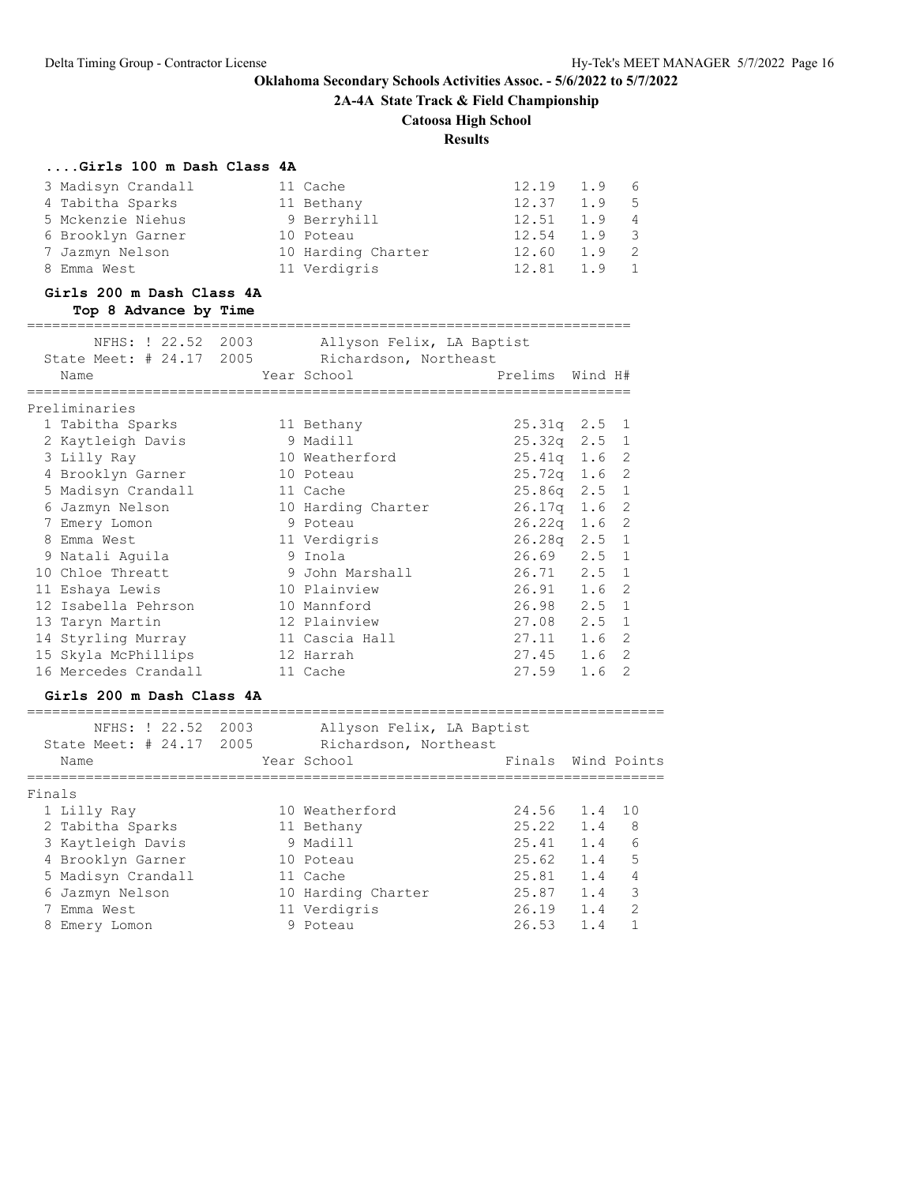**Oklahoma Secondary Schools Activities Assoc. - 5/6/2022 to 5/7/2022**

**2A-4A State Track & Field Championship**

**Catoosa High School**

**Results**

### ....Girls 100 m Dash Class 4A

| Place | Name | Year | School | Finals | Wind | Points |
|---|---|---|---|---|---|---|
| 3 | Madisyn Crandall | 11 | Cache | 12.19 | 1.9 | 6 |
| 4 | Tabitha Sparks | 11 | Bethany | 12.37 | 1.9 | 5 |
| 5 | Mckenzie Niehus | 9 | Berryhill | 12.51 | 1.9 | 4 |
| 6 | Brooklyn Garner | 10 | Poteau | 12.54 | 1.9 | 3 |
| 7 | Jazmyn Nelson | 10 | Harding Charter | 12.60 | 1.9 | 2 |
| 8 | Emma West | 11 | Verdigris | 12.81 | 1.9 | 1 |

### Girls 200 m Dash Class 4A

**Top 8 Advance by Time**

NFHS: ! 22.52 2003 Allyson Felix, LA Baptist
State Meet: # 24.17 2005 Richardson, Northeast

Preliminaries

| Place | Name | Year | School | Prelims | Wind | H# |
|---|---|---|---|---|---|---|
| 1 | Tabitha Sparks | 11 | Bethany | 25.31q | 2.5 | 1 |
| 2 | Kaytleigh Davis | 9 | Madill | 25.32q | 2.5 | 1 |
| 3 | Lilly Ray | 10 | Weatherford | 25.41q | 1.6 | 2 |
| 4 | Brooklyn Garner | 10 | Poteau | 25.72q | 1.6 | 2 |
| 5 | Madisyn Crandall | 11 | Cache | 25.86q | 2.5 | 1 |
| 6 | Jazmyn Nelson | 10 | Harding Charter | 26.17q | 1.6 | 2 |
| 7 | Emery Lomon | 9 | Poteau | 26.22q | 1.6 | 2 |
| 8 | Emma West | 11 | Verdigris | 26.28q | 2.5 | 1 |
| 9 | Natali Aguila | 9 | Inola | 26.69 | 2.5 | 1 |
| 10 | Chloe Threatt | 9 | John Marshall | 26.71 | 2.5 | 1 |
| 11 | Eshaya Lewis | 10 | Plainview | 26.91 | 1.6 | 2 |
| 12 | Isabella Pehrson | 10 | Mannford | 26.98 | 2.5 | 1 |
| 13 | Taryn Martin | 12 | Plainview | 27.08 | 2.5 | 1 |
| 14 | Styrling Murray | 11 | Cascia Hall | 27.11 | 1.6 | 2 |
| 15 | Skyla McPhillips | 12 | Harrah | 27.45 | 1.6 | 2 |
| 16 | Mercedes Crandall | 11 | Cache | 27.59 | 1.6 | 2 |

### Girls 200 m Dash Class 4A

NFHS: ! 22.52 2003 Allyson Felix, LA Baptist
State Meet: # 24.17 2005 Richardson, Northeast

Finals

| Place | Name | Year | School | Finals | Wind | Points |
|---|---|---|---|---|---|---|
| 1 | Lilly Ray | 10 | Weatherford | 24.56 | 1.4 | 10 |
| 2 | Tabitha Sparks | 11 | Bethany | 25.22 | 1.4 | 8 |
| 3 | Kaytleigh Davis | 9 | Madill | 25.41 | 1.4 | 6 |
| 4 | Brooklyn Garner | 10 | Poteau | 25.62 | 1.4 | 5 |
| 5 | Madisyn Crandall | 11 | Cache | 25.81 | 1.4 | 4 |
| 6 | Jazmyn Nelson | 10 | Harding Charter | 25.87 | 1.4 | 3 |
| 7 | Emma West | 11 | Verdigris | 26.19 | 1.4 | 2 |
| 8 | Emery Lomon | 9 | Poteau | 26.53 | 1.4 | 1 |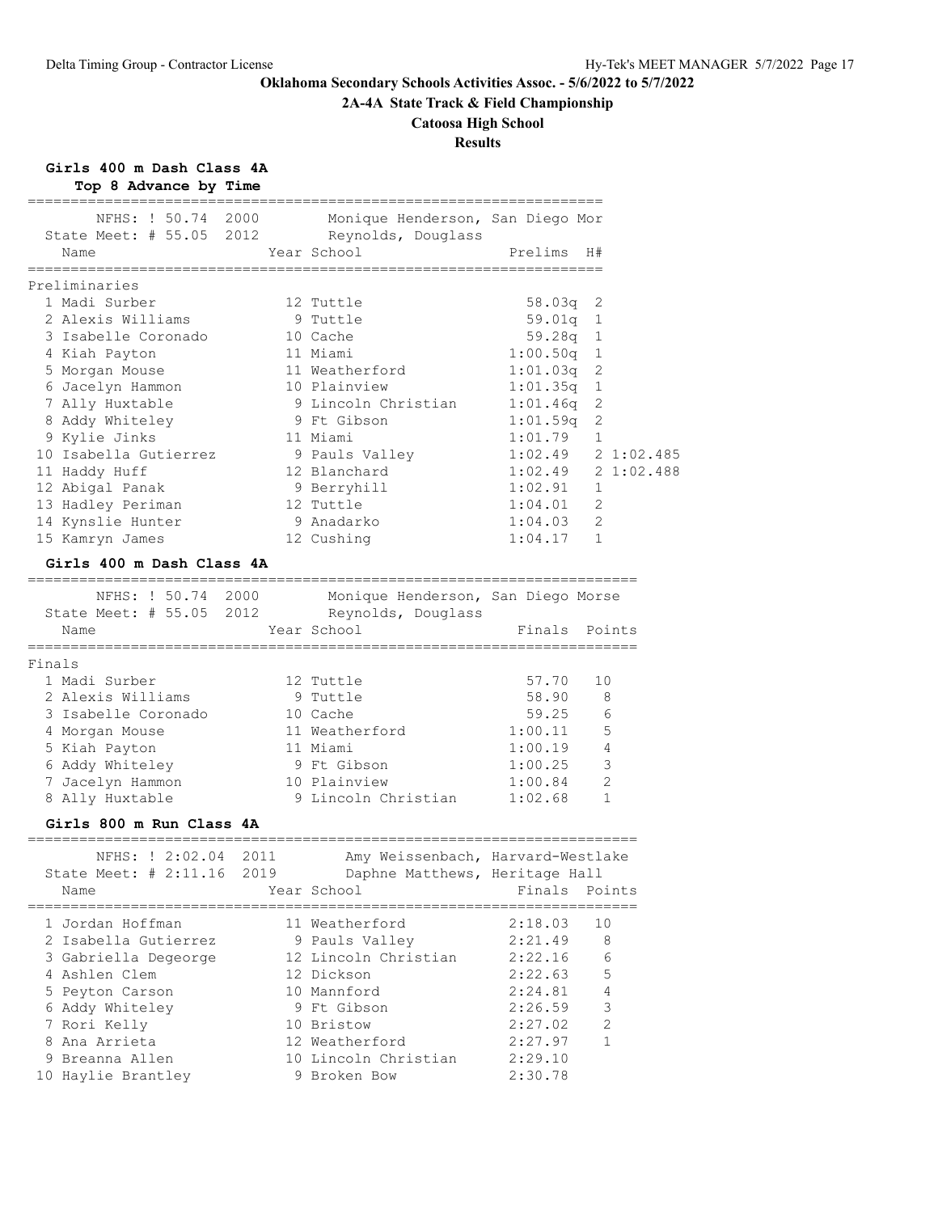**Oklahoma Secondary Schools Activities Assoc. - 5/6/2022 to 5/7/2022**

**2A-4A State Track & Field Championship**

**Catoosa High School**

**Results**

## Girls 400 m Dash Class 4A

**Top 8 Advance by Time**

NFHS: ! 50.74 2000 Monique Henderson, San Diego Mor

State Meet: # 55.05 2012 Reynolds, Douglass

### Preliminaries

| Place | Name | Year | School | Prelims | H# | |
|---|---|---|---|---|---|---|
| 1 | Madi Surber | 12 | Tuttle | 58.03q | 2 | |
| 2 | Alexis Williams | 9 | Tuttle | 59.01q | 1 | |
| 3 | Isabelle Coronado | 10 | Cache | 59.28q | 1 | |
| 4 | Kiah Payton | 11 | Miami | 1:00.50q | 1 | |
| 5 | Morgan Mouse | 11 | Weatherford | 1:01.03q | 2 | |
| 6 | Jacelyn Hammon | 10 | Plainview | 1:01.35q | 1 | |
| 7 | Ally Huxtable | 9 | Lincoln Christian | 1:01.46q | 2 | |
| 8 | Addy Whiteley | 9 | Ft Gibson | 1:01.59q | 2 | |
| 9 | Kylie Jinks | 11 | Miami | 1:01.79 | 1 | |
| 10 | Isabella Gutierrez | 9 | Pauls Valley | 1:02.49 | 2 | 1:02.485 |
| 11 | Haddy Huff | 12 | Blanchard | 1:02.49 | 2 | 1:02.488 |
| 12 | Abigal Panak | 9 | Berryhill | 1:02.91 | 1 | |
| 13 | Hadley Periman | 12 | Tuttle | 1:04.01 | 2 | |
| 14 | Kynslie Hunter | 9 | Anadarko | 1:04.03 | 2 | |
| 15 | Kamryn James | 12 | Cushing | 1:04.17 | 1 | |

## Girls 400 m Dash Class 4A

NFHS: ! 50.74 2000 Monique Henderson, San Diego Morse

State Meet: # 55.05 2012 Reynolds, Douglass

### Finals

| Place | Name | Year | School | Finals | Points |
|---|---|---|---|---|---|
| 1 | Madi Surber | 12 | Tuttle | 57.70 | 10 |
| 2 | Alexis Williams | 9 | Tuttle | 58.90 | 8 |
| 3 | Isabelle Coronado | 10 | Cache | 59.25 | 6 |
| 4 | Morgan Mouse | 11 | Weatherford | 1:00.11 | 5 |
| 5 | Kiah Payton | 11 | Miami | 1:00.19 | 4 |
| 6 | Addy Whiteley | 9 | Ft Gibson | 1:00.25 | 3 |
| 7 | Jacelyn Hammon | 10 | Plainview | 1:00.84 | 2 |
| 8 | Ally Huxtable | 9 | Lincoln Christian | 1:02.68 | 1 |

## Girls 800 m Run Class 4A

NFHS: ! 2:02.04 2011 Amy Weissenbach, Harvard-Westlake

State Meet: # 2:11.16 2019 Daphne Matthews, Heritage Hall

| Place | Name | Year | School | Finals | Points |
|---|---|---|---|---|---|
| 1 | Jordan Hoffman | 11 | Weatherford | 2:18.03 | 10 |
| 2 | Isabella Gutierrez | 9 | Pauls Valley | 2:21.49 | 8 |
| 3 | Gabriella Degeorge | 12 | Lincoln Christian | 2:22.16 | 6 |
| 4 | Ashlen Clem | 12 | Dickson | 2:22.63 | 5 |
| 5 | Peyton Carson | 10 | Mannford | 2:24.81 | 4 |
| 6 | Addy Whiteley | 9 | Ft Gibson | 2:26.59 | 3 |
| 7 | Rori Kelly | 10 | Bristow | 2:27.02 | 2 |
| 8 | Ana Arrieta | 12 | Weatherford | 2:27.97 | 1 |
| 9 | Breanna Allen | 10 | Lincoln Christian | 2:29.10 | |
| 10 | Haylie Brantley | 9 | Broken Bow | 2:30.78 | |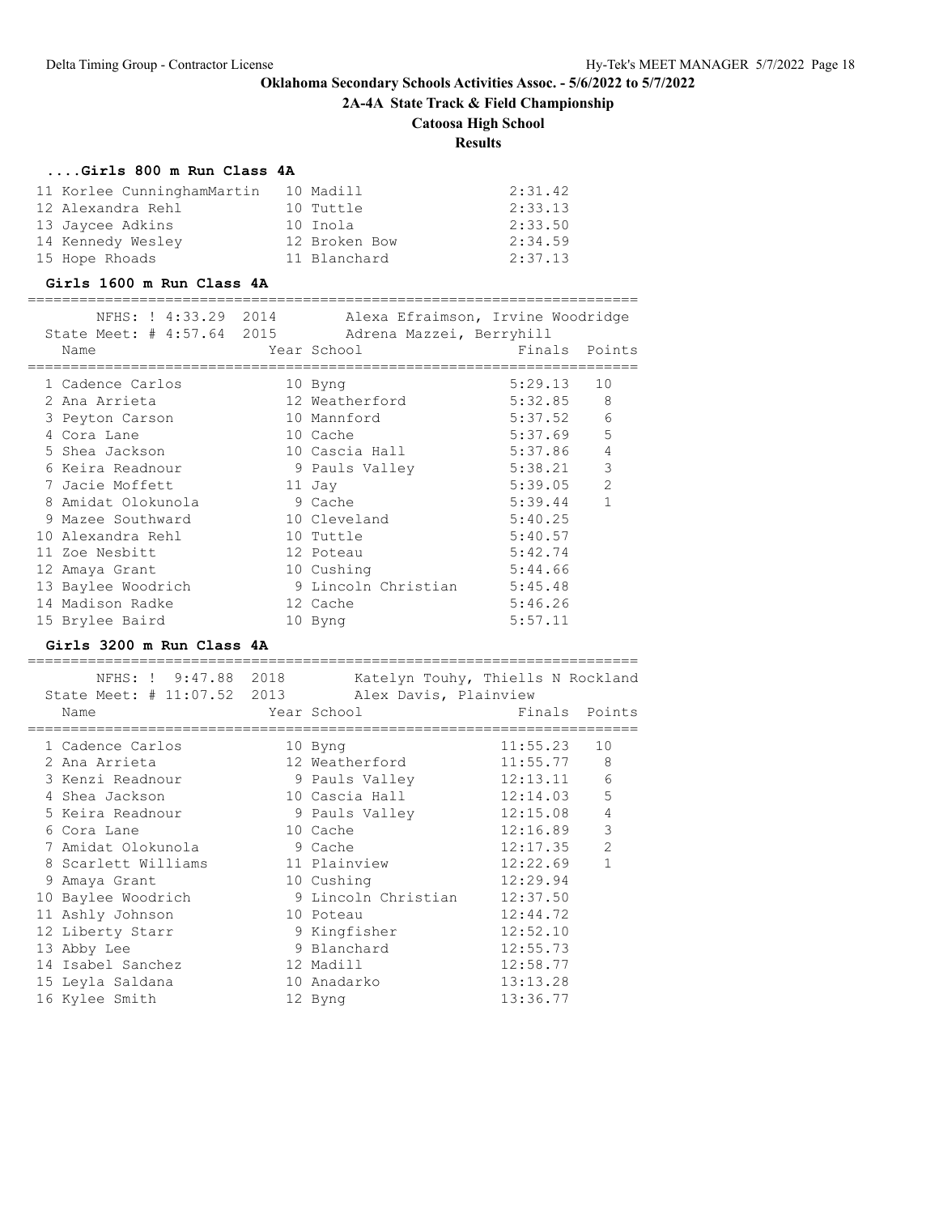## Oklahoma Secondary Schools Activities Assoc. - 5/6/2022 to 5/7/2022

### 2A-4A State Track & Field Championship

### Catoosa High School

### Results

#### ....Girls 800 m Run Class 4A

| Place | Name | Year | School | Finals |
|---|---|---|---|---|
| 11 | Korlee CunninghamMartin | 10 | Madill | 2:31.42 |
| 12 | Alexandra Rehl | 10 | Tuttle | 2:33.13 |
| 13 | Jaycee Adkins | 10 | Inola | 2:33.50 |
| 14 | Kennedy Wesley | 12 | Broken Bow | 2:34.59 |
| 15 | Hope Rhoads | 11 | Blanchard | 2:37.13 |

#### Girls 1600 m Run Class 4A

NFHS: ! 4:33.29 2014 Alexa Efraimson, Irvine Woodridge
State Meet: # 4:57.64 2015 Adrena Mazzei, Berryhill

| Place | Name | Year | School | Finals | Points |
|---|---|---|---|---|---|
| 1 | Cadence Carlos | 10 | Byng | 5:29.13 | 10 |
| 2 | Ana Arrieta | 12 | Weatherford | 5:32.85 | 8 |
| 3 | Peyton Carson | 10 | Mannford | 5:37.52 | 6 |
| 4 | Cora Lane | 10 | Cache | 5:37.69 | 5 |
| 5 | Shea Jackson | 10 | Cascia Hall | 5:37.86 | 4 |
| 6 | Keira Readnour | 9 | Pauls Valley | 5:38.21 | 3 |
| 7 | Jacie Moffett | 11 | Jay | 5:39.05 | 2 |
| 8 | Amidat Olokunola | 9 | Cache | 5:39.44 | 1 |
| 9 | Mazee Southward | 10 | Cleveland | 5:40.25 | |
| 10 | Alexandra Rehl | 10 | Tuttle | 5:40.57 | |
| 11 | Zoe Nesbitt | 12 | Poteau | 5:42.74 | |
| 12 | Amaya Grant | 10 | Cushing | 5:44.66 | |
| 13 | Baylee Woodrich | 9 | Lincoln Christian | 5:45.48 | |
| 14 | Madison Radke | 12 | Cache | 5:46.26 | |
| 15 | Brylee Baird | 10 | Byng | 5:57.11 | |

#### Girls 3200 m Run Class 4A

NFHS: ! 9:47.88 2018 Katelyn Touhy, Thiells N Rockland
State Meet: # 11:07.52 2013 Alex Davis, Plainview

| Place | Name | Year | School | Finals | Points |
|---|---|---|---|---|---|
| 1 | Cadence Carlos | 10 | Byng | 11:55.23 | 10 |
| 2 | Ana Arrieta | 12 | Weatherford | 11:55.77 | 8 |
| 3 | Kenzi Readnour | 9 | Pauls Valley | 12:13.11 | 6 |
| 4 | Shea Jackson | 10 | Cascia Hall | 12:14.03 | 5 |
| 5 | Keira Readnour | 9 | Pauls Valley | 12:15.08 | 4 |
| 6 | Cora Lane | 10 | Cache | 12:16.89 | 3 |
| 7 | Amidat Olokunola | 9 | Cache | 12:17.35 | 2 |
| 8 | Scarlett Williams | 11 | Plainview | 12:22.69 | 1 |
| 9 | Amaya Grant | 10 | Cushing | 12:29.94 | |
| 10 | Baylee Woodrich | 9 | Lincoln Christian | 12:37.50 | |
| 11 | Ashly Johnson | 10 | Poteau | 12:44.72 | |
| 12 | Liberty Starr | 9 | Kingfisher | 12:52.10 | |
| 13 | Abby Lee | 9 | Blanchard | 12:55.73 | |
| 14 | Isabel Sanchez | 12 | Madill | 12:58.77 | |
| 15 | Leyla Saldana | 10 | Anadarko | 13:13.28 | |
| 16 | Kylee Smith | 12 | Byng | 13:36.77 | |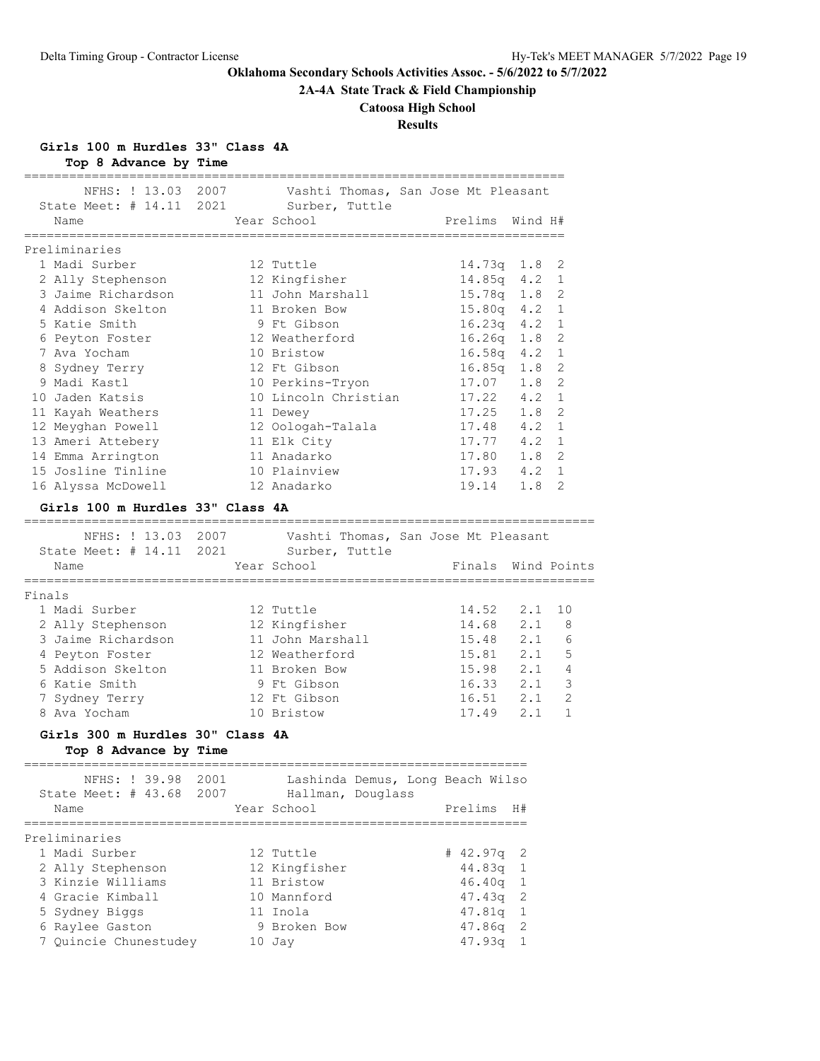**Oklahoma Secondary Schools Activities Assoc. - 5/6/2022 to 5/7/2022**

**2A-4A State Track & Field Championship**

**Catoosa High School**

**Results**

### Girls 100 m Hurdles 33" Class 4A

**Top 8 Advance by Time**

NFHS: ! 13.03 2007 — Vashti Thomas, San Jose Mt Pleasant
State Meet: # 14.11 2021 — Surber, Tuttle

Preliminaries

| | Name | Year | School | Prelims | Wind | H# |
|---|---|---|---|---|---|---|
| 1 | Madi Surber | 12 | Tuttle | 14.73q | 1.8 | 2 |
| 2 | Ally Stephenson | 12 | Kingfisher | 14.85q | 4.2 | 1 |
| 3 | Jaime Richardson | 11 | John Marshall | 15.78q | 1.8 | 2 |
| 4 | Addison Skelton | 11 | Broken Bow | 15.80q | 4.2 | 1 |
| 5 | Katie Smith | 9 | Ft Gibson | 16.23q | 4.2 | 1 |
| 6 | Peyton Foster | 12 | Weatherford | 16.26q | 1.8 | 2 |
| 7 | Ava Yocham | 10 | Bristow | 16.58q | 4.2 | 1 |
| 8 | Sydney Terry | 12 | Ft Gibson | 16.85q | 1.8 | 2 |
| 9 | Madi Kastl | 10 | Perkins-Tryon | 17.07 | 1.8 | 2 |
| 10 | Jaden Katsis | 10 | Lincoln Christian | 17.22 | 4.2 | 1 |
| 11 | Kayah Weathers | 11 | Dewey | 17.25 | 1.8 | 2 |
| 12 | Meyghan Powell | 12 | Oologah-Talala | 17.48 | 4.2 | 1 |
| 13 | Ameri Attebery | 11 | Elk City | 17.77 | 4.2 | 1 |
| 14 | Emma Arrington | 11 | Anadarko | 17.80 | 1.8 | 2 |
| 15 | Josline Tinline | 10 | Plainview | 17.93 | 4.2 | 1 |
| 16 | Alyssa McDowell | 12 | Anadarko | 19.14 | 1.8 | 2 |

### Girls 100 m Hurdles 33" Class 4A

NFHS: ! 13.03 2007 — Vashti Thomas, San Jose Mt Pleasant
State Meet: # 14.11 2021 — Surber, Tuttle

Finals

| | Name | Year | School | Finals | Wind | Points |
|---|---|---|---|---|---|---|
| 1 | Madi Surber | 12 | Tuttle | 14.52 | 2.1 | 10 |
| 2 | Ally Stephenson | 12 | Kingfisher | 14.68 | 2.1 | 8 |
| 3 | Jaime Richardson | 11 | John Marshall | 15.48 | 2.1 | 6 |
| 4 | Peyton Foster | 12 | Weatherford | 15.81 | 2.1 | 5 |
| 5 | Addison Skelton | 11 | Broken Bow | 15.98 | 2.1 | 4 |
| 6 | Katie Smith | 9 | Ft Gibson | 16.33 | 2.1 | 3 |
| 7 | Sydney Terry | 12 | Ft Gibson | 16.51 | 2.1 | 2 |
| 8 | Ava Yocham | 10 | Bristow | 17.49 | 2.1 | 1 |

### Girls 300 m Hurdles 30" Class 4A

**Top 8 Advance by Time**

NFHS: ! 39.98 2001 — Lashinda Demus, Long Beach Wilso
State Meet: # 43.68 2007 — Hallman, Douglass

Preliminaries

| | Name | Year | School | Prelims | H# |
|---|---|---|---|---|---|
| 1 | Madi Surber | 12 | Tuttle | # 42.97q | 2 |
| 2 | Ally Stephenson | 12 | Kingfisher | 44.83q | 1 |
| 3 | Kinzie Williams | 11 | Bristow | 46.40q | 1 |
| 4 | Gracie Kimball | 10 | Mannford | 47.43q | 2 |
| 5 | Sydney Biggs | 11 | Inola | 47.81q | 1 |
| 6 | Raylee Gaston | 9 | Broken Bow | 47.86q | 2 |
| 7 | Quincie Chunestudey | 10 | Jay | 47.93q | 1 |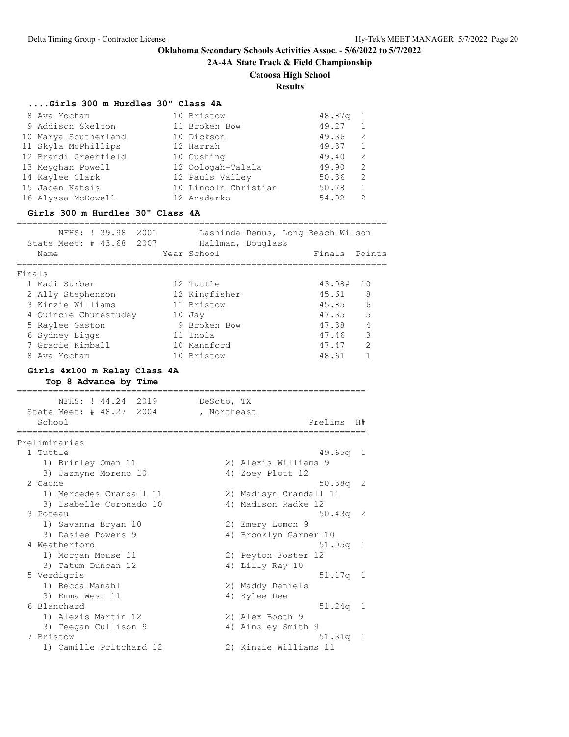**Oklahoma Secondary Schools Activities Assoc. - 5/6/2022 to 5/7/2022**

**2A-4A State Track & Field Championship**

**Catoosa High School**

**Results**

### ....Girls 300 m Hurdles 30" Class 4A

| Place | Name | Year | School | Prelims | H# |
|---|---|---|---|---|---|
| 8 | Ava Yocham | 10 | Bristow | 48.87q | 1 |
| 9 | Addison Skelton | 11 | Broken Bow | 49.27 | 1 |
| 10 | Marya Southerland | 10 | Dickson | 49.36 | 2 |
| 11 | Skyla McPhillips | 12 | Harrah | 49.37 | 1 |
| 12 | Brandi Greenfield | 10 | Cushing | 49.40 | 2 |
| 13 | Meyghan Powell | 12 | Oologah-Talala | 49.90 | 2 |
| 14 | Kaylee Clark | 12 | Pauls Valley | 50.36 | 2 |
| 15 | Jaden Katsis | 10 | Lincoln Christian | 50.78 | 1 |
| 16 | Alyssa McDowell | 12 | Anadarko | 54.02 | 2 |

### Girls 300 m Hurdles 30" Class 4A

NFHS: ! 39.98 2001 Lashinda Demus, Long Beach Wilson
State Meet: # 43.68 2007 Hallman, Douglass

Finals

| Place | Name | Year | School | Finals | Points |
|---|---|---|---|---|---|
| 1 | Madi Surber | 12 | Tuttle | 43.08# | 10 |
| 2 | Ally Stephenson | 12 | Kingfisher | 45.61 | 8 |
| 3 | Kinzie Williams | 11 | Bristow | 45.85 | 6 |
| 4 | Quincie Chunestudey | 10 | Jay | 47.35 | 5 |
| 5 | Raylee Gaston | 9 | Broken Bow | 47.38 | 4 |
| 6 | Sydney Biggs | 11 | Inola | 47.46 | 3 |
| 7 | Gracie Kimball | 10 | Mannford | 47.47 | 2 |
| 8 | Ava Yocham | 10 | Bristow | 48.61 | 1 |

### Girls 4x100 m Relay Class 4A

**Top 8 Advance by Time**

NFHS: ! 44.24 2019 DeSoto, TX
State Meet: # 48.27 2004 , Northeast

Preliminaries

| Place | School | Prelims | H# |
|---|---|---|---|
| 1 | Tuttle | 49.65q | 1 |
| | 1) Brinley Oman 11, 2) Alexis Williams 9, 3) Jazmyne Moreno 10, 4) Zoey Plott 12 | | |
| 2 | Cache | 50.38q | 2 |
| | 1) Mercedes Crandall 11, 2) Madisyn Crandall 11, 3) Isabelle Coronado 10, 4) Madison Radke 12 | | |
| 3 | Poteau | 50.43q | 2 |
| | 1) Savanna Bryan 10, 2) Emery Lomon 9, 3) Dasiee Powers 9, 4) Brooklyn Garner 10 | | |
| 4 | Weatherford | 51.05q | 1 |
| | 1) Morgan Mouse 11, 2) Peyton Foster 12, 3) Tatum Duncan 12, 4) Lilly Ray 10 | | |
| 5 | Verdigris | 51.17q | 1 |
| | 1) Becca Manahl, 2) Maddy Daniels, 3) Emma West 11, 4) Kylee Dee | | |
| 6 | Blanchard | 51.24q | 1 |
| | 1) Alexis Martin 12, 2) Alex Booth 9, 3) Teegan Cullison 9, 4) Ainsley Smith 9 | | |
| 7 | Bristow | 51.31q | 1 |
| | 1) Camille Pritchard 12, 2) Kinzie Williams 11 | | |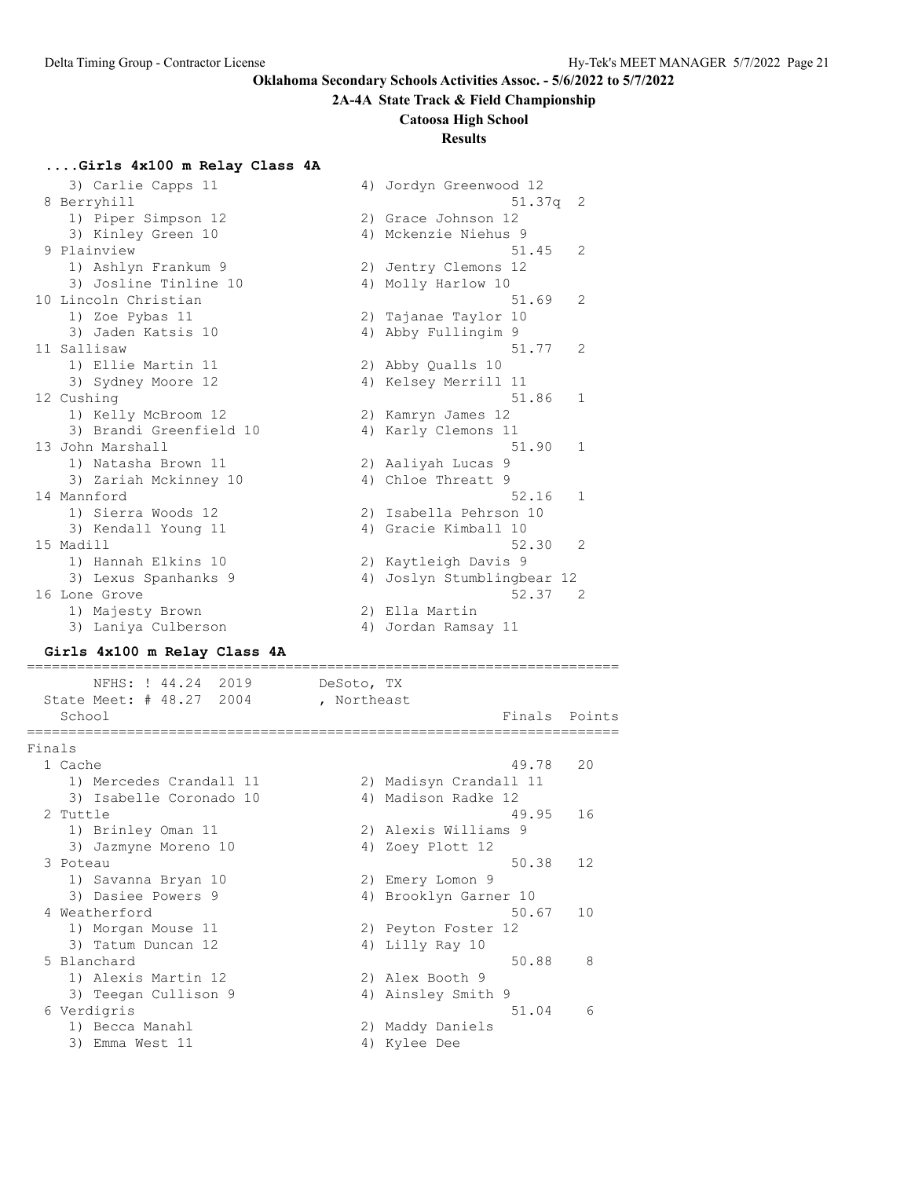**Oklahoma Secondary Schools Activities Assoc. - 5/6/2022 to 5/7/2022**

**2A-4A State Track & Field Championship**

**Catoosa High School**

**Results**

### ....Girls 4x100 m Relay Class 4A

```
    3) Carlie Capps 11                  4) Jordyn Greenwood 12
  8 Berryhill                                            51.37q   2
    1) Piper Simpson 12                 2) Grace Johnson 12
    3) Kinley Green 10                  4) Mckenzie Niehus 9
  9 Plainview                                            51.45    2
    1) Ashlyn Frankum 9                 2) Jentry Clemons 12
    3) Josline Tinline 10               4) Molly Harlow 10
 10 Lincoln Christian                                    51.69    2
    1) Zoe Pybas 11                     2) Tajanae Taylor 10
    3) Jaden Katsis 10                  4) Abby Fullingim 9
 11 Sallisaw                                             51.77    2
    1) Ellie Martin 11                  2) Abby Qualls 10
    3) Sydney Moore 12                  4) Kelsey Merrill 11
 12 Cushing                                              51.86    1
    1) Kelly McBroom 12                 2) Kamryn James 12
    3) Brandi Greenfield 10             4) Karly Clemons 11
 13 John Marshall                                        51.90    1
    1) Natasha Brown 11                 2) Aaliyah Lucas 9
    3) Zariah Mckinney 10               4) Chloe Threatt 9
 14 Mannford                                             52.16    1
    1) Sierra Woods 12                  2) Isabella Pehrson 10
    3) Kendall Young 11                 4) Gracie Kimball 10
 15 Madill                                               52.30    2
    1) Hannah Elkins 10                 2) Kaytleigh Davis 9
    3) Lexus Spanhanks 9                4) Joslyn Stumblingbear 12
 16 Lone Grove                                           52.37    2
    1) Majesty Brown                    2) Ella Martin
    3) Laniya Culberson                 4) Jordan Ramsay 11
```

### Girls 4x100 m Relay Class 4A

```
=======================================================================
       NFHS: ! 44.24  2019        DeSoto, TX
  State Meet: # 48.27  2004       , Northeast
    School                                               Finals  Points
=======================================================================
Finals
  1 Cache                                                49.78   20
    1) Mercedes Crandall 11             2) Madisyn Crandall 11
    3) Isabelle Coronado 10             4) Madison Radke 12
  2 Tuttle                                               49.95   16
    1) Brinley Oman 11                  2) Alexis Williams 9
    3) Jazmyne Moreno 10                4) Zoey Plott 12
  3 Poteau                                               50.38   12
    1) Savanna Bryan 10                 2) Emery Lomon 9
    3) Dasiee Powers 9                  4) Brooklyn Garner 10
  4 Weatherford                                          50.67   10
    1) Morgan Mouse 11                  2) Peyton Foster 12
    3) Tatum Duncan 12                  4) Lilly Ray 10
  5 Blanchard                                            50.88    8
    1) Alexis Martin 12                 2) Alex Booth 9
    3) Teegan Cullison 9                4) Ainsley Smith 9
  6 Verdigris                                            51.04    6
    1) Becca Manahl                     2) Maddy Daniels
    3) Emma West 11                     4) Kylee Dee
```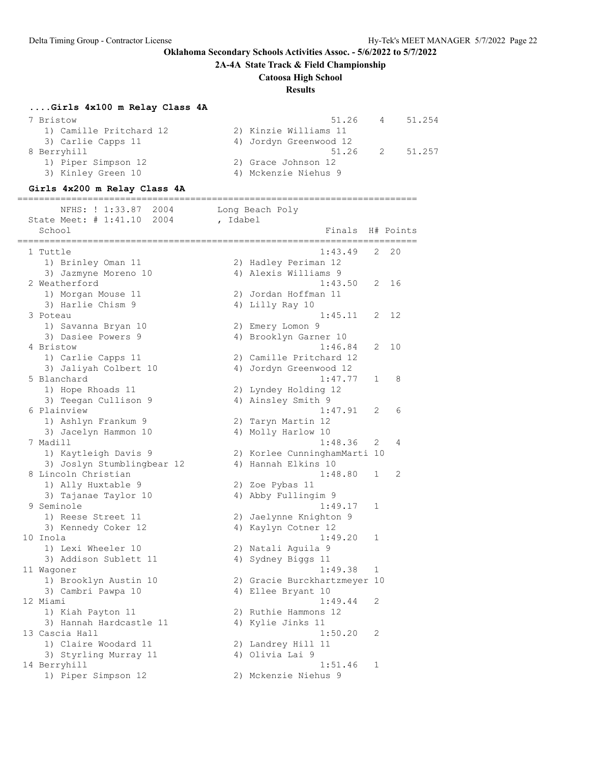Oklahoma Secondary Schools Activities Assoc. - 5/6/2022 to 5/7/2022

**2A-4A State Track & Field Championship**

**Catoosa High School**

**Results**

### ....Girls 4x100 m Relay Class 4A

```
  7 Bristow                                           51.26    4    51.254
     1) Camille Pritchard 12          2) Kinzie Williams 11
     3) Carlie Capps 11               4) Jordyn Greenwood 12
  8 Berryhill                                         51.26    2    51.257
     1) Piper Simpson 12              2) Grace Johnson 12
     3) Kinley Green 10               4) Mckenzie Niehus 9
```

### Girls 4x200 m Relay Class 4A

```
==========================================================================
       NFHS: ! 1:33.87  2004        Long Beach Poly
  State Meet: # 1:41.10  2004        , Idabel
    School                                            Finals  H# Points
==========================================================================
  1 Tuttle                                          1:43.49   2  20
     1) Brinley Oman 11               2) Hadley Periman 12
     3) Jazmyne Moreno 10             4) Alexis Williams 9
  2 Weatherford                                     1:43.50   2  16
     1) Morgan Mouse 11               2) Jordan Hoffman 11
     3) Harlie Chism 9                4) Lilly Ray 10
  3 Poteau                                          1:45.11   2  12
     1) Savanna Bryan 10              2) Emery Lomon 9
     3) Dasiee Powers 9               4) Brooklyn Garner 10
  4 Bristow                                         1:46.84   2  10
     1) Carlie Capps 11               2) Camille Pritchard 12
     3) Jaliyah Colbert 10            4) Jordyn Greenwood 12
  5 Blanchard                                       1:47.77   1   8
     1) Hope Rhoads 11                2) Lyndey Holding 12
     3) Teegan Cullison 9             4) Ainsley Smith 9
  6 Plainview                                       1:47.91   2   6
     1) Ashlyn Frankum 9              2) Taryn Martin 12
     3) Jacelyn Hammon 10             4) Molly Harlow 10
  7 Madill                                          1:48.36   2   4
     1) Kaytleigh Davis 9             2) Korlee CunninghamMarti 10
     3) Joslyn Stumblingbear 12       4) Hannah Elkins 10
  8 Lincoln Christian                               1:48.80   1   2
     1) Ally Huxtable 9               2) Zoe Pybas 11
     3) Tajanae Taylor 10             4) Abby Fullingim 9
  9 Seminole                                        1:49.17   1
     1) Reese Street 11               2) Jaelynne Knighton 9
     3) Kennedy Coker 12              4) Kaylyn Cotner 12
 10 Inola                                           1:49.20   1
     1) Lexi Wheeler 10               2) Natali Aguila 9
     3) Addison Sublett 11            4) Sydney Biggs 11
 11 Wagoner                                         1:49.38   1
     1) Brooklyn Austin 10            2) Gracie Burckhartzmeyer 10
     3) Cambri Pawpa 10               4) Ellee Bryant 10
 12 Miami                                           1:49.44   2
     1) Kiah Payton 11                2) Ruthie Hammons 12
     3) Hannah Hardcastle 11          4) Kylie Jinks 11
 13 Cascia Hall                                     1:50.20   2
     1) Claire Woodard 11             2) Landrey Hill 11
     3) Styrling Murray 11            4) Olivia Lai 9
 14 Berryhill                                       1:51.46   1
     1) Piper Simpson 12              2) Mckenzie Niehus 9
```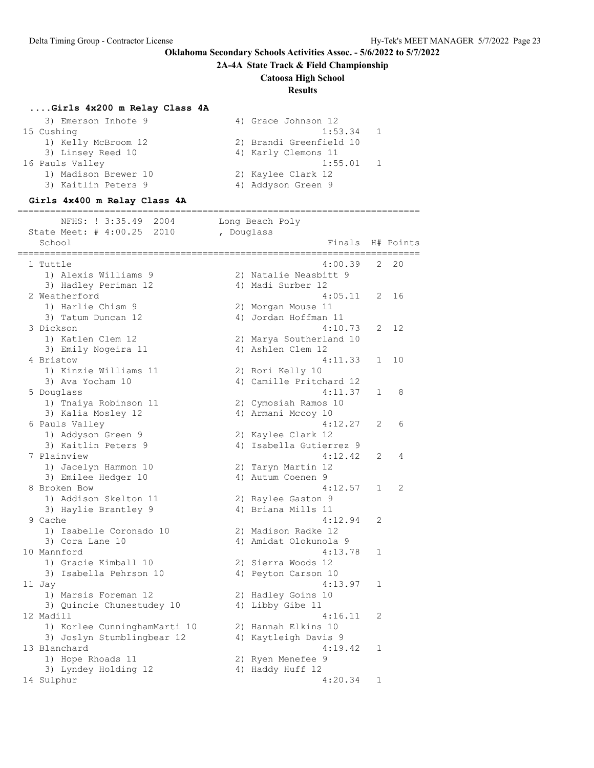**Oklahoma Secondary Schools Activities Assoc. - 5/6/2022 to 5/7/2022**

**2A-4A State Track & Field Championship**

**Catoosa High School**

**Results**

### ....Girls 4x200 m Relay Class 4A

```
    3) Emerson Inhofe 9                4) Grace Johnson 12
 15 Cushing                                          1:53.34   1
    1) Kelly McBroom 12                2) Brandi Greenfield 10
    3) Linsey Reed 10                  4) Karly Clemons 11
 16 Pauls Valley                                     1:55.01   1
    1) Madison Brewer 10               2) Kaylee Clark 12
    3) Kaitlin Peters 9                4) Addyson Green 9
```

### Girls 4x400 m Relay Class 4A

```
===========================================================================
       NFHS: ! 3:35.49  2004        Long Beach Poly
  State Meet: # 4:00.25  2010       , Douglass
    School                                           Finals  H# Points
===========================================================================
  1 Tuttle                                           4:00.39   2  20
    1) Alexis Williams 9               2) Natalie Neasbitt 9
    3) Hadley Periman 12               4) Madi Surber 12
  2 Weatherford                                      4:05.11   2  16
    1) Harlie Chism 9                  2) Morgan Mouse 11
    3) Tatum Duncan 12                 4) Jordan Hoffman 11
  3 Dickson                                          4:10.73   2  12
    1) Katlen Clem 12                  2) Marya Southerland 10
    3) Emily Nogeira 11                4) Ashlen Clem 12
  4 Bristow                                          4:11.33   1  10
    1) Kinzie Williams 11              2) Rori Kelly 10
    3) Ava Yocham 10                   4) Camille Pritchard 12
  5 Douglass                                         4:11.37   1   8
    1) Tnaiya Robinson 11              2) Cymosiah Ramos 10
    3) Kalia Mosley 12                 4) Armani Mccoy 10
  6 Pauls Valley                                     4:12.27   2   6
    1) Addyson Green 9                 2) Kaylee Clark 12
    3) Kaitlin Peters 9                4) Isabella Gutierrez 9
  7 Plainview                                        4:12.42   2   4
    1) Jacelyn Hammon 10               2) Taryn Martin 12
    3) Emilee Hedger 10                4) Autum Coenen 9
  8 Broken Bow                                       4:12.57   1   2
    1) Addison Skelton 11              2) Raylee Gaston 9
    3) Haylie Brantley 9               4) Briana Mills 11
  9 Cache                                            4:12.94   2
    1) Isabelle Coronado 10            2) Madison Radke 12
    3) Cora Lane 10                    4) Amidat Olokunola 9
 10 Mannford                                         4:13.78   1
    1) Gracie Kimball 10               2) Sierra Woods 12
    3) Isabella Pehrson 10             4) Peyton Carson 10
 11 Jay                                              4:13.97   1
    1) Marsis Foreman 12               2) Hadley Goins 10
    3) Quincie Chunestudey 10          4) Libby Gibe 11
 12 Madill                                           4:16.11   2
    1) Korlee CunninghamMarti 10       2) Hannah Elkins 10
    3) Joslyn Stumblingbear 12         4) Kaytleigh Davis 9
 13 Blanchard                                        4:19.42   1
    1) Hope Rhoads 11                  2) Ryen Menefee 9
    3) Lyndey Holding 12               4) Haddy Huff 12
 14 Sulphur                                          4:20.34   1
```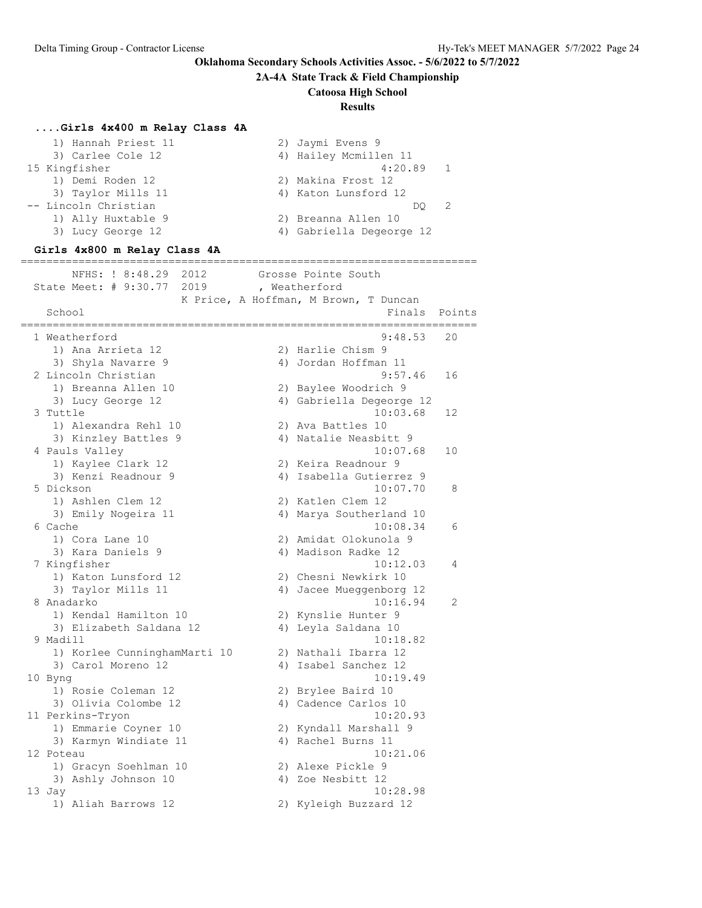**Oklahoma Secondary Schools Activities Assoc. - 5/6/2022 to 5/7/2022**

**2A-4A State Track & Field Championship**

**Catoosa High School**

**Results**

### ....Girls 4x400 m Relay Class 4A

```
    1) Hannah Priest 11               2) Jaymi Evens 9
    3) Carlee Cole 12                 4) Hailey Mcmillen 11
 15 Kingfisher                                  4:20.89    1
    1) Demi Roden 12                  2) Makina Frost 12
    3) Taylor Mills 11                4) Katon Lunsford 12
 -- Lincoln Christian                                DQ    2
    1) Ally Huxtable 9                2) Breanna Allen 10
    3) Lucy George 12                 4) Gabriella Degeorge 12
```

### Girls 4x800 m Relay Class 4A

```
=======================================================================
       NFHS: ! 8:48.29  2012        Grosse Pointe South
 State Meet: # 9:30.77  2019        , Weatherford
                         K Price, A Hoffman, M Brown, T Duncan
    School                                           Finals  Points
=======================================================================
  1 Weatherford                                     9:48.53   20
     1) Ana Arrieta 12                2) Harlie Chism 9
     3) Shyla Navarre 9               4) Jordan Hoffman 11
  2 Lincoln Christian                               9:57.46   16
     1) Breanna Allen 10              2) Baylee Woodrich 9
     3) Lucy George 12                4) Gabriella Degeorge 12
  3 Tuttle                                         10:03.68   12
     1) Alexandra Rehl 10             2) Ava Battles 10
     3) Kinzley Battles 9             4) Natalie Neasbitt 9
  4 Pauls Valley                                   10:07.68   10
     1) Kaylee Clark 12               2) Keira Readnour 9
     3) Kenzi Readnour 9              4) Isabella Gutierrez 9
  5 Dickson                                        10:07.70    8
     1) Ashlen Clem 12                2) Katlen Clem 12
     3) Emily Nogeira 11              4) Marya Southerland 10
  6 Cache                                          10:08.34    6
     1) Cora Lane 10                  2) Amidat Olokunola 9
     3) Kara Daniels 9                4) Madison Radke 12
  7 Kingfisher                                     10:12.03    4
     1) Katon Lunsford 12             2) Chesni Newkirk 10
     3) Taylor Mills 11               4) Jacee Mueggenborg 12
  8 Anadarko                                       10:16.94    2
     1) Kendal Hamilton 10            2) Kynslie Hunter 9
     3) Elizabeth Saldana 12          4) Leyla Saldana 10
  9 Madill                                         10:18.82
     1) Korlee CunninghamMarti 10     2) Nathali Ibarra 12
     3) Carol Moreno 12               4) Isabel Sanchez 12
 10 Byng                                           10:19.49
     1) Rosie Coleman 12              2) Brylee Baird 10
     3) Olivia Colombe 12             4) Cadence Carlos 10
 11 Perkins-Tryon                                  10:20.93
     1) Emmarie Coyner 10             2) Kyndall Marshall 9
     3) Karmyn Windiate 11            4) Rachel Burns 11
 12 Poteau                                         10:21.06
     1) Gracyn Soehlman 10            2) Alexe Pickle 9
     3) Ashly Johnson 10              4) Zoe Nesbitt 12
 13 Jay                                            10:28.98
     1) Aliah Barrows 12              2) Kyleigh Buzzard 12
```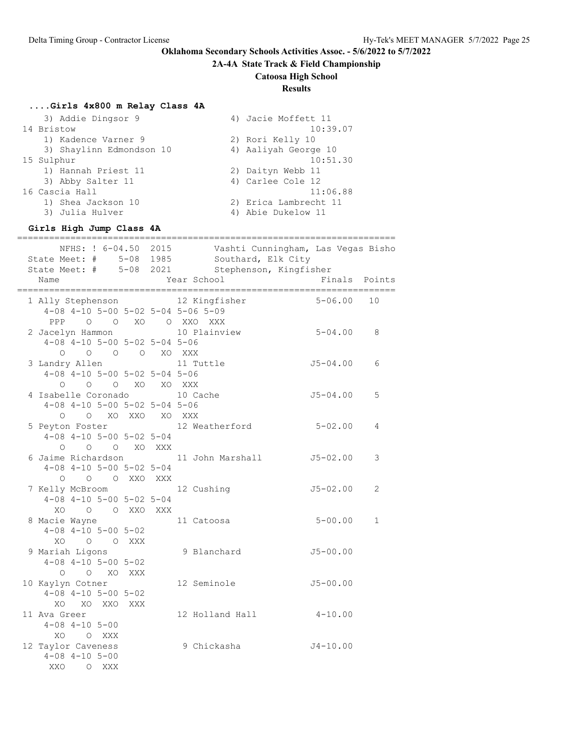**Oklahoma Secondary Schools Activities Assoc. - 5/6/2022 to 5/7/2022**

**2A-4A State Track & Field Championship**

**Catoosa High School**

**Results**

### ....Girls 4x800 m Relay Class 4A

```
    3) Addie Dingsor 9                  4) Jacie Moffett 11
 14 Bristow                                     10:39.07
    1) Kadence Varner 9                 2) Rori Kelly 10
    3) Shaylinn Edmondson 10            4) Aaliyah George 10
 15 Sulphur                                     10:51.30
    1) Hannah Priest 11                 2) Daityn Webb 11
    3) Abby Salter 11                   4) Carlee Cole 12
 16 Cascia Hall                                 11:06.88
    1) Shea Jackson 10                  2) Erica Lambrecht 11
    3) Julia Hulver                     4) Abie Dukelow 11
```

### Girls High Jump Class 4A

```
=======================================================================
      NFHS: ! 6-04.50  2015        Vashti Cunningham, Las Vegas Bisho
 State Meet: #    5-08  1985        Southard, Elk City
 State Meet: #    5-08  2021        Stephenson, Kingfisher
   Name                    Year School                 Finals  Points
=======================================================================
  1 Ally Stephenson         12 Kingfisher             5-06.00   10
     4-08 4-10 5-00 5-02 5-04 5-06 5-09
      PPP    O    O   XO    O XXO  XXX
  2 Jacelyn Hammon          10 Plainview              5-04.00    8
     4-08 4-10 5-00 5-02 5-04 5-06
        O    O    O    O   XO  XXX
  3 Landry Allen            11 Tuttle                J5-04.00    6
     4-08 4-10 5-00 5-02 5-04 5-06
        O    O    O   XO   XO  XXX
  4 Isabelle Coronado       10 Cache                 J5-04.00    5
     4-08 4-10 5-00 5-02 5-04 5-06
        O    O   XO  XXO   XO  XXX
  5 Peyton Foster           12 Weatherford            5-02.00    4
     4-08 4-10 5-00 5-02 5-04
        O    O    O   XO  XXX
  6 Jaime Richardson        11 John Marshall         J5-02.00    3
     4-08 4-10 5-00 5-02 5-04
        O    O    O  XXO  XXX
  7 Kelly McBroom           12 Cushing               J5-02.00    2
     4-08 4-10 5-00 5-02 5-04
       XO    O    O  XXO  XXX
  8 Macie Wayne             11 Catoosa                5-00.00    1
     4-08 4-10 5-00 5-02
       XO    O    O  XXX
  9 Mariah Ligons            9 Blanchard             J5-00.00
     4-08 4-10 5-00 5-02
        O    O   XO  XXX
 10 Kaylyn Cotner           12 Seminole              J5-00.00
     4-08 4-10 5-00 5-02
       XO   XO  XXO  XXX
 11 Ava Greer               12 Holland Hall           4-10.00
     4-08 4-10 5-00
       XO    O  XXX
 12 Taylor Caveness          9 Chickasha             J4-10.00
     4-08 4-10 5-00
      XXO    O  XXX
```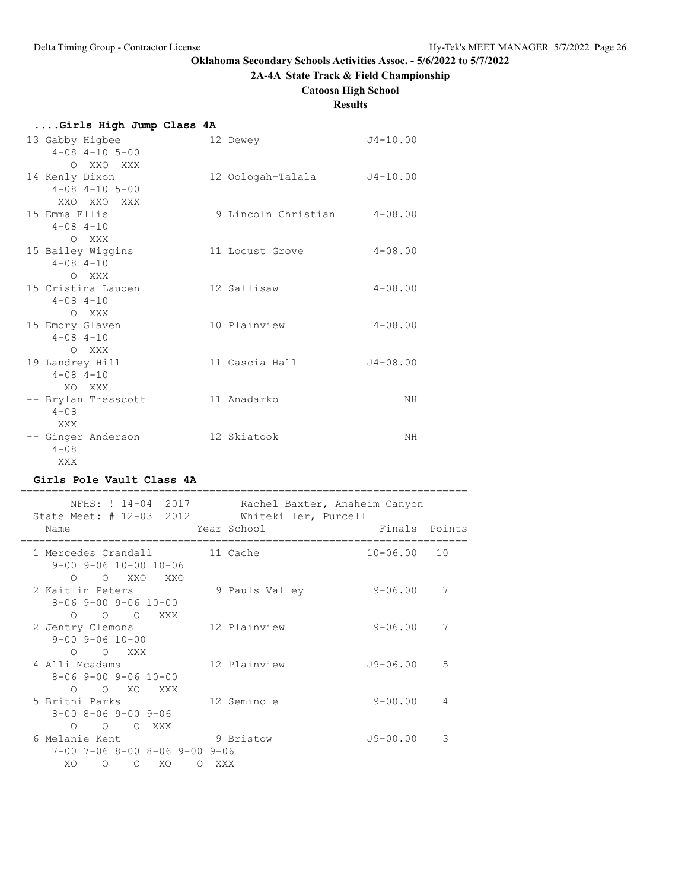**Oklahoma Secondary Schools Activities Assoc. - 5/6/2022 to 5/7/2022**

**2A-4A State Track & Field Championship**

**Catoosa High School**

**Results**

### ....Girls High Jump Class 4A

```
 13 Gabby Higbee              12 Dewey                  J4-10.00
     4-08 4-10 5-00
        O  XXO  XXX
 14 Kenly Dixon               12 Oologah-Talala         J4-10.00
     4-08 4-10 5-00
      XXO  XXO  XXX
 15 Emma Ellis                 9 Lincoln Christian       4-08.00
     4-08 4-10
        O  XXX
 15 Bailey Wiggins            11 Locust Grove            4-08.00
     4-08 4-10
        O  XXX
 15 Cristina Lauden           12 Sallisaw                4-08.00
     4-08 4-10
        O  XXX
 15 Emory Glaven              10 Plainview               4-08.00
     4-08 4-10
        O  XXX
 19 Landrey Hill              11 Cascia Hall            J4-08.00
     4-08 4-10
       XO  XXX
 -- Brylan Tresscott          11 Anadarko                     NH
     4-08
      XXX
 -- Ginger Anderson           12 Skiatook                     NH
     4-08
      XXX
```

### Girls Pole Vault Class 4A

```
=======================================================================
      NFHS: ! 14-04  2017        Rachel Baxter, Anaheim Canyon
  State Meet: # 12-03  2012        Whitekiller, Purcell
  Name                    Year School                  Finals  Points
=======================================================================
  1 Mercedes Crandall       11 Cache                  10-06.00   10
     9-00 9-06 10-00 10-06
        O    O   XXO   XXO
  2 Kaitlin Peters           9 Pauls Valley            9-06.00    7
     8-06 9-00 9-06 10-00
        O    O    O   XXX
  2 Jentry Clemons          12 Plainview               9-06.00    7
     9-00 9-06 10-00
        O    O   XXX
  4 Alli Mcadams            12 Plainview              J9-06.00    5
     8-06 9-00 9-06 10-00
        O    O   XO   XXX
  5 Britni Parks            12 Seminole                9-00.00    4
     8-00 8-06 9-00 9-06
        O    O    O  XXX
  6 Melanie Kent             9 Bristow                J9-00.00    3
     7-00 7-06 8-00 8-06 9-00 9-06
       XO    O    O   XO    O  XXX
```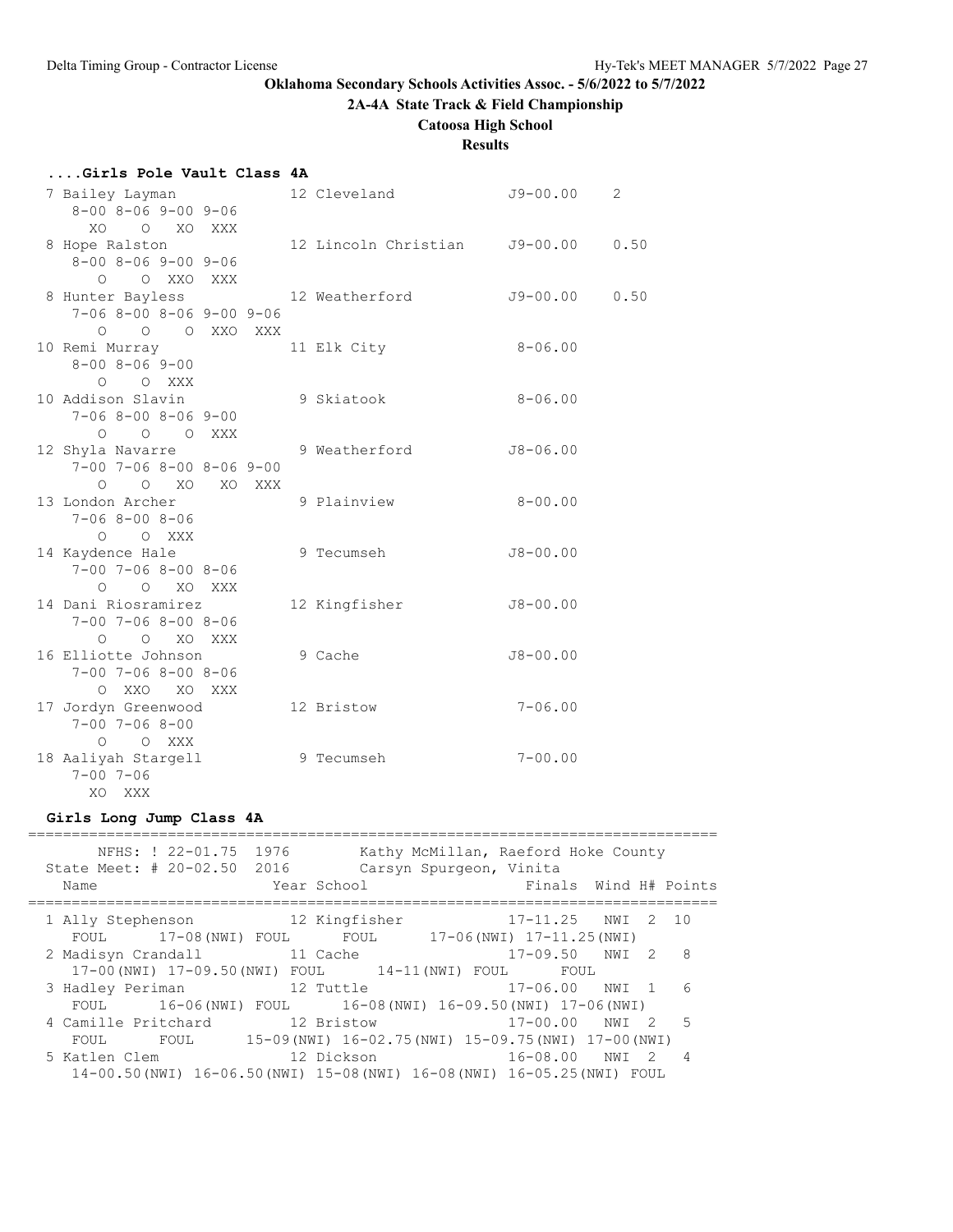**Oklahoma Secondary Schools Activities Assoc. - 5/6/2022 to 5/7/2022**

**2A-4A State Track & Field Championship**

**Catoosa High School**

**Results**

### ....Girls Pole Vault Class 4A

```
  7 Bailey Layman             12 Cleveland            J9-00.00    2
      8-00 8-06 9-00 9-06
        XO    O  XO  XXX
  8 Hope Ralston              12 Lincoln Christian    J9-00.00    0.50
      8-00 8-06 9-00 9-06
         O    O XXO  XXX
  8 Hunter Bayless            12 Weatherford          J9-00.00    0.50
      7-06 8-00 8-06 9-00 9-06
         O    O    O XXO  XXX
 10 Remi Murray               11 Elk City              8-06.00
      8-00 8-06 9-00
         O    O  XXX
 10 Addison Slavin             9 Skiatook              8-06.00
      7-06 8-00 8-06 9-00
         O    O    O  XXX
 12 Shyla Navarre              9 Weatherford          J8-06.00
      7-00 7-06 8-00 8-06 9-00
         O    O   XO   XO  XXX
 13 London Archer              9 Plainview             8-00.00
      7-06 8-00 8-06
         O    O  XXX
 14 Kaydence Hale              9 Tecumseh             J8-00.00
      7-00 7-06 8-00 8-06
         O    O   XO  XXX
 14 Dani Riosramirez          12 Kingfisher           J8-00.00
      7-00 7-06 8-00 8-06
         O    O   XO  XXX
 16 Elliotte Johnson           9 Cache                J8-00.00
      7-00 7-06 8-00 8-06
         O  XXO   XO  XXX
 17 Jordyn Greenwood          12 Bristow               7-06.00
      7-00 7-06 8-00
         O    O  XXX
 18 Aaliyah Stargell           9 Tecumseh              7-00.00
      7-00 7-06
        XO  XXX
```

### Girls Long Jump Class 4A

```
================================================================================
       NFHS: ! 22-01.75  1976        Kathy McMillan, Raeford Hoke County
  State Meet: # 20-02.50  2016        Carsyn Spurgeon, Vinita
    Name                    Year School                 Finals  Wind H# Points
================================================================================
  1 Ally Stephenson           12 Kingfisher           17-11.25   NWI  2  10
     FOUL      17-08(NWI) FOUL       FOUL       17-06(NWI) 17-11.25(NWI)
  2 Madisyn Crandall          11 Cache                17-09.50   NWI  2   8
     17-00(NWI) 17-09.50(NWI) FOUL       14-11(NWI) FOUL       FOUL
  3 Hadley Periman            12 Tuttle               17-06.00   NWI  1   6
     FOUL       16-06(NWI) FOUL       16-08(NWI) 16-09.50(NWI) 17-06(NWI)
  4 Camille Pritchard         12 Bristow              17-00.00   NWI  2   5
     FOUL       FOUL       15-09(NWI) 16-02.75(NWI) 15-09.75(NWI) 17-00(NWI)
  5 Katlen Clem               12 Dickson              16-08.00   NWI  2   4
     14-00.50(NWI) 16-06.50(NWI) 15-08(NWI) 16-08(NWI) 16-05.25(NWI) FOUL
```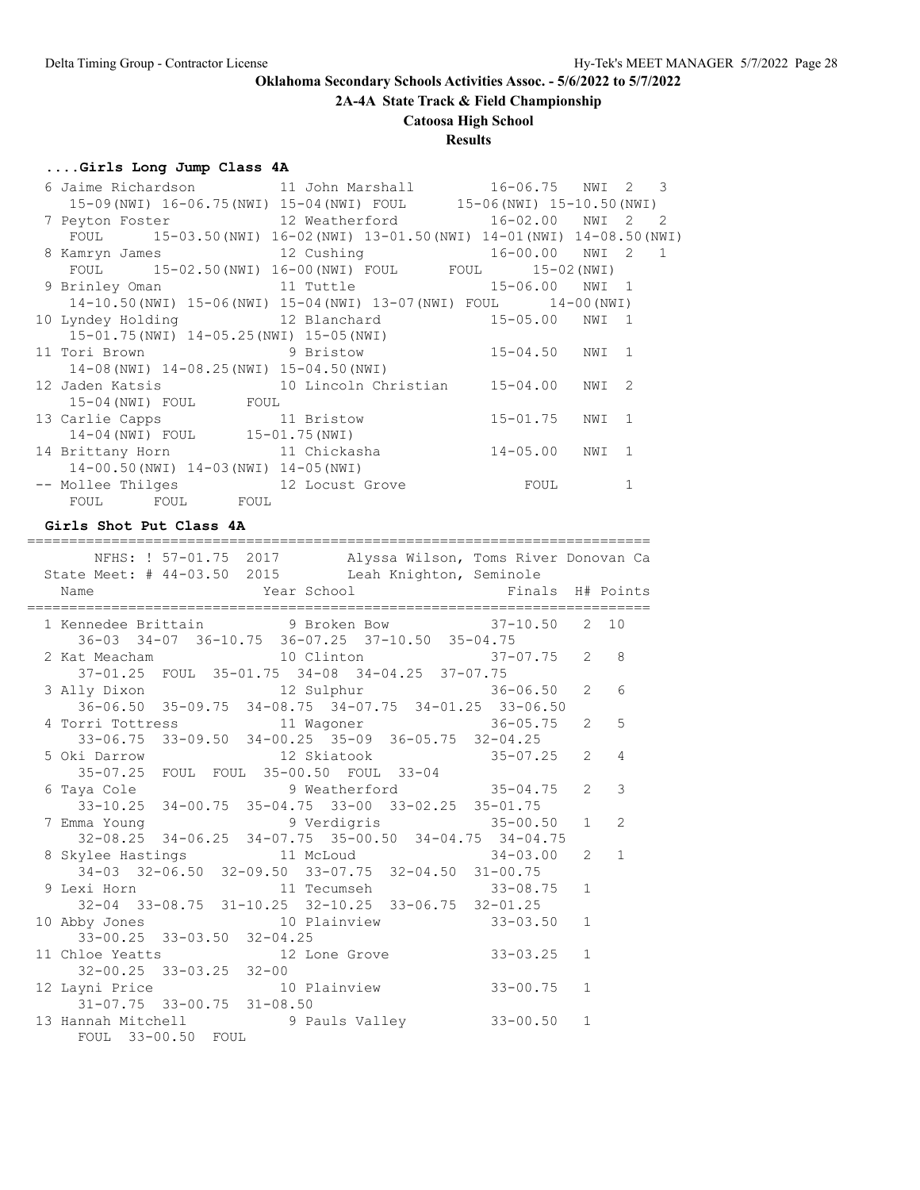**Oklahoma Secondary Schools Activities Assoc. - 5/6/2022 to 5/7/2022**

**2A-4A State Track & Field Championship**

**Catoosa High School**

**Results**

### ....Girls Long Jump Class 4A

```
  6 Jaime Richardson          11 John Marshall         16-06.75   NWI  2   3
     15-09(NWI) 16-06.75(NWI) 15-04(NWI) FOUL      15-06(NWI) 15-10.50(NWI)
  7 Peyton Foster             12 Weatherford           16-02.00   NWI  2   2
     FOUL      15-03.50(NWI) 16-02(NWI) 13-01.50(NWI) 14-01(NWI) 14-08.50(NWI)
  8 Kamryn James              12 Cushing               16-00.00   NWI  2   1
     FOUL      15-02.50(NWI) 16-00(NWI) FOUL      FOUL      15-02(NWI)
  9 Brinley Oman              11 Tuttle                15-06.00   NWI  1
     14-10.50(NWI) 15-06(NWI) 15-04(NWI) 13-07(NWI) FOUL      14-00(NWI)
 10 Lyndey Holding            12 Blanchard             15-05.00   NWI  1
     15-01.75(NWI) 14-05.25(NWI) 15-05(NWI)
 11 Tori Brown                 9 Bristow               15-04.50   NWI  1
     14-08(NWI) 14-08.25(NWI) 15-04.50(NWI)
 12 Jaden Katsis              10 Lincoln Christian     15-04.00   NWI  2
     15-04(NWI) FOUL      FOUL
 13 Carlie Capps              11 Bristow               15-01.75   NWI  1
     14-04(NWI) FOUL      15-01.75(NWI)
 14 Brittany Horn             11 Chickasha             14-05.00   NWI  1
     14-00.50(NWI) 14-03(NWI) 14-05(NWI)
 -- Mollee Thilges            12 Locust Grove             FOUL         1
     FOUL      FOUL      FOUL
```

### Girls Shot Put Class 4A

```
=========================================================================
     NFHS: ! 57-01.75  2017        Alyssa Wilson, Toms River Donovan Ca
  State Meet: # 44-03.50  2015       Leah Knighton, Seminole
    Name                    Year School                 Finals  H# Points
=========================================================================
  1 Kennedee Brittain          9 Broken Bow            37-10.50   2  10
     36-03  34-07  36-10.75  36-07.25  37-10.50  35-04.75
  2 Kat Meacham               10 Clinton               37-07.75   2   8
     37-01.25  FOUL  35-01.75  34-08  34-04.25  37-07.75
  3 Ally Dixon                12 Sulphur               36-06.50   2   6
     36-06.50  35-09.75  34-08.75  34-07.75  34-01.25  33-06.50
  4 Torri Tottress            11 Wagoner               36-05.75   2   5
     33-06.75  33-09.50  34-00.25  35-09  36-05.75  32-04.25
  5 Oki Darrow                12 Skiatook              35-07.25   2   4
     35-07.25  FOUL  FOUL  35-00.50  FOUL  33-04
  6 Taya Cole                  9 Weatherford           35-04.75   2   3
     33-10.25  34-00.75  35-04.75  33-00  33-02.25  35-01.75
  7 Emma Young                 9 Verdigris             35-00.50   1   2
     32-08.25  34-06.25  34-07.75  35-00.50  34-04.75  34-04.75
  8 Skylee Hastings           11 McLoud                34-03.00   2   1
     34-03  32-06.50  32-09.50  33-07.75  32-04.50  31-00.75
  9 Lexi Horn                 11 Tecumseh              33-08.75   1
     32-04  33-08.75  31-10.25  32-10.25  33-06.75  32-01.25
 10 Abby Jones                10 Plainview             33-03.50   1
     33-00.25  33-03.50  32-04.25
 11 Chloe Yeatts              12 Lone Grove            33-03.25   1
     32-00.25  33-03.25  32-00
 12 Layni Price               10 Plainview             33-00.75   1
     31-07.75  33-00.75  31-08.50
 13 Hannah Mitchell            9 Pauls Valley          33-00.50   1
     FOUL  33-00.50  FOUL
```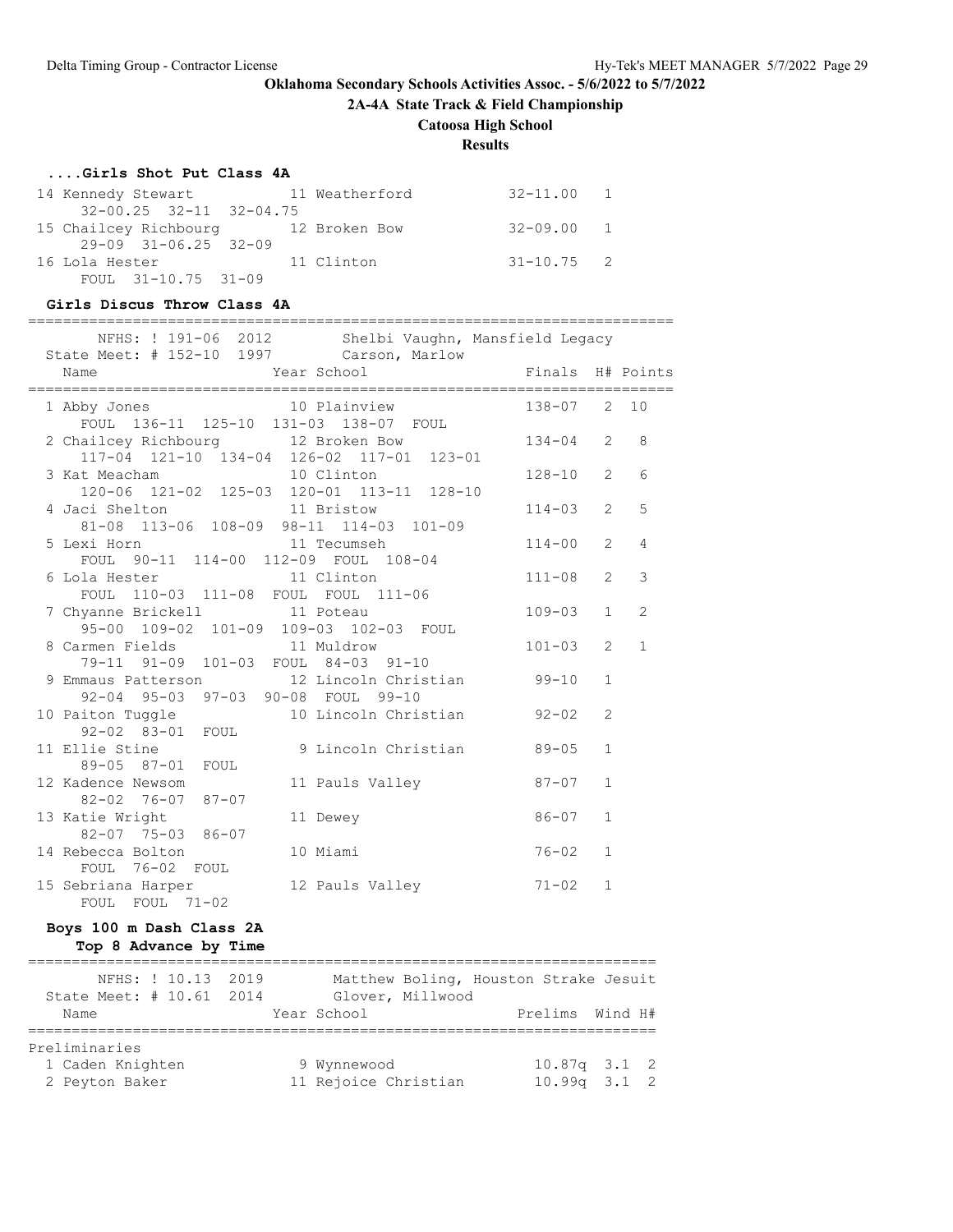**Oklahoma Secondary Schools Activities Assoc. - 5/6/2022 to 5/7/2022**

**2A-4A State Track & Field Championship**

**Catoosa High School**

**Results**

### ....Girls Shot Put Class 4A

```
 14 Kennedy Stewart          11 Weatherford          32-11.00   1
      32-00.25  32-11  32-04.75
 15 Chailcey Richbourg       12 Broken Bow           32-09.00   1
      29-09  31-06.25  32-09
 16 Lola Hester              11 Clinton              31-10.75   2
      FOUL  31-10.75  31-09
```

### Girls Discus Throw Class 4A

```
=========================================================================
       NFHS: ! 191-06  2012        Shelbi Vaughn, Mansfield Legacy
 State Meet: # 152-10  1997        Carson, Marlow
   Name                    Year School                 Finals  H# Points
=========================================================================
  1 Abby Jones               10 Plainview              138-07   2  10
      FOUL  136-11  125-10  131-03  138-07  FOUL
  2 Chailcey Richbourg       12 Broken Bow             134-04   2   8
      117-04  121-10  134-04  126-02  117-01  123-01
  3 Kat Meacham              10 Clinton                128-10   2   6
      120-06  121-02  125-03  120-01  113-11  128-10
  4 Jaci Shelton             11 Bristow                114-03   2   5
      81-08  113-06  108-09  98-11  114-03  101-09
  5 Lexi Horn                11 Tecumseh               114-00   2   4
      FOUL  90-11  114-00  112-09  FOUL  108-04
  6 Lola Hester              11 Clinton                111-08   2   3
      FOUL  110-03  111-08  FOUL  FOUL  111-06
  7 Chyanne Brickell         11 Poteau                 109-03   1   2
      95-00  109-02  101-09  109-03  102-03  FOUL
  8 Carmen Fields            11 Muldrow                101-03   2   1
      79-11  91-09  101-03  FOUL  84-03  91-10
  9 Emmaus Patterson         12 Lincoln Christian       99-10   1
      92-04  95-03  97-03  90-08  FOUL  99-10
 10 Paiton Tuggle            10 Lincoln Christian       92-02   2
      92-02  83-01  FOUL
 11 Ellie Stine               9 Lincoln Christian       89-05   1
      89-05  87-01  FOUL
 12 Kadence Newsom           11 Pauls Valley            87-07   1
      82-02  76-07  87-07
 13 Katie Wright             11 Dewey                   86-07   1
      82-07  75-03  86-07
 14 Rebecca Bolton           10 Miami                   76-02   1
      FOUL  76-02  FOUL
 15 Sebriana Harper          12 Pauls Valley            71-02   1
      FOUL  FOUL  71-02
```

### Boys 100 m Dash Class 2A

**Top 8 Advance by Time**

```
========================================================================
       NFHS: ! 10.13  2019        Matthew Boling, Houston Strake Jesuit
 State Meet: # 10.61  2014        Glover, Millwood
   Name                    Year School                 Prelims  Wind H#
========================================================================
Preliminaries
  1 Caden Knighten            9 Wynnewood              10.87q  3.1  2
  2 Peyton Baker             11 Rejoice Christian      10.99q  3.1  2
```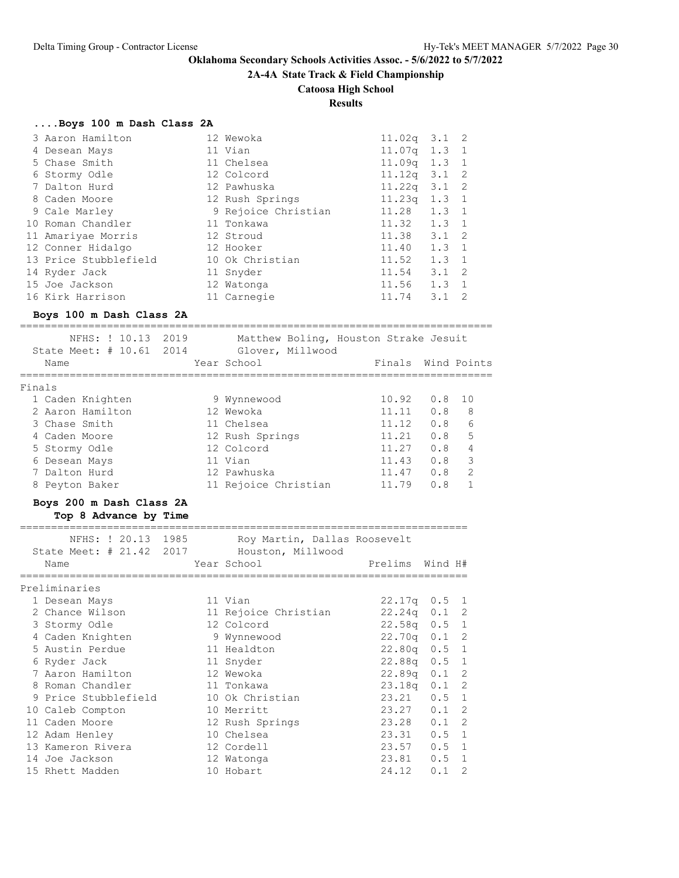Oklahoma Secondary Schools Activities Assoc. - 5/6/2022 to 5/7/2022

**2A-4A State Track & Field Championship**

**Catoosa High School**

**Results**

### ....Boys 100 m Dash Class 2A

| Place | Name | Year | School | Prelims | Wind | H# |
|---|---|---|---|---|---|---|
| 3 | Aaron Hamilton | 12 | Wewoka | 11.02q | 3.1 | 2 |
| 4 | Desean Mays | 11 | Vian | 11.07q | 1.3 | 1 |
| 5 | Chase Smith | 11 | Chelsea | 11.09q | 1.3 | 1 |
| 6 | Stormy Odle | 12 | Colcord | 11.12q | 3.1 | 2 |
| 7 | Dalton Hurd | 12 | Pawhuska | 11.22q | 3.1 | 2 |
| 8 | Caden Moore | 12 | Rush Springs | 11.23q | 1.3 | 1 |
| 9 | Cale Marley | 9 | Rejoice Christian | 11.28 | 1.3 | 1 |
| 10 | Roman Chandler | 11 | Tonkawa | 11.32 | 1.3 | 1 |
| 11 | Amariyae Morris | 12 | Stroud | 11.38 | 3.1 | 2 |
| 12 | Conner Hidalgo | 12 | Hooker | 11.40 | 1.3 | 1 |
| 13 | Price Stubblefield | 10 | Ok Christian | 11.52 | 1.3 | 1 |
| 14 | Ryder Jack | 11 | Snyder | 11.54 | 3.1 | 2 |
| 15 | Joe Jackson | 12 | Watonga | 11.56 | 1.3 | 1 |
| 16 | Kirk Harrison | 11 | Carnegie | 11.74 | 3.1 | 2 |

### Boys 100 m Dash Class 2A

NFHS: ! 10.13 2019 Matthew Boling, Houston Strake Jesuit
State Meet: # 10.61 2014 Glover, Millwood

**Finals**

| Place | Name | Year | School | Finals | Wind | Points |
|---|---|---|---|---|---|---|
| 1 | Caden Knighten | 9 | Wynnewood | 10.92 | 0.8 | 10 |
| 2 | Aaron Hamilton | 12 | Wewoka | 11.11 | 0.8 | 8 |
| 3 | Chase Smith | 11 | Chelsea | 11.12 | 0.8 | 6 |
| 4 | Caden Moore | 12 | Rush Springs | 11.21 | 0.8 | 5 |
| 5 | Stormy Odle | 12 | Colcord | 11.27 | 0.8 | 4 |
| 6 | Desean Mays | 11 | Vian | 11.43 | 0.8 | 3 |
| 7 | Dalton Hurd | 12 | Pawhuska | 11.47 | 0.8 | 2 |
| 8 | Peyton Baker | 11 | Rejoice Christian | 11.79 | 0.8 | 1 |

### Boys 200 m Dash Class 2A

**Top 8 Advance by Time**

NFHS: ! 20.13 1985 Roy Martin, Dallas Roosevelt
State Meet: # 21.42 2017 Houston, Millwood

**Preliminaries**

| Place | Name | Year | School | Prelims | Wind | H# |
|---|---|---|---|---|---|---|
| 1 | Desean Mays | 11 | Vian | 22.17q | 0.5 | 1 |
| 2 | Chance Wilson | 11 | Rejoice Christian | 22.24q | 0.1 | 2 |
| 3 | Stormy Odle | 12 | Colcord | 22.58q | 0.5 | 1 |
| 4 | Caden Knighten | 9 | Wynnewood | 22.70q | 0.1 | 2 |
| 5 | Austin Perdue | 11 | Healdton | 22.80q | 0.5 | 1 |
| 6 | Ryder Jack | 11 | Snyder | 22.88q | 0.5 | 1 |
| 7 | Aaron Hamilton | 12 | Wewoka | 22.89q | 0.1 | 2 |
| 8 | Roman Chandler | 11 | Tonkawa | 23.18q | 0.1 | 2 |
| 9 | Price Stubblefield | 10 | Ok Christian | 23.21 | 0.5 | 1 |
| 10 | Caleb Compton | 10 | Merritt | 23.27 | 0.1 | 2 |
| 11 | Caden Moore | 12 | Rush Springs | 23.28 | 0.1 | 2 |
| 12 | Adam Henley | 10 | Chelsea | 23.31 | 0.5 | 1 |
| 13 | Kameron Rivera | 12 | Cordell | 23.57 | 0.5 | 1 |
| 14 | Joe Jackson | 12 | Watonga | 23.81 | 0.5 | 1 |
| 15 | Rhett Madden | 10 | Hobart | 24.12 | 0.1 | 2 |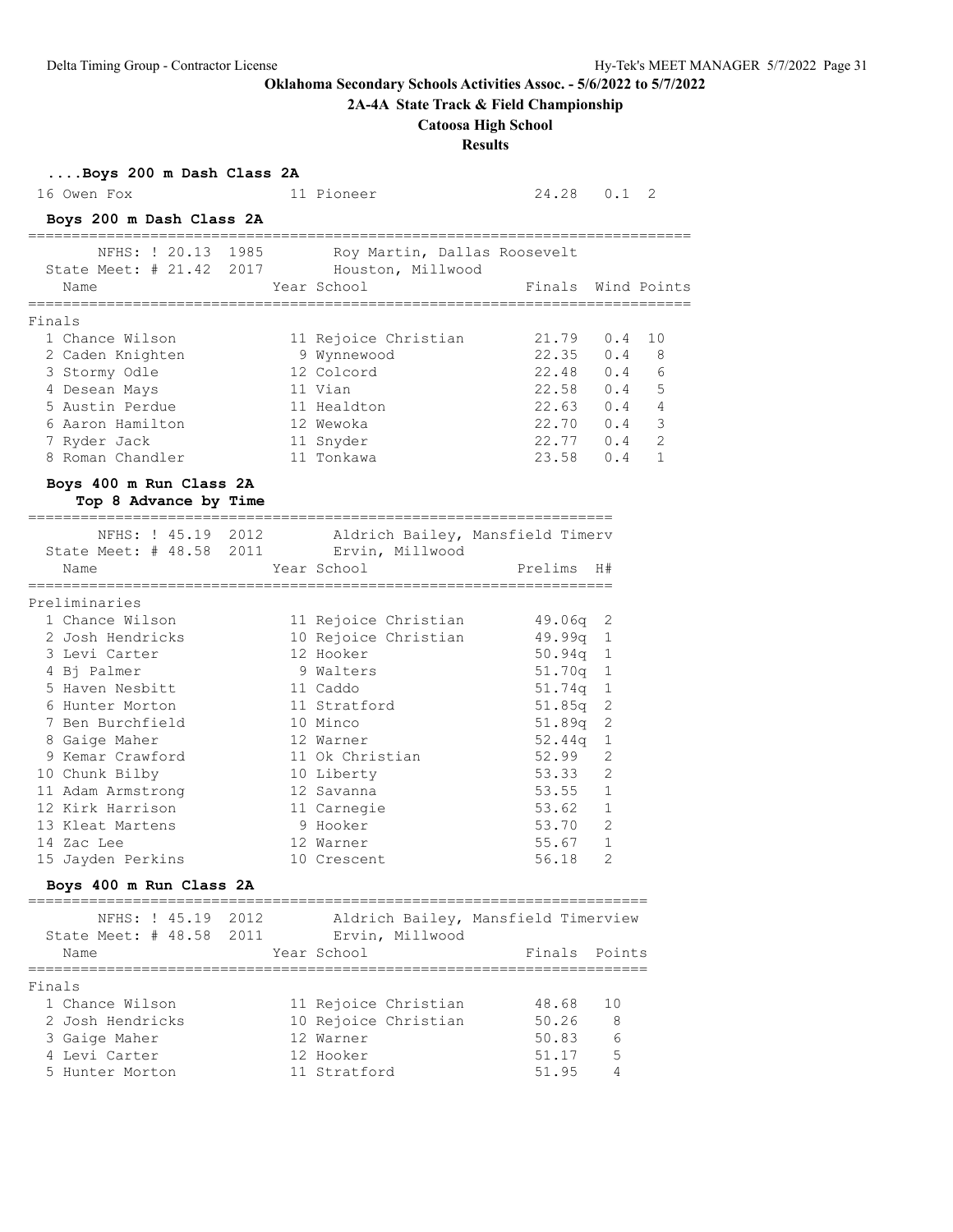**Oklahoma Secondary Schools Activities Assoc. - 5/6/2022 to 5/7/2022**

**2A-4A State Track & Field Championship**

**Catoosa High School**

**Results**

### ....Boys 200 m Dash Class 2A

| Place | Name | Year | School | Finals | Wind | H# |
|---|---|---|---|---|---|---|
| 16 | Owen Fox | 11 | Pioneer | 24.28 | 0.1 | 2 |

### Boys 200 m Dash Class 2A

NFHS: ! 20.13 1985 Roy Martin, Dallas Roosevelt
State Meet: # 21.42 2017 Houston, Millwood

**Finals**

| Place | Name | Year | School | Finals | Wind | Points |
|---|---|---|---|---|---|---|
| 1 | Chance Wilson | 11 | Rejoice Christian | 21.79 | 0.4 | 10 |
| 2 | Caden Knighten | 9 | Wynnewood | 22.35 | 0.4 | 8 |
| 3 | Stormy Odle | 12 | Colcord | 22.48 | 0.4 | 6 |
| 4 | Desean Mays | 11 | Vian | 22.58 | 0.4 | 5 |
| 5 | Austin Perdue | 11 | Healdton | 22.63 | 0.4 | 4 |
| 6 | Aaron Hamilton | 12 | Wewoka | 22.70 | 0.4 | 3 |
| 7 | Ryder Jack | 11 | Snyder | 22.77 | 0.4 | 2 |
| 8 | Roman Chandler | 11 | Tonkawa | 23.58 | 0.4 | 1 |

### Boys 400 m Run Class 2A

**Top 8 Advance by Time**

NFHS: ! 45.19 2012 Aldrich Bailey, Mansfield Timerv
State Meet: # 48.58 2011 Ervin, Millwood

**Preliminaries**

| Place | Name | Year | School | Prelims | H# |
|---|---|---|---|---|---|
| 1 | Chance Wilson | 11 | Rejoice Christian | 49.06q | 2 |
| 2 | Josh Hendricks | 10 | Rejoice Christian | 49.99q | 1 |
| 3 | Levi Carter | 12 | Hooker | 50.94q | 1 |
| 4 | Bj Palmer | 9 | Walters | 51.70q | 1 |
| 5 | Haven Nesbitt | 11 | Caddo | 51.74q | 1 |
| 6 | Hunter Morton | 11 | Stratford | 51.85q | 2 |
| 7 | Ben Burchfield | 10 | Minco | 51.89q | 2 |
| 8 | Gaige Maher | 12 | Warner | 52.44q | 1 |
| 9 | Kemar Crawford | 11 | Ok Christian | 52.99 | 2 |
| 10 | Chunk Bilby | 10 | Liberty | 53.33 | 2 |
| 11 | Adam Armstrong | 12 | Savanna | 53.55 | 1 |
| 12 | Kirk Harrison | 11 | Carnegie | 53.62 | 1 |
| 13 | Kleat Martens | 9 | Hooker | 53.70 | 2 |
| 14 | Zac Lee | 12 | Warner | 55.67 | 1 |
| 15 | Jayden Perkins | 10 | Crescent | 56.18 | 2 |

### Boys 400 m Run Class 2A

NFHS: ! 45.19 2012 Aldrich Bailey, Mansfield Timerview
State Meet: # 48.58 2011 Ervin, Millwood

**Finals**

| Place | Name | Year | School | Finals | Points |
|---|---|---|---|---|---|
| 1 | Chance Wilson | 11 | Rejoice Christian | 48.68 | 10 |
| 2 | Josh Hendricks | 10 | Rejoice Christian | 50.26 | 8 |
| 3 | Gaige Maher | 12 | Warner | 50.83 | 6 |
| 4 | Levi Carter | 12 | Hooker | 51.17 | 5 |
| 5 | Hunter Morton | 11 | Stratford | 51.95 | 4 |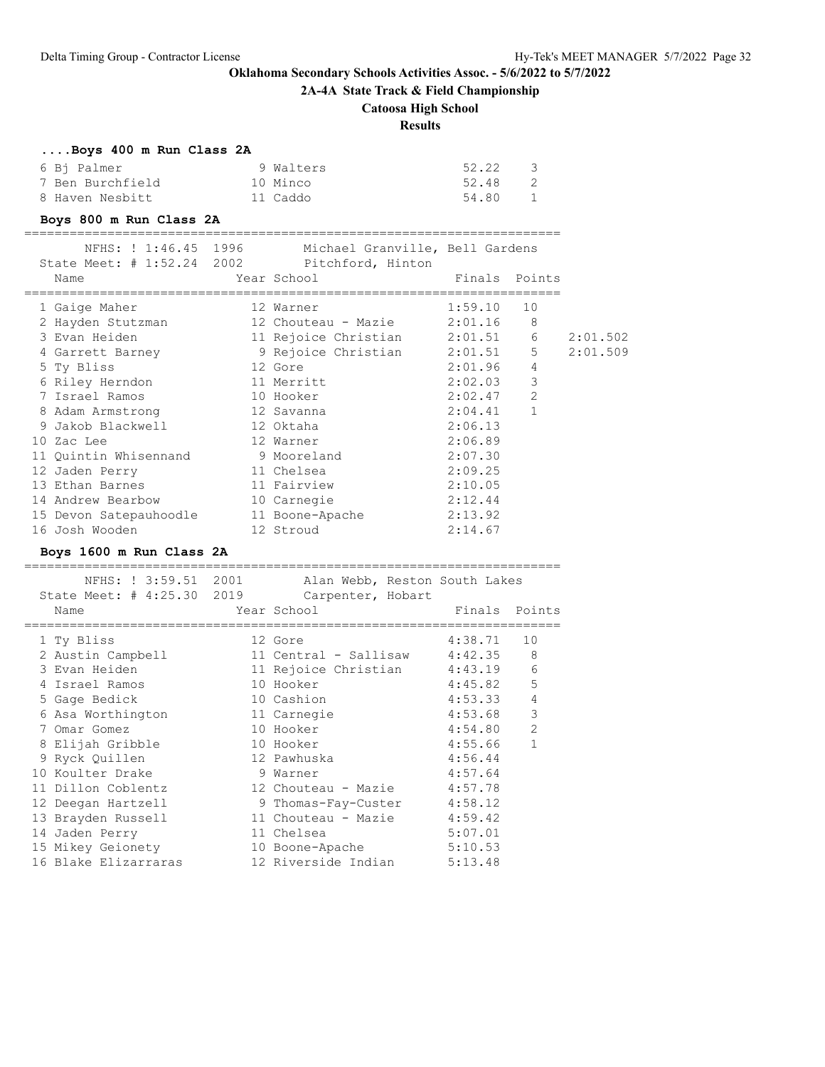## Oklahoma Secondary Schools Activities Assoc. - 5/6/2022 to 5/7/2022

### 2A-4A State Track & Field Championship

### Catoosa High School

### Results

#### ....Boys 400 m Run Class 2A

| Place | Name | Year | School | Finals | Points |
|---|---|---|---|---|---|
| 6 | Bj Palmer | 9 | Walters | 52.22 | 3 |
| 7 | Ben Burchfield | 10 | Minco | 52.48 | 2 |
| 8 | Haven Nesbitt | 11 | Caddo | 54.80 | 1 |

#### Boys 800 m Run Class 2A

NFHS: ! 1:46.45 1996 Michael Granville, Bell Gardens
State Meet: # 1:52.24 2002 Pitchford, Hinton

| Place | Name | Year | School | Finals | Points | |
|---|---|---|---|---|---|---|
| 1 | Gaige Maher | 12 | Warner | 1:59.10 | 10 | |
| 2 | Hayden Stutzman | 12 | Chouteau - Mazie | 2:01.16 | 8 | |
| 3 | Evan Heiden | 11 | Rejoice Christian | 2:01.51 | 6 | 2:01.502 |
| 4 | Garrett Barney | 9 | Rejoice Christian | 2:01.51 | 5 | 2:01.509 |
| 5 | Ty Bliss | 12 | Gore | 2:01.96 | 4 | |
| 6 | Riley Herndon | 11 | Merritt | 2:02.03 | 3 | |
| 7 | Israel Ramos | 10 | Hooker | 2:02.47 | 2 | |
| 8 | Adam Armstrong | 12 | Savanna | 2:04.41 | 1 | |
| 9 | Jakob Blackwell | 12 | Oktaha | 2:06.13 | | |
| 10 | Zac Lee | 12 | Warner | 2:06.89 | | |
| 11 | Quintin Whisennand | 9 | Mooreland | 2:07.30 | | |
| 12 | Jaden Perry | 11 | Chelsea | 2:09.25 | | |
| 13 | Ethan Barnes | 11 | Fairview | 2:10.05 | | |
| 14 | Andrew Bearbow | 10 | Carnegie | 2:12.44 | | |
| 15 | Devon Satepauhoodle | 11 | Boone-Apache | 2:13.92 | | |
| 16 | Josh Wooden | 12 | Stroud | 2:14.67 | | |

#### Boys 1600 m Run Class 2A

NFHS: ! 3:59.51 2001 Alan Webb, Reston South Lakes
State Meet: # 4:25.30 2019 Carpenter, Hobart

| Place | Name | Year | School | Finals | Points |
|---|---|---|---|---|---|
| 1 | Ty Bliss | 12 | Gore | 4:38.71 | 10 |
| 2 | Austin Campbell | 11 | Central - Sallisaw | 4:42.35 | 8 |
| 3 | Evan Heiden | 11 | Rejoice Christian | 4:43.19 | 6 |
| 4 | Israel Ramos | 10 | Hooker | 4:45.82 | 5 |
| 5 | Gage Bedick | 10 | Cashion | 4:53.33 | 4 |
| 6 | Asa Worthington | 11 | Carnegie | 4:53.68 | 3 |
| 7 | Omar Gomez | 10 | Hooker | 4:54.80 | 2 |
| 8 | Elijah Gribble | 10 | Hooker | 4:55.66 | 1 |
| 9 | Ryck Quillen | 12 | Pawhuska | 4:56.44 | |
| 10 | Koulter Drake | 9 | Warner | 4:57.64 | |
| 11 | Dillon Coblentz | 12 | Chouteau - Mazie | 4:57.78 | |
| 12 | Deegan Hartzell | 9 | Thomas-Fay-Custer | 4:58.12 | |
| 13 | Brayden Russell | 11 | Chouteau - Mazie | 4:59.42 | |
| 14 | Jaden Perry | 11 | Chelsea | 5:07.01 | |
| 15 | Mikey Geionety | 10 | Boone-Apache | 5:10.53 | |
| 16 | Blake Elizarraras | 12 | Riverside Indian | 5:13.48 | |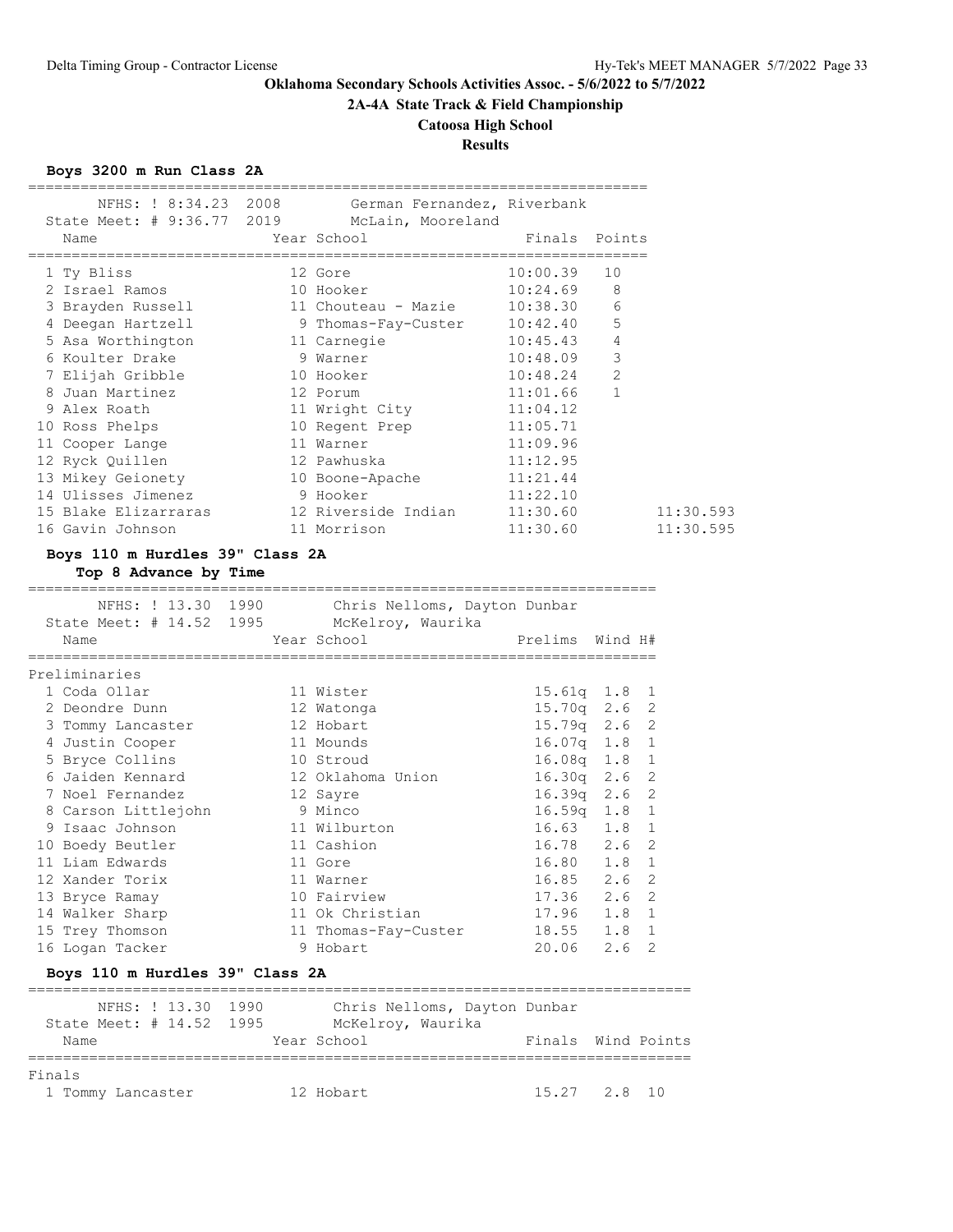**Oklahoma Secondary Schools Activities Assoc. - 5/6/2022 to 5/7/2022**

**2A-4A State Track & Field Championship**

**Catoosa High School**

**Results**

### Boys 3200 m Run Class 2A

NFHS: ! 8:34.23 2008 German Fernandez, Riverbank
State Meet: # 9:36.77 2019 McLain, Mooreland

| | Name | Year | School | Finals | Points | |
|---|---|---|---|---|---|---|
| 1 | Ty Bliss | 12 | Gore | 10:00.39 | 10 | |
| 2 | Israel Ramos | 10 | Hooker | 10:24.69 | 8 | |
| 3 | Brayden Russell | 11 | Chouteau - Mazie | 10:38.30 | 6 | |
| 4 | Deegan Hartzell | 9 | Thomas-Fay-Custer | 10:42.40 | 5 | |
| 5 | Asa Worthington | 11 | Carnegie | 10:45.43 | 4 | |
| 6 | Koulter Drake | 9 | Warner | 10:48.09 | 3 | |
| 7 | Elijah Gribble | 10 | Hooker | 10:48.24 | 2 | |
| 8 | Juan Martinez | 12 | Porum | 11:01.66 | 1 | |
| 9 | Alex Roath | 11 | Wright City | 11:04.12 | | |
| 10 | Ross Phelps | 10 | Regent Prep | 11:05.71 | | |
| 11 | Cooper Lange | 11 | Warner | 11:09.96 | | |
| 12 | Ryck Quillen | 12 | Pawhuska | 11:12.95 | | |
| 13 | Mikey Geionety | 10 | Boone-Apache | 11:21.44 | | |
| 14 | Ulisses Jimenez | 9 | Hooker | 11:22.10 | | |
| 15 | Blake Elizarraras | 12 | Riverside Indian | 11:30.60 | | 11:30.593 |
| 16 | Gavin Johnson | 11 | Morrison | 11:30.60 | | 11:30.595 |

### Boys 110 m Hurdles 39" Class 2A

**Top 8 Advance by Time**

NFHS: ! 13.30 1990 Chris Nelloms, Dayton Dunbar
State Meet: # 14.52 1995 McKelroy, Waurika

Preliminaries

| | Name | Year | School | Prelims | Wind | H# |
|---|---|---|---|---|---|---|
| 1 | Coda Ollar | 11 | Wister | 15.61q | 1.8 | 1 |
| 2 | Deondre Dunn | 12 | Watonga | 15.70q | 2.6 | 2 |
| 3 | Tommy Lancaster | 12 | Hobart | 15.79q | 2.6 | 2 |
| 4 | Justin Cooper | 11 | Mounds | 16.07q | 1.8 | 1 |
| 5 | Bryce Collins | 10 | Stroud | 16.08q | 1.8 | 1 |
| 6 | Jaiden Kennard | 12 | Oklahoma Union | 16.30q | 2.6 | 2 |
| 7 | Noel Fernandez | 12 | Sayre | 16.39q | 2.6 | 2 |
| 8 | Carson Littlejohn | 9 | Minco | 16.59q | 1.8 | 1 |
| 9 | Isaac Johnson | 11 | Wilburton | 16.63 | 1.8 | 1 |
| 10 | Boedy Beutler | 11 | Cashion | 16.78 | 2.6 | 2 |
| 11 | Liam Edwards | 11 | Gore | 16.80 | 1.8 | 1 |
| 12 | Xander Torix | 11 | Warner | 16.85 | 2.6 | 2 |
| 13 | Bryce Ramay | 10 | Fairview | 17.36 | 2.6 | 2 |
| 14 | Walker Sharp | 11 | Ok Christian | 17.96 | 1.8 | 1 |
| 15 | Trey Thomson | 11 | Thomas-Fay-Custer | 18.55 | 1.8 | 1 |
| 16 | Logan Tacker | 9 | Hobart | 20.06 | 2.6 | 2 |

### Boys 110 m Hurdles 39" Class 2A

NFHS: ! 13.30 1990 Chris Nelloms, Dayton Dunbar
State Meet: # 14.52 1995 McKelroy, Waurika

Finals

| | Name | Year | School | Finals | Wind | Points |
|---|---|---|---|---|---|---|
| 1 | Tommy Lancaster | 12 | Hobart | 15.27 | 2.8 | 10 |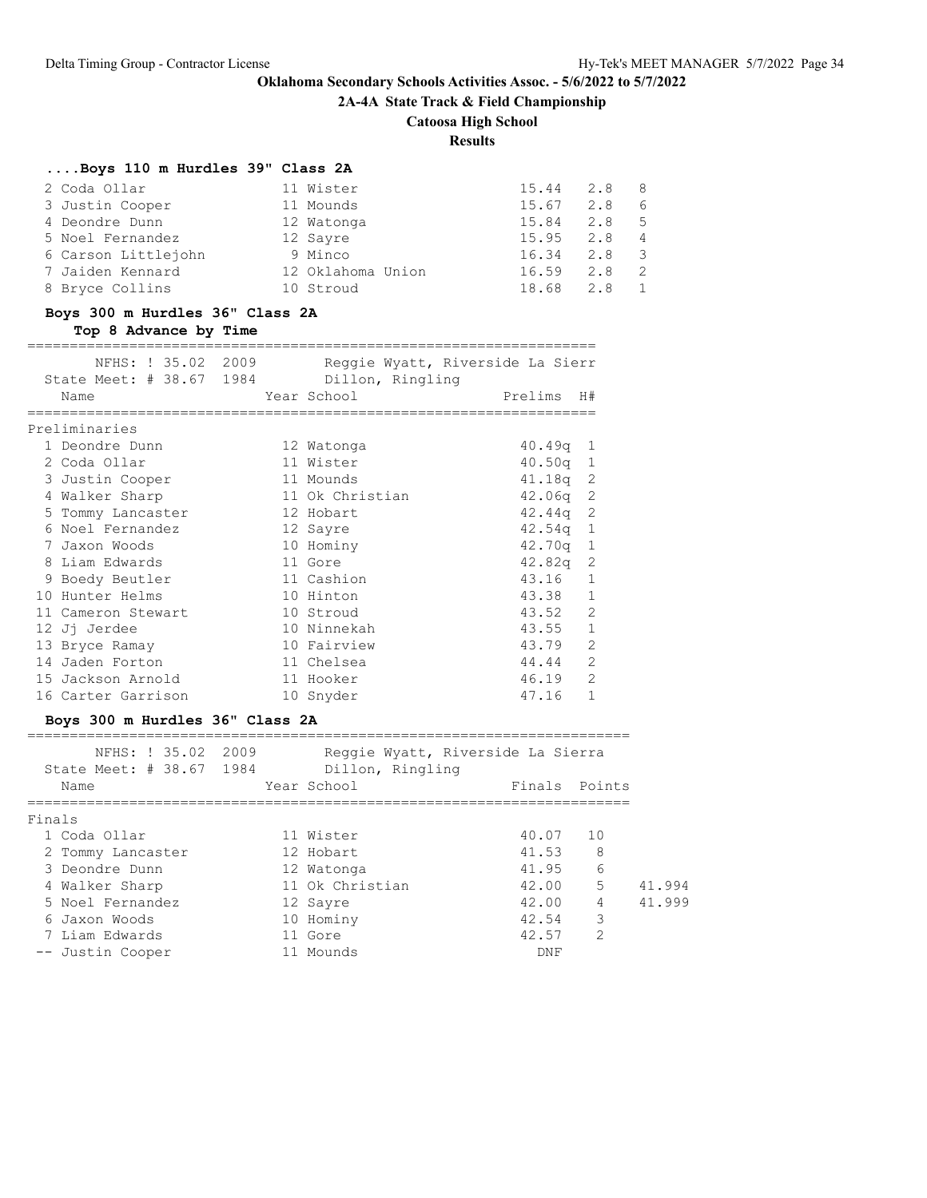**Oklahoma Secondary Schools Activities Assoc. - 5/6/2022 to 5/7/2022**

**2A-4A State Track & Field Championship**

**Catoosa High School**

**Results**

### ....Boys 110 m Hurdles 39" Class 2A

| Place | Name | Year | School | Finals | Wind | Points |
|---|---|---|---|---|---|---|
| 2 | Coda Ollar | 11 | Wister | 15.44 | 2.8 | 8 |
| 3 | Justin Cooper | 11 | Mounds | 15.67 | 2.8 | 6 |
| 4 | Deondre Dunn | 12 | Watonga | 15.84 | 2.8 | 5 |
| 5 | Noel Fernandez | 12 | Sayre | 15.95 | 2.8 | 4 |
| 6 | Carson Littlejohn | 9 | Minco | 16.34 | 2.8 | 3 |
| 7 | Jaiden Kennard | 12 | Oklahoma Union | 16.59 | 2.8 | 2 |
| 8 | Bryce Collins | 10 | Stroud | 18.68 | 2.8 | 1 |

### Boys 300 m Hurdles 36" Class 2A

**Top 8 Advance by Time**

NFHS: ! 35.02 2009 Reggie Wyatt, Riverside La Sierr
State Meet: # 38.67 1984 Dillon, Ringling

Preliminaries

| Place | Name | Year | School | Prelims | H# |
|---|---|---|---|---|---|
| 1 | Deondre Dunn | 12 | Watonga | 40.49q | 1 |
| 2 | Coda Ollar | 11 | Wister | 40.50q | 1 |
| 3 | Justin Cooper | 11 | Mounds | 41.18q | 2 |
| 4 | Walker Sharp | 11 | Ok Christian | 42.06q | 2 |
| 5 | Tommy Lancaster | 12 | Hobart | 42.44q | 2 |
| 6 | Noel Fernandez | 12 | Sayre | 42.54q | 1 |
| 7 | Jaxon Woods | 10 | Hominy | 42.70q | 1 |
| 8 | Liam Edwards | 11 | Gore | 42.82q | 2 |
| 9 | Boedy Beutler | 11 | Cashion | 43.16 | 1 |
| 10 | Hunter Helms | 10 | Hinton | 43.38 | 1 |
| 11 | Cameron Stewart | 10 | Stroud | 43.52 | 2 |
| 12 | Jj Jerdee | 10 | Ninnekah | 43.55 | 1 |
| 13 | Bryce Ramay | 10 | Fairview | 43.79 | 2 |
| 14 | Jaden Forton | 11 | Chelsea | 44.44 | 2 |
| 15 | Jackson Arnold | 11 | Hooker | 46.19 | 2 |
| 16 | Carter Garrison | 10 | Snyder | 47.16 | 1 |

### Boys 300 m Hurdles 36" Class 2A

NFHS: ! 35.02 2009 Reggie Wyatt, Riverside La Sierra
State Meet: # 38.67 1984 Dillon, Ringling

Finals

| Place | Name | Year | School | Finals | Points | |
|---|---|---|---|---|---|---|
| 1 | Coda Ollar | 11 | Wister | 40.07 | 10 | |
| 2 | Tommy Lancaster | 12 | Hobart | 41.53 | 8 | |
| 3 | Deondre Dunn | 12 | Watonga | 41.95 | 6 | |
| 4 | Walker Sharp | 11 | Ok Christian | 42.00 | 5 | 41.994 |
| 5 | Noel Fernandez | 12 | Sayre | 42.00 | 4 | 41.999 |
| 6 | Jaxon Woods | 10 | Hominy | 42.54 | 3 | |
| 7 | Liam Edwards | 11 | Gore | 42.57 | 2 | |
| -- | Justin Cooper | 11 | Mounds | DNF | | |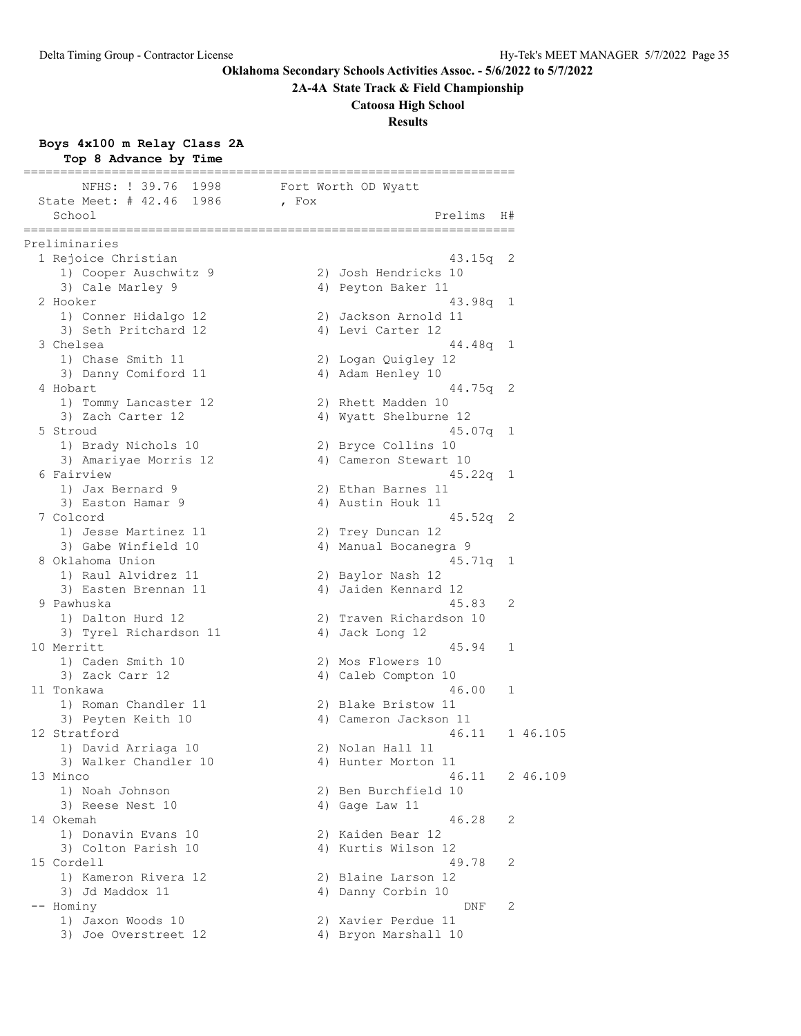**Oklahoma Secondary Schools Activities Assoc. - 5/6/2022 to 5/7/2022**

**2A-4A State Track & Field Championship**

**Catoosa High School**

**Results**

**Boys 4x100 m Relay Class 2A**

**Top 8 Advance by Time**

```
===================================================================
       NFHS: ! 39.76  1998       Fort Worth OD Wyatt
  State Meet: # 42.46  1986       , Fox
    School                                            Prelims  H#
===================================================================
Preliminaries
  1 Rejoice Christian                                  43.15q  2
     1) Cooper Auschwitz 9              2) Josh Hendricks 10
     3) Cale Marley 9                   4) Peyton Baker 11
  2 Hooker                                             43.98q  1
     1) Conner Hidalgo 12               2) Jackson Arnold 11
     3) Seth Pritchard 12               4) Levi Carter 12
  3 Chelsea                                            44.48q  1
     1) Chase Smith 11                  2) Logan Quigley 12
     3) Danny Comiford 11               4) Adam Henley 10
  4 Hobart                                             44.75q  2
     1) Tommy Lancaster 12              2) Rhett Madden 10
     3) Zach Carter 12                  4) Wyatt Shelburne 12
  5 Stroud                                             45.07q  1
     1) Brady Nichols 10                2) Bryce Collins 10
     3) Amariyae Morris 12              4) Cameron Stewart 10
  6 Fairview                                           45.22q  1
     1) Jax Bernard 9                   2) Ethan Barnes 11
     3) Easton Hamar 9                  4) Austin Houk 11
  7 Colcord                                            45.52q  2
     1) Jesse Martinez 11               2) Trey Duncan 12
     3) Gabe Winfield 10                4) Manual Bocanegra 9
  8 Oklahoma Union                                     45.71q  1
     1) Raul Alvidrez 11                2) Baylor Nash 12
     3) Easten Brennan 11               4) Jaiden Kennard 12
  9 Pawhuska                                           45.83   2
     1) Dalton Hurd 12                  2) Traven Richardson 10
     3) Tyrel Richardson 11             4) Jack Long 12
 10 Merritt                                            45.94   1
     1) Caden Smith 10                  2) Mos Flowers 10
     3) Zack Carr 12                    4) Caleb Compton 10
 11 Tonkawa                                            46.00   1
     1) Roman Chandler 11               2) Blake Bristow 11
     3) Peyten Keith 10                 4) Cameron Jackson 11
 12 Stratford                                          46.11   1 46.105
     1) David Arriaga 10                2) Nolan Hall 11
     3) Walker Chandler 10              4) Hunter Morton 11
 13 Minco                                              46.11   2 46.109
     1) Noah Johnson                    2) Ben Burchfield 10
     3) Reese Nest 10                   4) Gage Law 11
 14 Okemah                                             46.28   2
     1) Donavin Evans 10                2) Kaiden Bear 12
     3) Colton Parish 10                4) Kurtis Wilson 12
 15 Cordell                                            49.78   2
     1) Kameron Rivera 12               2) Blaine Larson 12
     3) Jd Maddox 11                    4) Danny Corbin 10
 -- Hominy                                               DNF   2
     1) Jaxon Woods 10                  2) Xavier Perdue 11
     3) Joe Overstreet 12               4) Bryon Marshall 10
```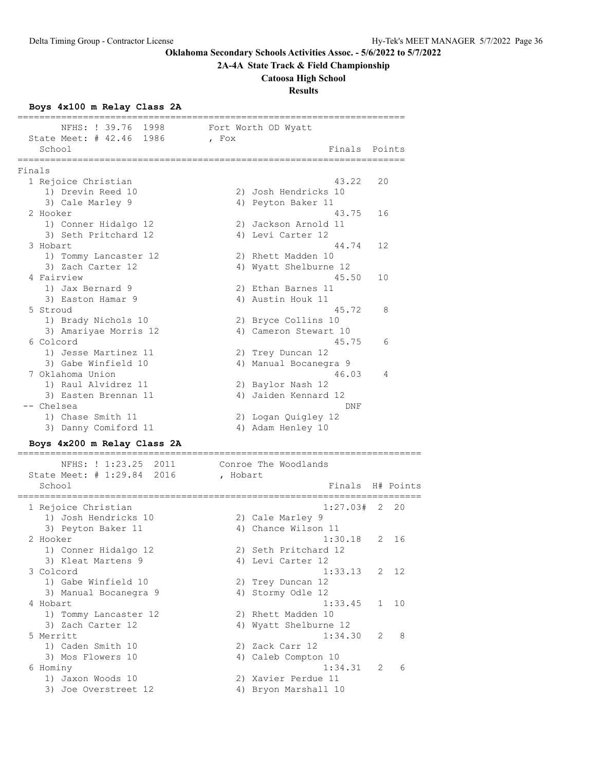**Oklahoma Secondary Schools Activities Assoc. - 5/6/2022 to 5/7/2022**

**2A-4A State Track & Field Championship**

**Catoosa High School**

**Results**

### Boys 4x100 m Relay Class 2A

```
=======================================================================
      NFHS: ! 39.76  1998        Fort Worth OD Wyatt
  State Meet: # 42.46  1986       , Fox
    School                                            Finals  Points
=======================================================================
Finals
  1 Rejoice Christian                                  43.22   20
     1) Drevin Reed 10                 2) Josh Hendricks 10
     3) Cale Marley 9                  4) Peyton Baker 11
  2 Hooker                                             43.75   16
     1) Conner Hidalgo 12              2) Jackson Arnold 11
     3) Seth Pritchard 12              4) Levi Carter 12
  3 Hobart                                             44.74   12
     1) Tommy Lancaster 12             2) Rhett Madden 10
     3) Zach Carter 12                 4) Wyatt Shelburne 12
  4 Fairview                                           45.50   10
     1) Jax Bernard 9                  2) Ethan Barnes 11
     3) Easton Hamar 9                 4) Austin Houk 11
  5 Stroud                                             45.72    8
     1) Brady Nichols 10               2) Bryce Collins 10
     3) Amariyae Morris 12             4) Cameron Stewart 10
  6 Colcord                                            45.75    6
     1) Jesse Martinez 11              2) Trey Duncan 12
     3) Gabe Winfield 10               4) Manual Bocanegra 9
  7 Oklahoma Union                                     46.03    4
     1) Raul Alvidrez 11               2) Baylor Nash 12
     3) Easten Brennan 11              4) Jaiden Kennard 12
 -- Chelsea                                              DNF
     1) Chase Smith 11                 2) Logan Quigley 12
     3) Danny Comiford 11              4) Adam Henley 10
```

### Boys 4x200 m Relay Class 2A

```
==========================================================================
      NFHS: ! 1:23.25  2011      Conroe The Woodlands
  State Meet: # 1:29.84  2016     , Hobart
    School                                            Finals  H# Points
==========================================================================
  1 Rejoice Christian                                1:27.03#  2  20
     1) Josh Hendricks 10              2) Cale Marley 9
     3) Peyton Baker 11                4) Chance Wilson 11
  2 Hooker                                           1:30.18   2  16
     1) Conner Hidalgo 12              2) Seth Pritchard 12
     3) Kleat Martens 9                4) Levi Carter 12
  3 Colcord                                          1:33.13   2  12
     1) Gabe Winfield 10               2) Trey Duncan 12
     3) Manual Bocanegra 9             4) Stormy Odle 12
  4 Hobart                                           1:33.45   1  10
     1) Tommy Lancaster 12             2) Rhett Madden 10
     3) Zach Carter 12                 4) Wyatt Shelburne 12
  5 Merritt                                          1:34.30   2   8
     1) Caden Smith 10                 2) Zack Carr 12
     3) Mos Flowers 10                 4) Caleb Compton 10
  6 Hominy                                           1:34.31   2   6
     1) Jaxon Woods 10                 2) Xavier Perdue 11
     3) Joe Overstreet 12              4) Bryon Marshall 10
```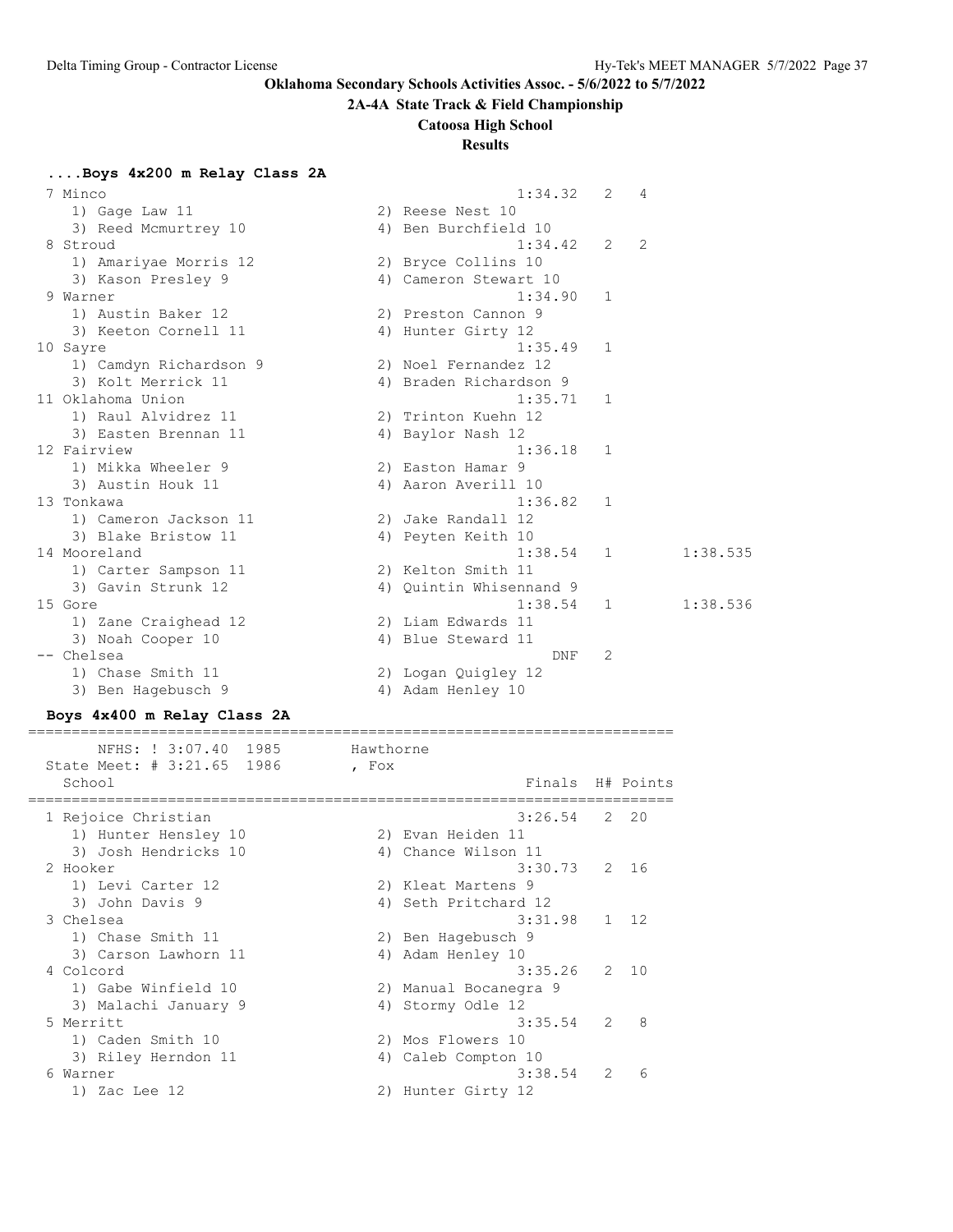**Oklahoma Secondary Schools Activities Assoc. - 5/6/2022 to 5/7/2022**

**2A-4A State Track & Field Championship**

**Catoosa High School**

**Results**

### ....Boys 4x200 m Relay Class 2A

```
  7 Minco                                            1:34.32   2   4
     1) Gage Law 11                   2) Reese Nest 10
     3) Reed Mcmurtrey 10             4) Ben Burchfield 10
  8 Stroud                                           1:34.42   2   2
     1) Amariyae Morris 12            2) Bryce Collins 10
     3) Kason Presley 9               4) Cameron Stewart 10
  9 Warner                                           1:34.90   1
     1) Austin Baker 12               2) Preston Cannon 9
     3) Keeton Cornell 11             4) Hunter Girty 12
 10 Sayre                                            1:35.49   1
     1) Camdyn Richardson 9           2) Noel Fernandez 12
     3) Kolt Merrick 11               4) Braden Richardson 9
 11 Oklahoma Union                                   1:35.71   1
     1) Raul Alvidrez 11              2) Trinton Kuehn 12
     3) Easten Brennan 11             4) Baylor Nash 12
 12 Fairview                                         1:36.18   1
     1) Mikka Wheeler 9               2) Easton Hamar 9
     3) Austin Houk 11                4) Aaron Averill 10
 13 Tonkawa                                          1:36.82   1
     1) Cameron Jackson 11            2) Jake Randall 12
     3) Blake Bristow 11              4) Peyten Keith 10
 14 Mooreland                                        1:38.54   1        1:38.535
     1) Carter Sampson 11             2) Kelton Smith 11
     3) Gavin Strunk 12               4) Quintin Whisennand 9
 15 Gore                                             1:38.54   1        1:38.536
     1) Zane Craighead 12             2) Liam Edwards 11
     3) Noah Cooper 10                4) Blue Steward 11
 -- Chelsea                                              DNF   2
     1) Chase Smith 11                2) Logan Quigley 12
     3) Ben Hagebusch 9               4) Adam Henley 10
```

### Boys 4x400 m Relay Class 2A

```
==========================================================================
       NFHS: ! 3:07.40  1985        Hawthorne
  State Meet: # 3:21.65  1986       , Fox
    School                                           Finals  H# Points
==========================================================================
  1 Rejoice Christian                                3:26.54   2  20
     1) Hunter Hensley 10             2) Evan Heiden 11
     3) Josh Hendricks 10             4) Chance Wilson 11
  2 Hooker                                           3:30.73   2  16
     1) Levi Carter 12                2) Kleat Martens 9
     3) John Davis 9                  4) Seth Pritchard 12
  3 Chelsea                                          3:31.98   1  12
     1) Chase Smith 11                2) Ben Hagebusch 9
     3) Carson Lawhorn 11             4) Adam Henley 10
  4 Colcord                                          3:35.26   2  10
     1) Gabe Winfield 10              2) Manual Bocanegra 9
     3) Malachi January 9             4) Stormy Odle 12
  5 Merritt                                          3:35.54   2   8
     1) Caden Smith 10                2) Mos Flowers 10
     3) Riley Herndon 11              4) Caleb Compton 10
  6 Warner                                           3:38.54   2   6
     1) Zac Lee 12                    2) Hunter Girty 12
```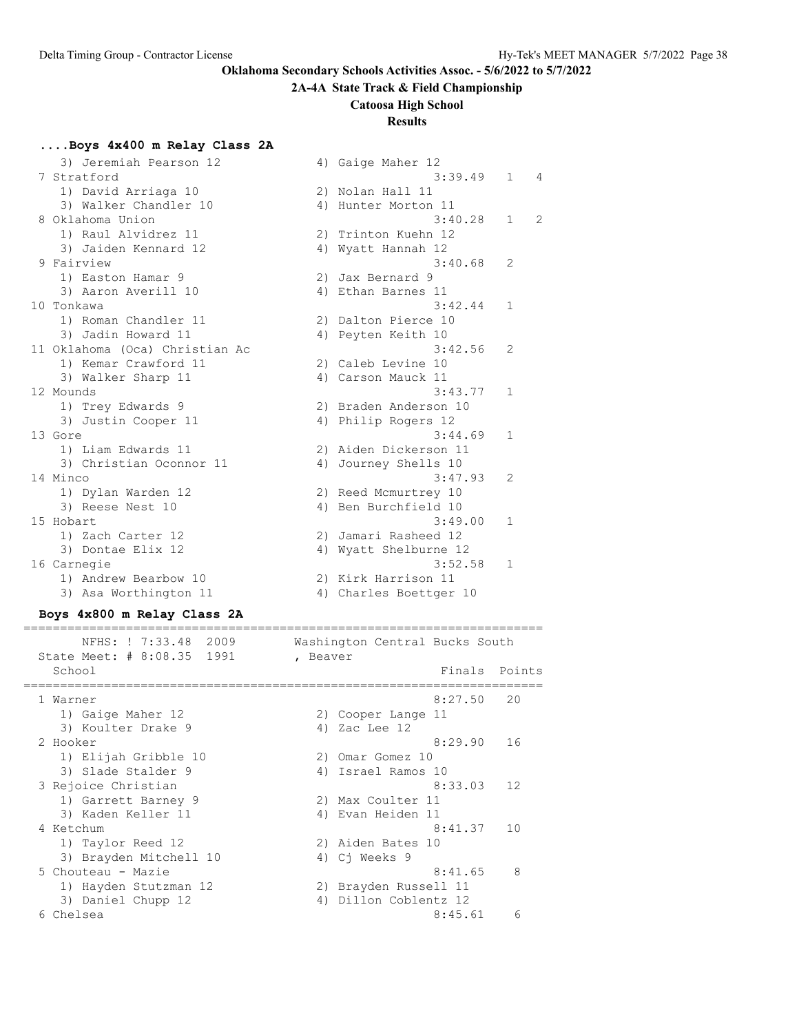**Oklahoma Secondary Schools Activities Assoc. - 5/6/2022 to 5/7/2022**

**2A-4A State Track & Field Championship**

**Catoosa High School**

**Results**

### ....Boys 4x400 m Relay Class 2A

```
    3) Jeremiah Pearson 12            4) Gaige Maher 12
  7 Stratford                                    3:39.49   1    4
    1) David Arriaga 10               2) Nolan Hall 11
    3) Walker Chandler 10             4) Hunter Morton 11
  8 Oklahoma Union                               3:40.28   1    2
    1) Raul Alvidrez 11               2) Trinton Kuehn 12
    3) Jaiden Kennard 12              4) Wyatt Hannah 12
  9 Fairview                                     3:40.68   2
    1) Easton Hamar 9                 2) Jax Bernard 9
    3) Aaron Averill 10               4) Ethan Barnes 11
 10 Tonkawa                                      3:42.44   1
    1) Roman Chandler 11              2) Dalton Pierce 10
    3) Jadin Howard 11                4) Peyten Keith 10
 11 Oklahoma (Oca) Christian Ac                  3:42.56   2
    1) Kemar Crawford 11              2) Caleb Levine 10
    3) Walker Sharp 11                4) Carson Mauck 11
 12 Mounds                                       3:43.77   1
    1) Trey Edwards 9                 2) Braden Anderson 10
    3) Justin Cooper 11               4) Philip Rogers 12
 13 Gore                                         3:44.69   1
    1) Liam Edwards 11                2) Aiden Dickerson 11
    3) Christian Oconnor 11           4) Journey Shells 10
 14 Minco                                        3:47.93   2
    1) Dylan Warden 12                2) Reed Mcmurtrey 10
    3) Reese Nest 10                  4) Ben Burchfield 10
 15 Hobart                                       3:49.00   1
    1) Zach Carter 12                 2) Jamari Rasheed 12
    3) Dontae Elix 12                 4) Wyatt Shelburne 12
 16 Carnegie                                     3:52.58   1
    1) Andrew Bearbow 10              2) Kirk Harrison 11
    3) Asa Worthington 11             4) Charles Boettger 10
```

### Boys 4x800 m Relay Class 2A

```
=======================================================================
      NFHS: ! 7:33.48  2009       Washington Central Bucks South
  State Meet: # 8:08.35  1991       , Beaver
    School                                           Finals  Points
=======================================================================
  1 Warner                                         8:27.50   20
    1) Gaige Maher 12                 2) Cooper Lange 11
    3) Koulter Drake 9                4) Zac Lee 12
  2 Hooker                                         8:29.90   16
    1) Elijah Gribble 10              2) Omar Gomez 10
    3) Slade Stalder 9                4) Israel Ramos 10
  3 Rejoice Christian                              8:33.03   12
    1) Garrett Barney 9               2) Max Coulter 11
    3) Kaden Keller 11                4) Evan Heiden 11
  4 Ketchum                                        8:41.37   10
    1) Taylor Reed 12                 2) Aiden Bates 10
    3) Brayden Mitchell 10            4) Cj Weeks 9
  5 Chouteau - Mazie                               8:41.65    8
    1) Hayden Stutzman 12             2) Brayden Russell 11
    3) Daniel Chupp 12                4) Dillon Coblentz 12
  6 Chelsea                                        8:45.61    6
```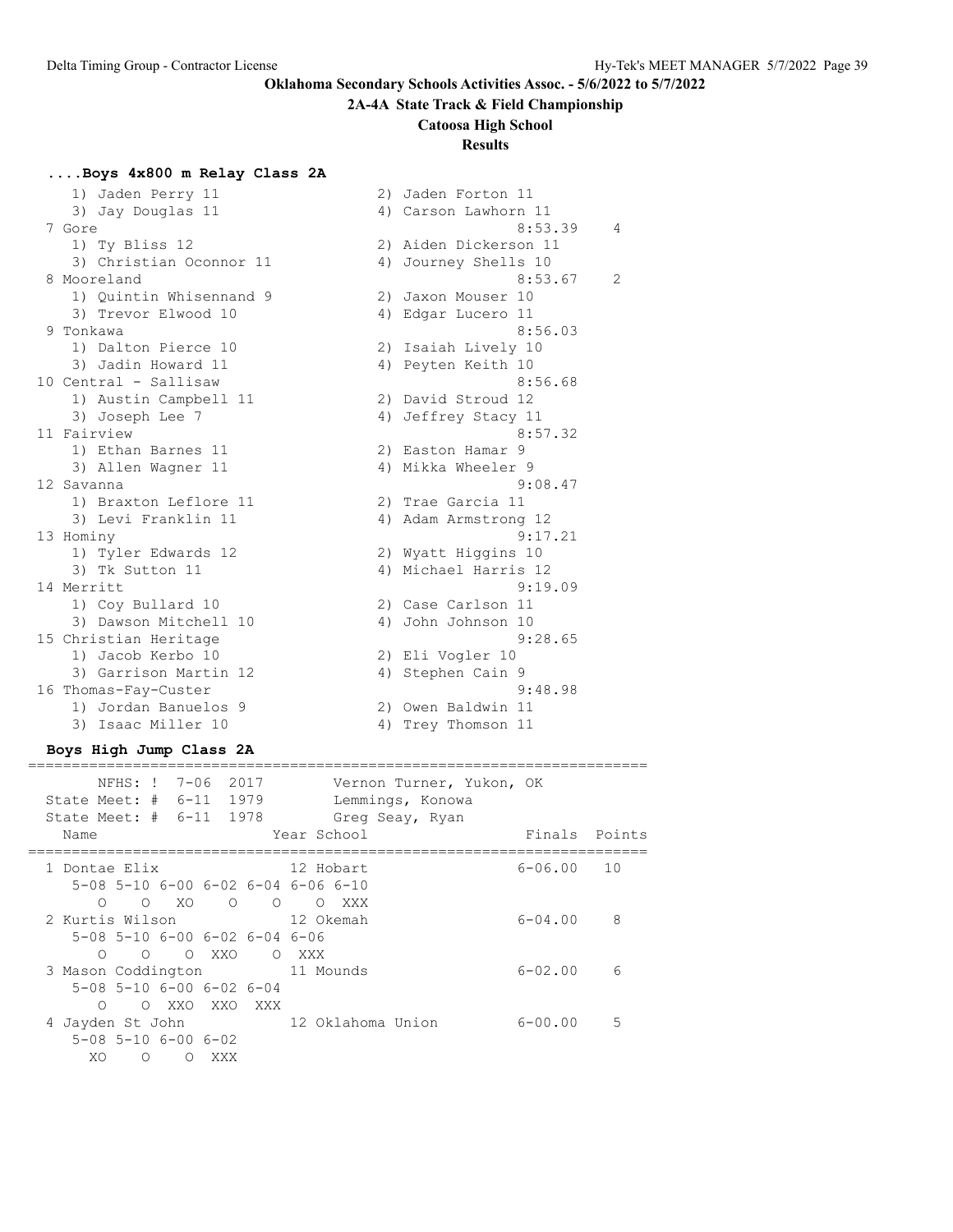**Oklahoma Secondary Schools Activities Assoc. - 5/6/2022 to 5/7/2022**

**2A-4A State Track & Field Championship**

**Catoosa High School**

**Results**

### ....Boys 4x800 m Relay Class 2A

```
    1) Jaden Perry 11                  2) Jaden Forton 11
    3) Jay Douglas 11                  4) Carson Lawhorn 11
  7 Gore                                          8:53.39    4
    1) Ty Bliss 12                     2) Aiden Dickerson 11
    3) Christian Oconnor 11            4) Journey Shells 10
  8 Mooreland                                     8:53.67    2
    1) Quintin Whisennand 9            2) Jaxon Mouser 10
    3) Trevor Elwood 10                4) Edgar Lucero 11
  9 Tonkawa                                       8:56.03
    1) Dalton Pierce 10                2) Isaiah Lively 10
    3) Jadin Howard 11                 4) Peyten Keith 10
 10 Central - Sallisaw                            8:56.68
    1) Austin Campbell 11              2) David Stroud 12
    3) Joseph Lee 7                    4) Jeffrey Stacy 11
 11 Fairview                                      8:57.32
    1) Ethan Barnes 11                 2) Easton Hamar 9
    3) Allen Wagner 11                 4) Mikka Wheeler 9
 12 Savanna                                       9:08.47
    1) Braxton Leflore 11              2) Trae Garcia 11
    3) Levi Franklin 11                4) Adam Armstrong 12
 13 Hominy                                        9:17.21
    1) Tyler Edwards 12                2) Wyatt Higgins 10
    3) Tk Sutton 11                    4) Michael Harris 12
 14 Merritt                                       9:19.09
    1) Coy Bullard 10                  2) Case Carlson 11
    3) Dawson Mitchell 10              4) John Johnson 10
 15 Christian Heritage                            9:28.65
    1) Jacob Kerbo 10                  2) Eli Vogler 10
    3) Garrison Martin 12              4) Stephen Cain 9
 16 Thomas-Fay-Custer                             9:48.98
    1) Jordan Banuelos 9               2) Owen Baldwin 11
    3) Isaac Miller 10                 4) Trey Thomson 11
```

### Boys High Jump Class 2A

```
=======================================================================
       NFHS: !  7-06  2017        Vernon Turner, Yukon, OK
  State Meet: #  6-11  1979        Lemmings, Konowa
  State Meet: #  6-11  1978        Greg Seay, Ryan
    Name                    Year School                 Finals  Points
=======================================================================
  1 Dontae Elix               12 Hobart                 6-06.00   10
     5-08 5-10 6-00 6-02 6-04 6-06 6-10
        O    O   XO    O    O    O  XXX
  2 Kurtis Wilson             12 Okemah                 6-04.00    8
     5-08 5-10 6-00 6-02 6-04 6-06
        O    O    O  XXO    O  XXX
  3 Mason Coddington          11 Mounds                 6-02.00    6
     5-08 5-10 6-00 6-02 6-04
        O    O  XXO  XXO  XXX
  4 Jayden St John            12 Oklahoma Union         6-00.00    5
     5-08 5-10 6-00 6-02
       XO    O    O  XXX
```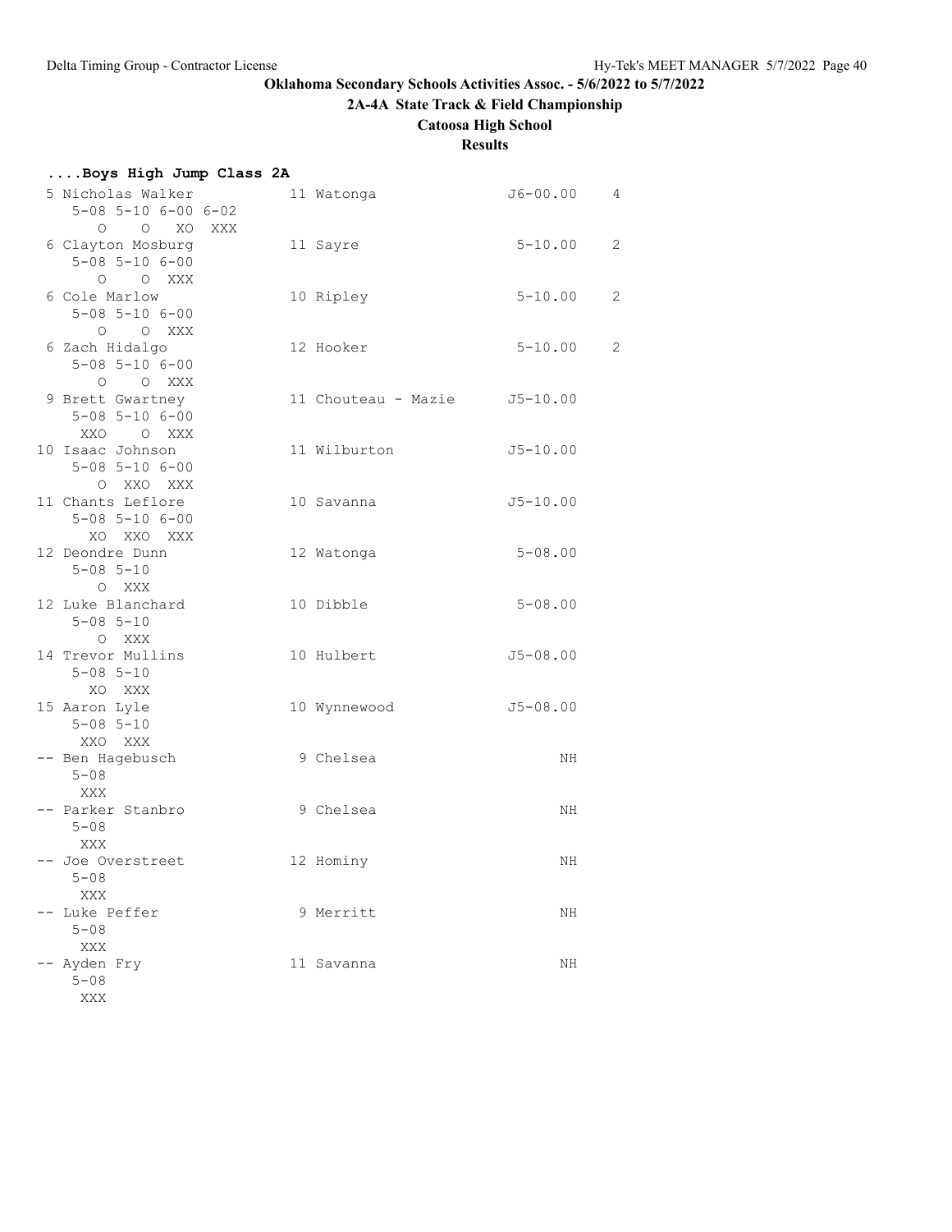**Oklahoma Secondary Schools Activities Assoc. - 5/6/2022 to 5/7/2022**

**2A-4A State Track & Field Championship**

**Catoosa High School**

**Results**

### ....Boys High Jump Class 2A

```
 5 Nicholas Walker          11 Watonga              J6-00.00    4
     5-08 5-10 6-00 6-02
        O    O   XO  XXX
 6 Clayton Mosburg          11 Sayre                 5-10.00    2
     5-08 5-10 6-00
        O    O  XXX
 6 Cole Marlow              10 Ripley                5-10.00    2
     5-08 5-10 6-00
        O    O  XXX
 6 Zach Hidalgo             12 Hooker                5-10.00    2
     5-08 5-10 6-00
        O    O  XXX
 9 Brett Gwartney           11 Chouteau - Mazie     J5-10.00
     5-08 5-10 6-00
      XXO    O  XXX
10 Isaac Johnson            11 Wilburton            J5-10.00
     5-08 5-10 6-00
        O  XXO  XXX
11 Chants Leflore           10 Savanna              J5-10.00
     5-08 5-10 6-00
       XO  XXO  XXX
12 Deondre Dunn             12 Watonga               5-08.00
     5-08 5-10
        O  XXX
12 Luke Blanchard           10 Dibble                5-08.00
     5-08 5-10
        O  XXX
14 Trevor Mullins           10 Hulbert              J5-08.00
     5-08 5-10
       XO  XXX
15 Aaron Lyle               10 Wynnewood            J5-08.00
     5-08 5-10
      XXO  XXX
-- Ben Hagebusch             9 Chelsea                    NH
     5-08
      XXX
-- Parker Stanbro            9 Chelsea                    NH
     5-08
      XXX
-- Joe Overstreet           12 Hominy                     NH
     5-08
      XXX
-- Luke Peffer               9 Merritt                    NH
     5-08
      XXX
-- Ayden Fry                11 Savanna                    NH
     5-08
      XXX
```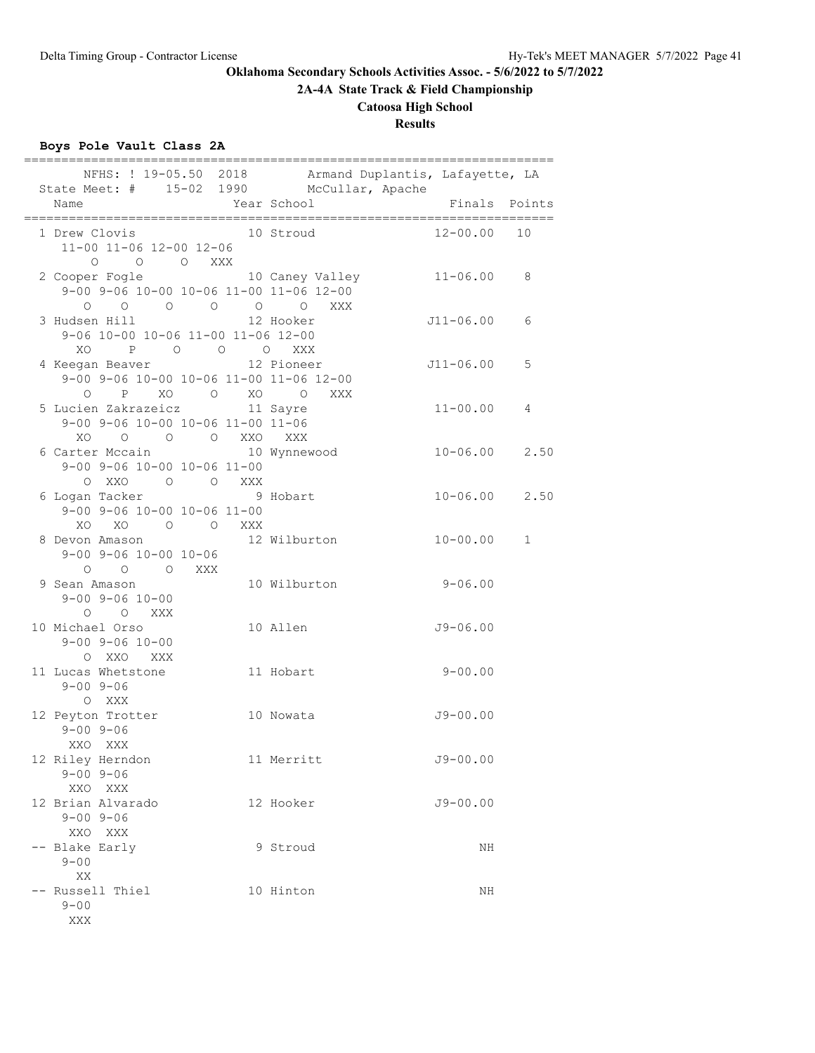**Oklahoma Secondary Schools Activities Assoc. - 5/6/2022 to 5/7/2022**

**2A-4A State Track & Field Championship**

**Catoosa High School**

**Results**

**Boys Pole Vault Class 2A**

```
=========================================================================
      NFHS: ! 19-05.50  2018        Armand Duplantis, Lafayette, LA      
  State Meet: #    15-02  1990        McCullar, Apache                   
  Name                    Year School                   Finals  Points   
=========================================================================
  1 Drew Clovis             10 Stroud                 12-00.00   10      
     11-00 11-06 12-00 12-06
         O     O     O   XXX
  2 Cooper Fogle            10 Caney Valley           11-06.00    8      
     9-00 9-06 10-00 10-06 11-00 11-06 12-00
        O    O     O     O     O     O   XXX
  3 Hudsen Hill             12 Hooker                J11-06.00    6      
     9-06 10-00 10-06 11-00 11-06 12-00
       XO     P     O     O     O   XXX
  4 Keegan Beaver           12 Pioneer               J11-06.00    5      
     9-00 9-06 10-00 10-06 11-00 11-06 12-00
        O    P    XO     O    XO     O   XXX
  5 Lucien Zakrazeicz       11 Sayre                  11-00.00    4      
     9-00 9-06 10-00 10-06 11-00 11-06
       XO    O     O     O   XXO   XXX
  6 Carter Mccain           10 Wynnewood              10-06.00    2.50   
     9-00 9-06 10-00 10-06 11-00
        O  XXO     O     O   XXX
  6 Logan Tacker             9 Hobart                 10-06.00    2.50   
     9-00 9-06 10-00 10-06 11-00
       XO   XO     O     O   XXX
  8 Devon Amason            12 Wilburton              10-00.00    1      
     9-00 9-06 10-00 10-06
        O    O     O   XXX
  9 Sean Amason             10 Wilburton               9-06.00           
     9-00 9-06 10-00
        O    O   XXX
 10 Michael Orso            10 Allen                  J9-06.00           
     9-00 9-06 10-00
        O  XXO   XXX
 11 Lucas Whetstone         11 Hobart                  9-00.00           
     9-00 9-06
        O  XXX
 12 Peyton Trotter          10 Nowata                 J9-00.00           
     9-00 9-06
      XXO  XXX
 12 Riley Herndon           11 Merritt                J9-00.00           
     9-00 9-06
      XXO  XXX
 12 Brian Alvarado          12 Hooker                 J9-00.00           
     9-00 9-06
      XXO  XXX
 -- Blake Early              9 Stroud                       NH           
     9-00
       XX
 -- Russell Thiel           10 Hinton                       NH           
     9-00
      XXX
```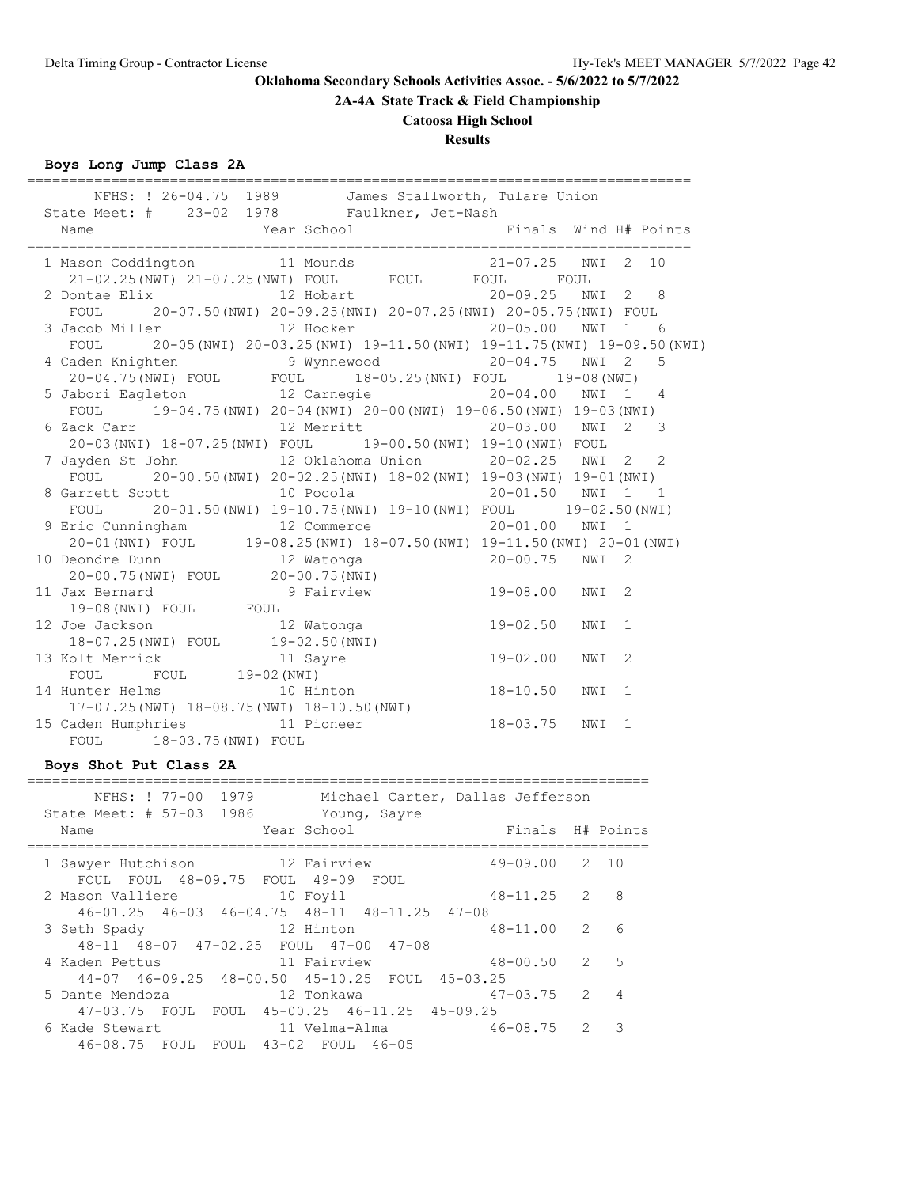# Oklahoma Secondary Schools Activities Assoc. - 5/6/2022 to 5/7/2022

## 2A-4A State Track & Field Championship

## Catoosa High School

## Results

### Boys Long Jump Class 2A

NFHS: ! 26-04.75 1989 James Stallworth, Tulare Union
State Meet: # 23-02 1978 Faulkner, Jet-Nash

| Name | Year | School | Finals | Wind | H# | Points |
|---|---|---|---|---|---|---|
| 1 Mason Coddington | 11 | Mounds | 21-07.25 | NWI | 2 | 10 |
| 21-02.25(NWI) 21-07.25(NWI) FOUL FOUL FOUL FOUL | | | | | | |
| 2 Dontae Elix | 12 | Hobart | 20-09.25 | NWI | 2 | 8 |
| FOUL 20-07.50(NWI) 20-09.25(NWI) 20-07.25(NWI) 20-05.75(NWI) FOUL | | | | | | |
| 3 Jacob Miller | 12 | Hooker | 20-05.00 | NWI | 1 | 6 |
| FOUL 20-05(NWI) 20-03.25(NWI) 19-11.50(NWI) 19-11.75(NWI) 19-09.50(NWI) | | | | | | |
| 4 Caden Knighten | 9 | Wynnewood | 20-04.75 | NWI | 2 | 5 |
| 20-04.75(NWI) FOUL FOUL 18-05.25(NWI) FOUL 19-08(NWI) | | | | | | |
| 5 Jabori Eagleton | 12 | Carnegie | 20-04.00 | NWI | 1 | 4 |
| FOUL 19-04.75(NWI) 20-04(NWI) 20-00(NWI) 19-06.50(NWI) 19-03(NWI) | | | | | | |
| 6 Zack Carr | 12 | Merritt | 20-03.00 | NWI | 2 | 3 |
| 20-03(NWI) 18-07.25(NWI) FOUL 19-00.50(NWI) 19-10(NWI) FOUL | | | | | | |
| 7 Jayden St John | 12 | Oklahoma Union | 20-02.25 | NWI | 2 | 2 |
| FOUL 20-00.50(NWI) 20-02.25(NWI) 18-02(NWI) 19-03(NWI) 19-01(NWI) | | | | | | |
| 8 Garrett Scott | 10 | Pocola | 20-01.50 | NWI | 1 | 1 |
| FOUL 20-01.50(NWI) 19-10.75(NWI) 19-10(NWI) FOUL 19-02.50(NWI) | | | | | | |
| 9 Eric Cunningham | 12 | Commerce | 20-01.00 | NWI | 1 | |
| 20-01(NWI) FOUL 19-08.25(NWI) 18-07.50(NWI) 19-11.50(NWI) 20-01(NWI) | | | | | | |
| 10 Deondre Dunn | 12 | Watonga | 20-00.75 | NWI | 2 | |
| 20-00.75(NWI) FOUL 20-00.75(NWI) | | | | | | |
| 11 Jax Bernard | 9 | Fairview | 19-08.00 | NWI | 2 | |
| 19-08(NWI) FOUL FOUL | | | | | | |
| 12 Joe Jackson | 12 | Watonga | 19-02.50 | NWI | 1 | |
| 18-07.25(NWI) FOUL 19-02.50(NWI) | | | | | | |
| 13 Kolt Merrick | 11 | Sayre | 19-02.00 | NWI | 2 | |
| FOUL FOUL 19-02(NWI) | | | | | | |
| 14 Hunter Helms | 10 | Hinton | 18-10.50 | NWI | 1 | |
| 17-07.25(NWI) 18-08.75(NWI) 18-10.50(NWI) | | | | | | |
| 15 Caden Humphries | 11 | Pioneer | 18-03.75 | NWI | 1 | |
| FOUL 18-03.75(NWI) FOUL | | | | | | |

### Boys Shot Put Class 2A

NFHS: ! 77-00 1979 Michael Carter, Dallas Jefferson
State Meet: # 57-03 1986 Young, Sayre

| Name | Year | School | Finals | H# | Points |
|---|---|---|---|---|---|
| 1 Sawyer Hutchison | 12 | Fairview | 49-09.00 | 2 | 10 |
| FOUL FOUL 48-09.75 FOUL 49-09 FOUL | | | | | |
| 2 Mason Valliere | 10 | Foyil | 48-11.25 | 2 | 8 |
| 46-01.25 46-03 46-04.75 48-11 48-11.25 47-08 | | | | | |
| 3 Seth Spady | 12 | Hinton | 48-11.00 | 2 | 6 |
| 48-11 48-07 47-02.25 FOUL 47-00 47-08 | | | | | |
| 4 Kaden Pettus | 11 | Fairview | 48-00.50 | 2 | 5 |
| 44-07 46-09.25 48-00.50 45-10.25 FOUL 45-03.25 | | | | | |
| 5 Dante Mendoza | 12 | Tonkawa | 47-03.75 | 2 | 4 |
| 47-03.75 FOUL FOUL 45-00.25 46-11.25 45-09.25 | | | | | |
| 6 Kade Stewart | 11 | Velma-Alma | 46-08.75 | 2 | 3 |
| 46-08.75 FOUL FOUL 43-02 FOUL 46-05 | | | | | |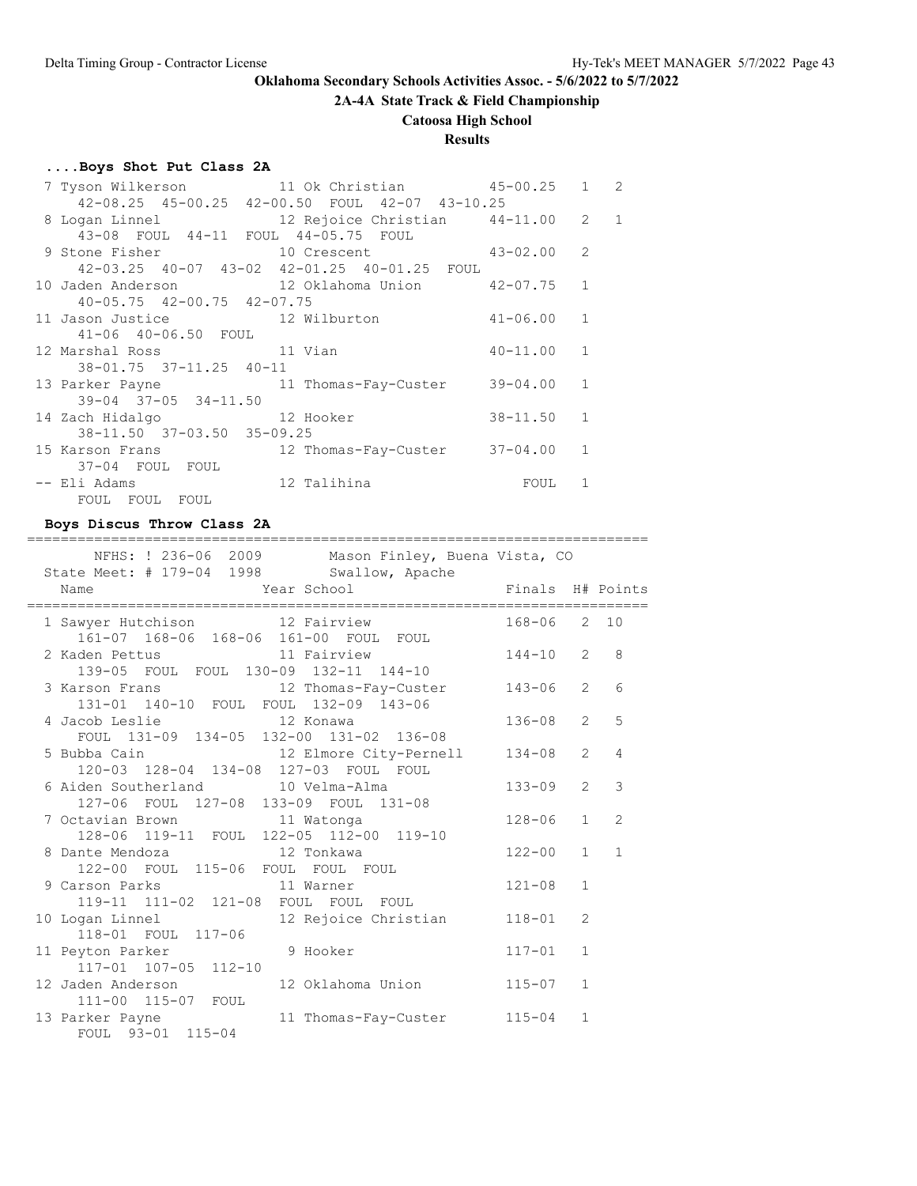**Oklahoma Secondary Schools Activities Assoc. - 5/6/2022 to 5/7/2022**

**2A-4A State Track & Field Championship**

**Catoosa High School**

**Results**

### ....Boys Shot Put Class 2A

```
  7 Tyson Wilkerson          11 Ok Christian          45-00.25   1   2
     42-08.25  45-00.25  42-00.50  FOUL  42-07  43-10.25
  8 Logan Linnel             12 Rejoice Christian     44-11.00   2   1
     43-08  FOUL  44-11  FOUL  44-05.75  FOUL
  9 Stone Fisher             10 Crescent              43-02.00   2
     42-03.25  40-07  43-02  42-01.25  40-01.25  FOUL
 10 Jaden Anderson           12 Oklahoma Union        42-07.75   1
     40-05.75  42-00.75  42-07.75
 11 Jason Justice            12 Wilburton             41-06.00   1
     41-06  40-06.50  FOUL
 12 Marshal Ross             11 Vian                  40-11.00   1
     38-01.75  37-11.25  40-11
 13 Parker Payne             11 Thomas-Fay-Custer     39-04.00   1
     39-04  37-05  34-11.50
 14 Zach Hidalgo             12 Hooker                38-11.50   1
     38-11.50  37-03.50  35-09.25
 15 Karson Frans             12 Thomas-Fay-Custer     37-04.00   1
     37-04  FOUL  FOUL
 -- Eli Adams                12 Talihina                  FOUL   1
     FOUL  FOUL  FOUL
```

### Boys Discus Throw Class 2A

```
=========================================================================
      NFHS: ! 236-06  2009        Mason Finley, Buena Vista, CO
  State Meet: # 179-04  1998        Swallow, Apache
    Name                    Year School                 Finals  H# Points
=========================================================================
  1 Sawyer Hutchison         12 Fairview              168-06   2  10
     161-07  168-06  168-06  161-00  FOUL  FOUL
  2 Kaden Pettus             11 Fairview              144-10   2   8
     139-05  FOUL  FOUL  130-09  132-11  144-10
  3 Karson Frans             12 Thomas-Fay-Custer     143-06   2   6
     131-01  140-10  FOUL  FOUL  132-09  143-06
  4 Jacob Leslie             12 Konawa                136-08   2   5
     FOUL  131-09  134-05  132-00  131-02  136-08
  5 Bubba Cain               12 Elmore City-Pernell   134-08   2   4
     120-03  128-04  134-08  127-03  FOUL  FOUL
  6 Aiden Southerland        10 Velma-Alma            133-09   2   3
     127-06  FOUL  127-08  133-09  FOUL  131-08
  7 Octavian Brown           11 Watonga               128-06   1   2
     128-06  119-11  FOUL  122-05  112-00  119-10
  8 Dante Mendoza            12 Tonkawa               122-00   1   1
     122-00  FOUL  115-06  FOUL  FOUL  FOUL
  9 Carson Parks             11 Warner                121-08   1
     119-11  111-02  121-08  FOUL  FOUL  FOUL
 10 Logan Linnel             12 Rejoice Christian     118-01   2
     118-01  FOUL  117-06
 11 Peyton Parker             9 Hooker                117-01   1
     117-01  107-05  112-10
 12 Jaden Anderson           12 Oklahoma Union        115-07   1
     111-00  115-07  FOUL
 13 Parker Payne             11 Thomas-Fay-Custer     115-04   1
     FOUL  93-01  115-04
```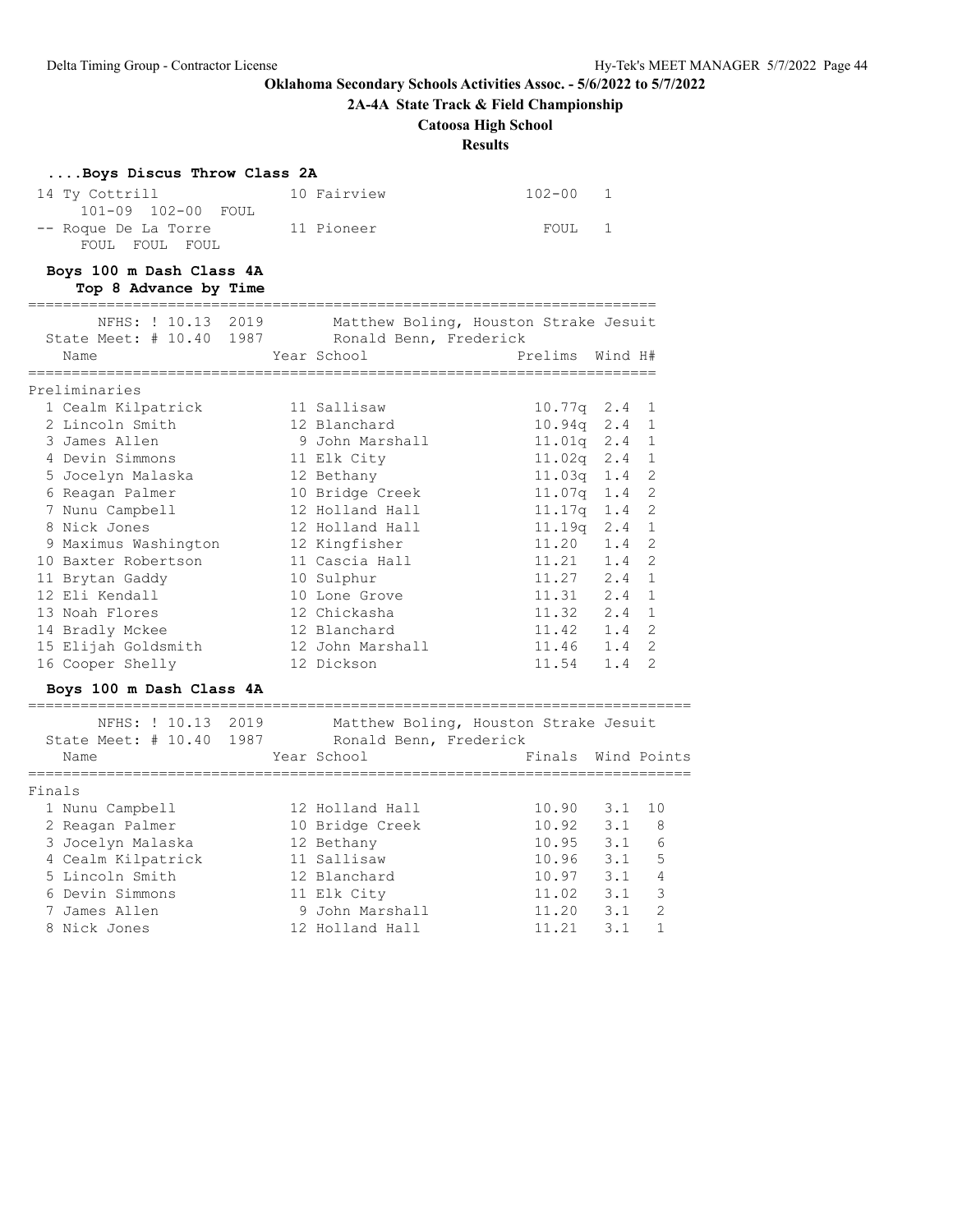**Oklahoma Secondary Schools Activities Assoc. - 5/6/2022 to 5/7/2022**

**2A-4A State Track & Field Championship**

**Catoosa High School**

**Results**

### ....Boys Discus Throw Class 2A

| Place | Name | Year | School | Finals | H# |
|---|---|---|---|---|---|
| 14 | Ty Cottrill | 10 | Fairview | 102-00 | 1 |
| | 101-09 102-00 FOUL | | | | |
| -- | Roque De La Torre | 11 | Pioneer | FOUL | 1 |
| | FOUL FOUL FOUL | | | | |

### Boys 100 m Dash Class 4A
**Top 8 Advance by Time**

NFHS: ! 10.13 2019 Matthew Boling, Houston Strake Jesuit
State Meet: # 10.40 1987 Ronald Benn, Frederick

**Preliminaries**

| Place | Name | Year | School | Prelims | Wind | H# |
|---|---|---|---|---|---|---|
| 1 | Cealm Kilpatrick | 11 | Sallisaw | 10.77q | 2.4 | 1 |
| 2 | Lincoln Smith | 12 | Blanchard | 10.94q | 2.4 | 1 |
| 3 | James Allen | 9 | John Marshall | 11.01q | 2.4 | 1 |
| 4 | Devin Simmons | 11 | Elk City | 11.02q | 2.4 | 1 |
| 5 | Jocelyn Malaska | 12 | Bethany | 11.03q | 1.4 | 2 |
| 6 | Reagan Palmer | 10 | Bridge Creek | 11.07q | 1.4 | 2 |
| 7 | Nunu Campbell | 12 | Holland Hall | 11.17q | 1.4 | 2 |
| 8 | Nick Jones | 12 | Holland Hall | 11.19q | 2.4 | 1 |
| 9 | Maximus Washington | 12 | Kingfisher | 11.20 | 1.4 | 2 |
| 10 | Baxter Robertson | 11 | Cascia Hall | 11.21 | 1.4 | 2 |
| 11 | Brytan Gaddy | 10 | Sulphur | 11.27 | 2.4 | 1 |
| 12 | Eli Kendall | 10 | Lone Grove | 11.31 | 2.4 | 1 |
| 13 | Noah Flores | 12 | Chickasha | 11.32 | 2.4 | 1 |
| 14 | Bradly Mckee | 12 | Blanchard | 11.42 | 1.4 | 2 |
| 15 | Elijah Goldsmith | 12 | John Marshall | 11.46 | 1.4 | 2 |
| 16 | Cooper Shelly | 12 | Dickson | 11.54 | 1.4 | 2 |

### Boys 100 m Dash Class 4A

NFHS: ! 10.13 2019 Matthew Boling, Houston Strake Jesuit
State Meet: # 10.40 1987 Ronald Benn, Frederick

**Finals**

| Place | Name | Year | School | Finals | Wind | Points |
|---|---|---|---|---|---|---|
| 1 | Nunu Campbell | 12 | Holland Hall | 10.90 | 3.1 | 10 |
| 2 | Reagan Palmer | 10 | Bridge Creek | 10.92 | 3.1 | 8 |
| 3 | Jocelyn Malaska | 12 | Bethany | 10.95 | 3.1 | 6 |
| 4 | Cealm Kilpatrick | 11 | Sallisaw | 10.96 | 3.1 | 5 |
| 5 | Lincoln Smith | 12 | Blanchard | 10.97 | 3.1 | 4 |
| 6 | Devin Simmons | 11 | Elk City | 11.02 | 3.1 | 3 |
| 7 | James Allen | 9 | John Marshall | 11.20 | 3.1 | 2 |
| 8 | Nick Jones | 12 | Holland Hall | 11.21 | 3.1 | 1 |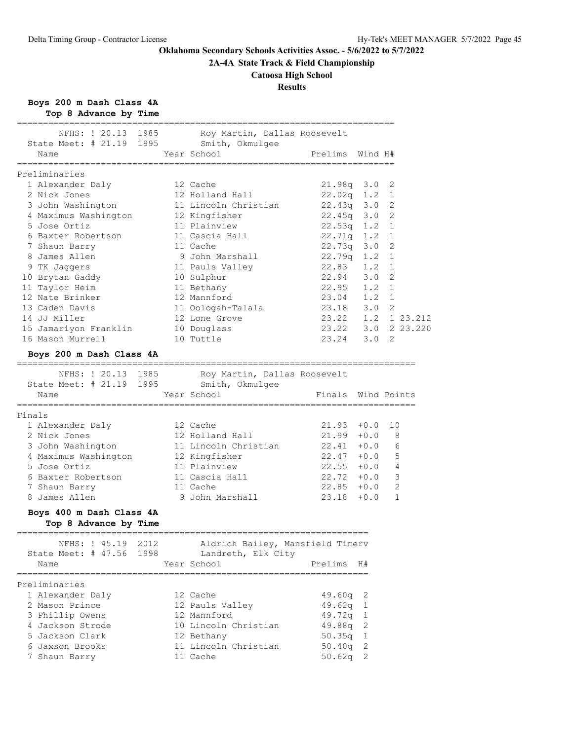# Oklahoma Secondary Schools Activities Assoc. - 5/6/2022 to 5/7/2022

## 2A-4A State Track & Field Championship

## Catoosa High School

## Results

### Boys 200 m Dash Class 4A

**Top 8 Advance by Time**

NFHS: ! 20.13 1985 Roy Martin, Dallas Roosevelt
State Meet: # 21.19 1995 Smith, Okmulgee

**Preliminaries**

| | Name | Year | School | Prelims | Wind | H# | |
|---|---|---|---|---|---|---|---|
| 1 | Alexander Daly | 12 | Cache | 21.98q | 3.0 | 2 | |
| 2 | Nick Jones | 12 | Holland Hall | 22.02q | 1.2 | 1 | |
| 3 | John Washington | 11 | Lincoln Christian | 22.43q | 3.0 | 2 | |
| 4 | Maximus Washington | 12 | Kingfisher | 22.45q | 3.0 | 2 | |
| 5 | Jose Ortiz | 11 | Plainview | 22.53q | 1.2 | 1 | |
| 6 | Baxter Robertson | 11 | Cascia Hall | 22.71q | 1.2 | 1 | |
| 7 | Shaun Barry | 11 | Cache | 22.73q | 3.0 | 2 | |
| 8 | James Allen | 9 | John Marshall | 22.79q | 1.2 | 1 | |
| 9 | TK Jaggers | 11 | Pauls Valley | 22.83 | 1.2 | 1 | |
| 10 | Brytan Gaddy | 10 | Sulphur | 22.94 | 3.0 | 2 | |
| 11 | Taylor Heim | 11 | Bethany | 22.95 | 1.2 | 1 | |
| 12 | Nate Brinker | 12 | Mannford | 23.04 | 1.2 | 1 | |
| 13 | Caden Davis | 11 | Oologah-Talala | 23.18 | 3.0 | 2 | |
| 14 | JJ Miller | 12 | Lone Grove | 23.22 | 1.2 | 1 | 23.212 |
| 15 | Jamariyon Franklin | 10 | Douglass | 23.22 | 3.0 | 2 | 23.220 |
| 16 | Mason Murrell | 10 | Tuttle | 23.24 | 3.0 | 2 | |

### Boys 200 m Dash Class 4A

NFHS: ! 20.13 1985 Roy Martin, Dallas Roosevelt
State Meet: # 21.19 1995 Smith, Okmulgee

**Finals**

| | Name | Year | School | Finals | Wind | Points |
|---|---|---|---|---|---|---|
| 1 | Alexander Daly | 12 | Cache | 21.93 | +0.0 | 10 |
| 2 | Nick Jones | 12 | Holland Hall | 21.99 | +0.0 | 8 |
| 3 | John Washington | 11 | Lincoln Christian | 22.41 | +0.0 | 6 |
| 4 | Maximus Washington | 12 | Kingfisher | 22.47 | +0.0 | 5 |
| 5 | Jose Ortiz | 11 | Plainview | 22.55 | +0.0 | 4 |
| 6 | Baxter Robertson | 11 | Cascia Hall | 22.72 | +0.0 | 3 |
| 7 | Shaun Barry | 11 | Cache | 22.85 | +0.0 | 2 |
| 8 | James Allen | 9 | John Marshall | 23.18 | +0.0 | 1 |

### Boys 400 m Dash Class 4A

**Top 8 Advance by Time**

NFHS: ! 45.19 2012 Aldrich Bailey, Mansfield Timerv
State Meet: # 47.56 1998 Landreth, Elk City

**Preliminaries**

| | Name | Year | School | Prelims | H# |
|---|---|---|---|---|---|
| 1 | Alexander Daly | 12 | Cache | 49.60q | 2 |
| 2 | Mason Prince | 12 | Pauls Valley | 49.62q | 1 |
| 3 | Phillip Owens | 12 | Mannford | 49.72q | 1 |
| 4 | Jackson Strode | 10 | Lincoln Christian | 49.88q | 2 |
| 5 | Jackson Clark | 12 | Bethany | 50.35q | 1 |
| 6 | Jaxson Brooks | 11 | Lincoln Christian | 50.40q | 2 |
| 7 | Shaun Barry | 11 | Cache | 50.62q | 2 |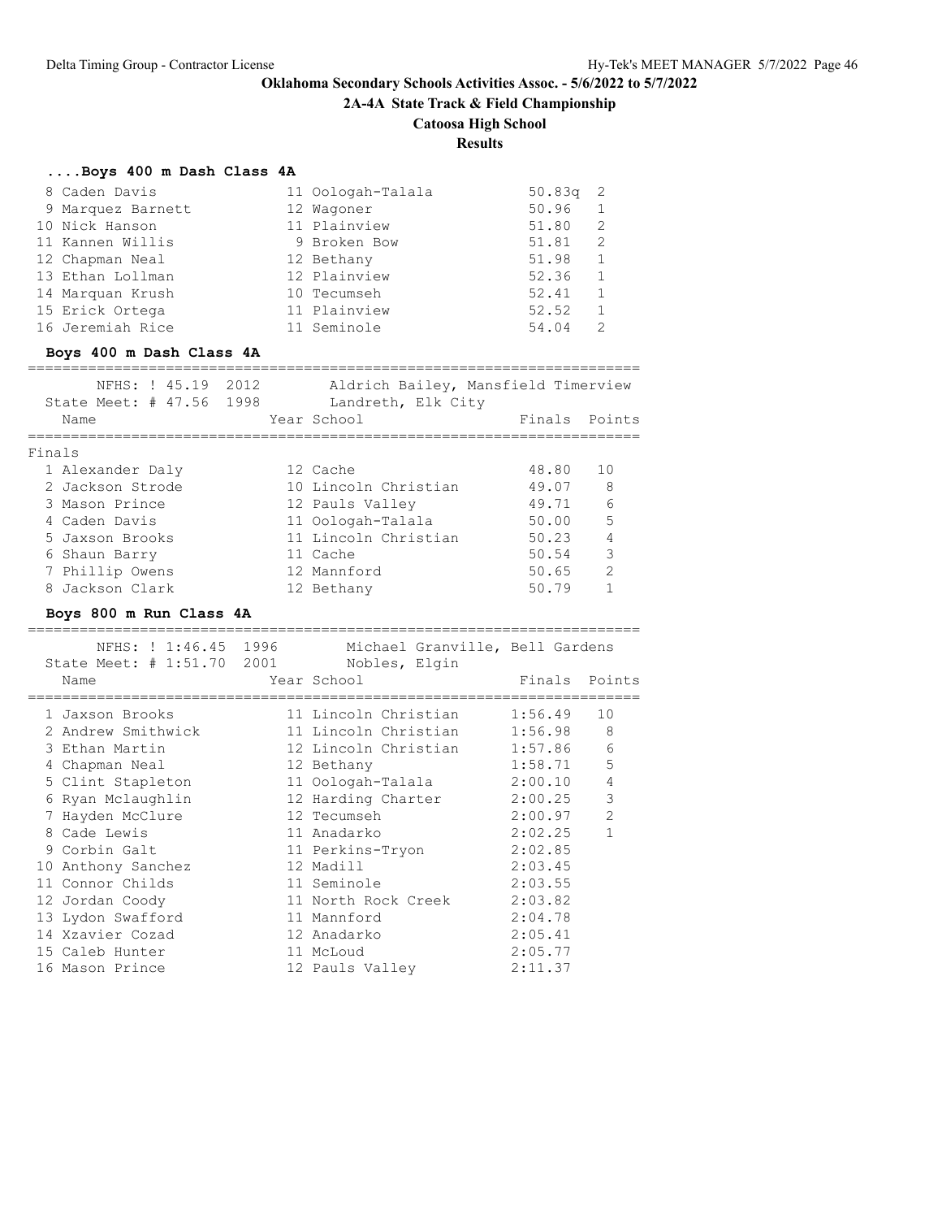# Oklahoma Secondary Schools Activities Assoc. - 5/6/2022 to 5/7/2022

## 2A-4A State Track & Field Championship

## Catoosa High School

## Results

### ....Boys 400 m Dash Class 4A

| Place | Name | Year | School | Prelims | Heat |
|---|---|---|---|---|---|
| 8 | Caden Davis | 11 | Oologah-Talala | 50.83q | 2 |
| 9 | Marquez Barnett | 12 | Wagoner | 50.96 | 1 |
| 10 | Nick Hanson | 11 | Plainview | 51.80 | 2 |
| 11 | Kannen Willis | 9 | Broken Bow | 51.81 | 2 |
| 12 | Chapman Neal | 12 | Bethany | 51.98 | 1 |
| 13 | Ethan Lollman | 12 | Plainview | 52.36 | 1 |
| 14 | Marquan Krush | 10 | Tecumseh | 52.41 | 1 |
| 15 | Erick Ortega | 11 | Plainview | 52.52 | 1 |
| 16 | Jeremiah Rice | 11 | Seminole | 54.04 | 2 |

### Boys 400 m Dash Class 4A

NFHS: ! 45.19 2012 Aldrich Bailey, Mansfield Timerview
State Meet: # 47.56 1998 Landreth, Elk City

Finals

| Place | Name | Year | School | Finals | Points |
|---|---|---|---|---|---|
| 1 | Alexander Daly | 12 | Cache | 48.80 | 10 |
| 2 | Jackson Strode | 10 | Lincoln Christian | 49.07 | 8 |
| 3 | Mason Prince | 12 | Pauls Valley | 49.71 | 6 |
| 4 | Caden Davis | 11 | Oologah-Talala | 50.00 | 5 |
| 5 | Jaxson Brooks | 11 | Lincoln Christian | 50.23 | 4 |
| 6 | Shaun Barry | 11 | Cache | 50.54 | 3 |
| 7 | Phillip Owens | 12 | Mannford | 50.65 | 2 |
| 8 | Jackson Clark | 12 | Bethany | 50.79 | 1 |

### Boys 800 m Run Class 4A

NFHS: ! 1:46.45 1996 Michael Granville, Bell Gardens
State Meet: # 1:51.70 2001 Nobles, Elgin

| Place | Name | Year | School | Finals | Points |
|---|---|---|---|---|---|
| 1 | Jaxson Brooks | 11 | Lincoln Christian | 1:56.49 | 10 |
| 2 | Andrew Smithwick | 11 | Lincoln Christian | 1:56.98 | 8 |
| 3 | Ethan Martin | 12 | Lincoln Christian | 1:57.86 | 6 |
| 4 | Chapman Neal | 12 | Bethany | 1:58.71 | 5 |
| 5 | Clint Stapleton | 11 | Oologah-Talala | 2:00.10 | 4 |
| 6 | Ryan Mclaughlin | 12 | Harding Charter | 2:00.25 | 3 |
| 7 | Hayden McClure | 12 | Tecumseh | 2:00.97 | 2 |
| 8 | Cade Lewis | 11 | Anadarko | 2:02.25 | 1 |
| 9 | Corbin Galt | 11 | Perkins-Tryon | 2:02.85 | |
| 10 | Anthony Sanchez | 12 | Madill | 2:03.45 | |
| 11 | Connor Childs | 11 | Seminole | 2:03.55 | |
| 12 | Jordan Coody | 11 | North Rock Creek | 2:03.82 | |
| 13 | Lydon Swafford | 11 | Mannford | 2:04.78 | |
| 14 | Xzavier Cozad | 12 | Anadarko | 2:05.41 | |
| 15 | Caleb Hunter | 11 | McLoud | 2:05.77 | |
| 16 | Mason Prince | 12 | Pauls Valley | 2:11.37 | |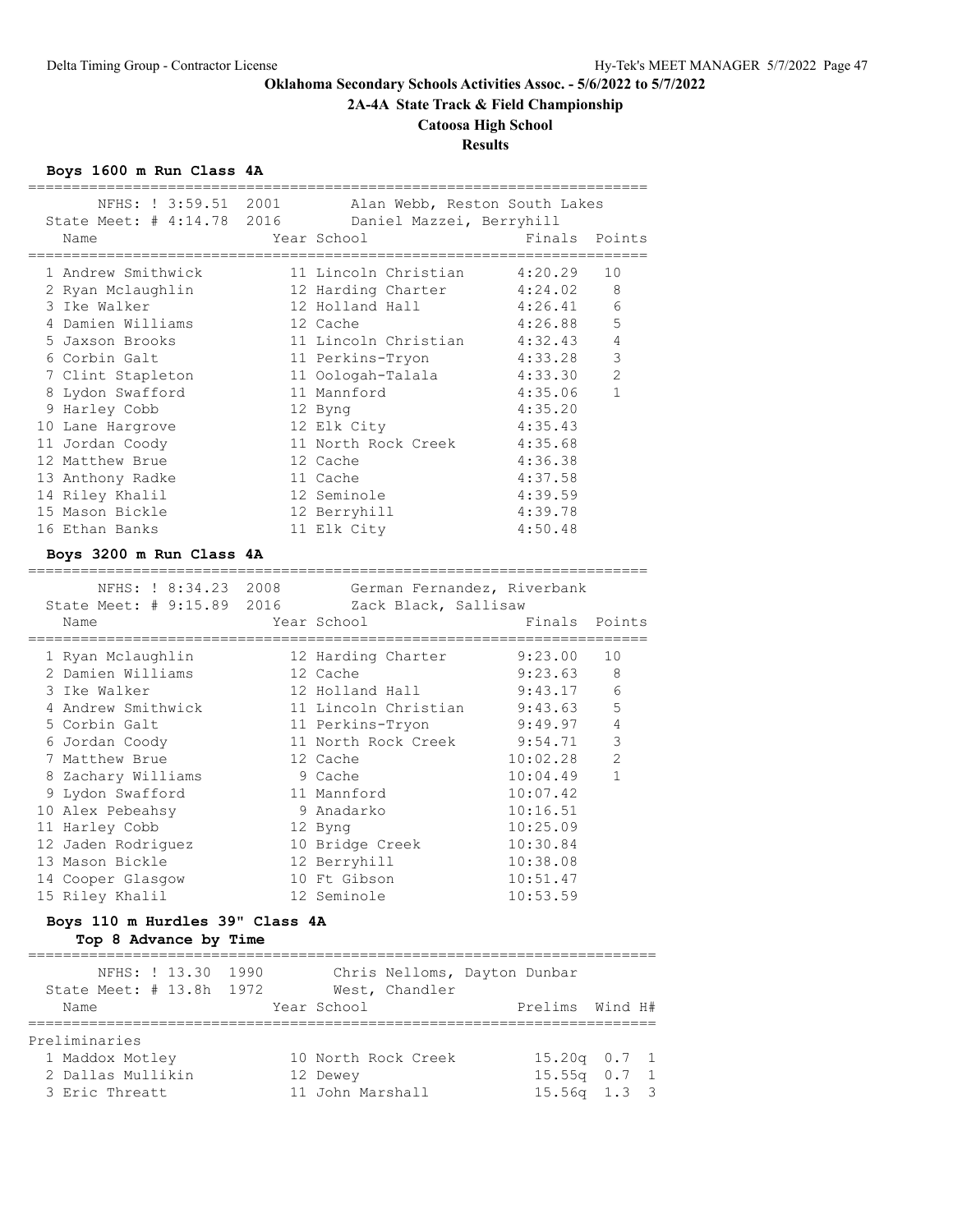# Oklahoma Secondary Schools Activities Assoc. - 5/6/2022 to 5/7/2022

## 2A-4A State Track & Field Championship

### Catoosa High School

### Results

**Boys 1600 m Run Class 4A**

NFHS: ! 3:59.51 2001 Alan Webb, Reston South Lakes
State Meet: # 4:14.78 2016 Daniel Mazzei, Berryhill

| | Name | Year | School | Finals | Points |
|---|---|---|---|---|---|
| 1 | Andrew Smithwick | 11 | Lincoln Christian | 4:20.29 | 10 |
| 2 | Ryan Mclaughlin | 12 | Harding Charter | 4:24.02 | 8 |
| 3 | Ike Walker | 12 | Holland Hall | 4:26.41 | 6 |
| 4 | Damien Williams | 12 | Cache | 4:26.88 | 5 |
| 5 | Jaxson Brooks | 11 | Lincoln Christian | 4:32.43 | 4 |
| 6 | Corbin Galt | 11 | Perkins-Tryon | 4:33.28 | 3 |
| 7 | Clint Stapleton | 11 | Oologah-Talala | 4:33.30 | 2 |
| 8 | Lydon Swafford | 11 | Mannford | 4:35.06 | 1 |
| 9 | Harley Cobb | 12 | Byng | 4:35.20 | |
| 10 | Lane Hargrove | 12 | Elk City | 4:35.43 | |
| 11 | Jordan Coody | 11 | North Rock Creek | 4:35.68 | |
| 12 | Matthew Brue | 12 | Cache | 4:36.38 | |
| 13 | Anthony Radke | 11 | Cache | 4:37.58 | |
| 14 | Riley Khalil | 12 | Seminole | 4:39.59 | |
| 15 | Mason Bickle | 12 | Berryhill | 4:39.78 | |
| 16 | Ethan Banks | 11 | Elk City | 4:50.48 | |

**Boys 3200 m Run Class 4A**

NFHS: ! 8:34.23 2008 German Fernandez, Riverbank
State Meet: # 9:15.89 2016 Zack Black, Sallisaw

| | Name | Year | School | Finals | Points |
|---|---|---|---|---|---|
| 1 | Ryan Mclaughlin | 12 | Harding Charter | 9:23.00 | 10 |
| 2 | Damien Williams | 12 | Cache | 9:23.63 | 8 |
| 3 | Ike Walker | 12 | Holland Hall | 9:43.17 | 6 |
| 4 | Andrew Smithwick | 11 | Lincoln Christian | 9:43.63 | 5 |
| 5 | Corbin Galt | 11 | Perkins-Tryon | 9:49.97 | 4 |
| 6 | Jordan Coody | 11 | North Rock Creek | 9:54.71 | 3 |
| 7 | Matthew Brue | 12 | Cache | 10:02.28 | 2 |
| 8 | Zachary Williams | 9 | Cache | 10:04.49 | 1 |
| 9 | Lydon Swafford | 11 | Mannford | 10:07.42 | |
| 10 | Alex Pebeahsy | 9 | Anadarko | 10:16.51 | |
| 11 | Harley Cobb | 12 | Byng | 10:25.09 | |
| 12 | Jaden Rodriguez | 10 | Bridge Creek | 10:30.84 | |
| 13 | Mason Bickle | 12 | Berryhill | 10:38.08 | |
| 14 | Cooper Glasgow | 10 | Ft Gibson | 10:51.47 | |
| 15 | Riley Khalil | 12 | Seminole | 10:53.59 | |

**Boys 110 m Hurdles 39" Class 4A**

**Top 8 Advance by Time**

NFHS: ! 13.30 1990 Chris Nelloms, Dayton Dunbar
State Meet: # 13.8h 1972 West, Chandler

| | Name | Year | School | Prelims | Wind | H# |
|---|---|---|---|---|---|---|
| **Preliminaries** | | | | | | |
| 1 | Maddox Motley | 10 | North Rock Creek | 15.20q | 0.7 | 1 |
| 2 | Dallas Mullikin | 12 | Dewey | 15.55q | 0.7 | 1 |
| 3 | Eric Threatt | 11 | John Marshall | 15.56q | 1.3 | 3 |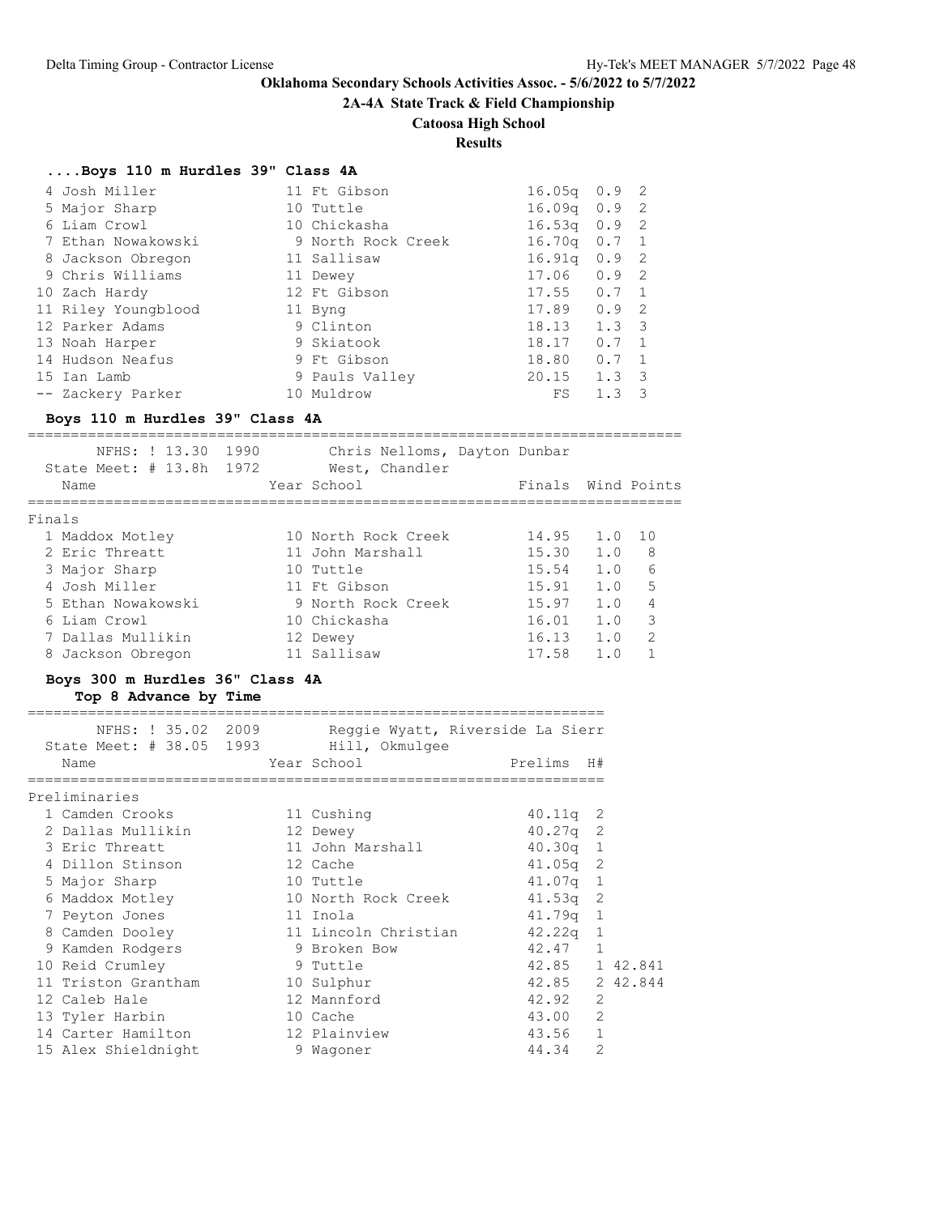# Oklahoma Secondary Schools Activities Assoc. - 5/6/2022 to 5/7/2022

## 2A-4A State Track & Field Championship

### Catoosa High School

### Results

#### ....Boys 110 m Hurdles 39" Class 4A

| Place | Name | Year | School | Prelims | Wind | H# |
|---|---|---|---|---|---|---|
| 4 | Josh Miller | 11 | Ft Gibson | 16.05q | 0.9 | 2 |
| 5 | Major Sharp | 10 | Tuttle | 16.09q | 0.9 | 2 |
| 6 | Liam Crowl | 10 | Chickasha | 16.53q | 0.9 | 2 |
| 7 | Ethan Nowakowski | 9 | North Rock Creek | 16.70q | 0.7 | 1 |
| 8 | Jackson Obregon | 11 | Sallisaw | 16.91q | 0.9 | 2 |
| 9 | Chris Williams | 11 | Dewey | 17.06 | 0.9 | 2 |
| 10 | Zach Hardy | 12 | Ft Gibson | 17.55 | 0.7 | 1 |
| 11 | Riley Youngblood | 11 | Byng | 17.89 | 0.9 | 2 |
| 12 | Parker Adams | 9 | Clinton | 18.13 | 1.3 | 3 |
| 13 | Noah Harper | 9 | Skiatook | 18.17 | 0.7 | 1 |
| 14 | Hudson Neafus | 9 | Ft Gibson | 18.80 | 0.7 | 1 |
| 15 | Ian Lamb | 9 | Pauls Valley | 20.15 | 1.3 | 3 |
| -- | Zackery Parker | 10 | Muldrow | FS | 1.3 | 3 |

#### Boys 110 m Hurdles 39" Class 4A

NFHS: ! 13.30 1990 Chris Nelloms, Dayton Dunbar
State Meet: # 13.8h 1972 West, Chandler

Finals

| Place | Name | Year | School | Finals | Wind | Points |
|---|---|---|---|---|---|---|
| 1 | Maddox Motley | 10 | North Rock Creek | 14.95 | 1.0 | 10 |
| 2 | Eric Threatt | 11 | John Marshall | 15.30 | 1.0 | 8 |
| 3 | Major Sharp | 10 | Tuttle | 15.54 | 1.0 | 6 |
| 4 | Josh Miller | 11 | Ft Gibson | 15.91 | 1.0 | 5 |
| 5 | Ethan Nowakowski | 9 | North Rock Creek | 15.97 | 1.0 | 4 |
| 6 | Liam Crowl | 10 | Chickasha | 16.01 | 1.0 | 3 |
| 7 | Dallas Mullikin | 12 | Dewey | 16.13 | 1.0 | 2 |
| 8 | Jackson Obregon | 11 | Sallisaw | 17.58 | 1.0 | 1 |

#### Boys 300 m Hurdles 36" Class 4A

**Top 8 Advance by Time**

NFHS: ! 35.02 2009 Reggie Wyatt, Riverside La Sierr
State Meet: # 38.05 1993 Hill, Okmulgee

Preliminaries

| Place | Name | Year | School | Prelims | H# | |
|---|---|---|---|---|---|---|
| 1 | Camden Crooks | 11 | Cushing | 40.11q | 2 | |
| 2 | Dallas Mullikin | 12 | Dewey | 40.27q | 2 | |
| 3 | Eric Threatt | 11 | John Marshall | 40.30q | 1 | |
| 4 | Dillon Stinson | 12 | Cache | 41.05q | 2 | |
| 5 | Major Sharp | 10 | Tuttle | 41.07q | 1 | |
| 6 | Maddox Motley | 10 | North Rock Creek | 41.53q | 2 | |
| 7 | Peyton Jones | 11 | Inola | 41.79q | 1 | |
| 8 | Camden Dooley | 11 | Lincoln Christian | 42.22q | 1 | |
| 9 | Kamden Rodgers | 9 | Broken Bow | 42.47 | 1 | |
| 10 | Reid Crumley | 9 | Tuttle | 42.85 | 1 | 42.841 |
| 11 | Triston Grantham | 10 | Sulphur | 42.85 | 2 | 42.844 |
| 12 | Caleb Hale | 12 | Mannford | 42.92 | 2 | |
| 13 | Tyler Harbin | 10 | Cache | 43.00 | 2 | |
| 14 | Carter Hamilton | 12 | Plainview | 43.56 | 1 | |
| 15 | Alex Shieldnight | 9 | Wagoner | 44.34 | 2 | |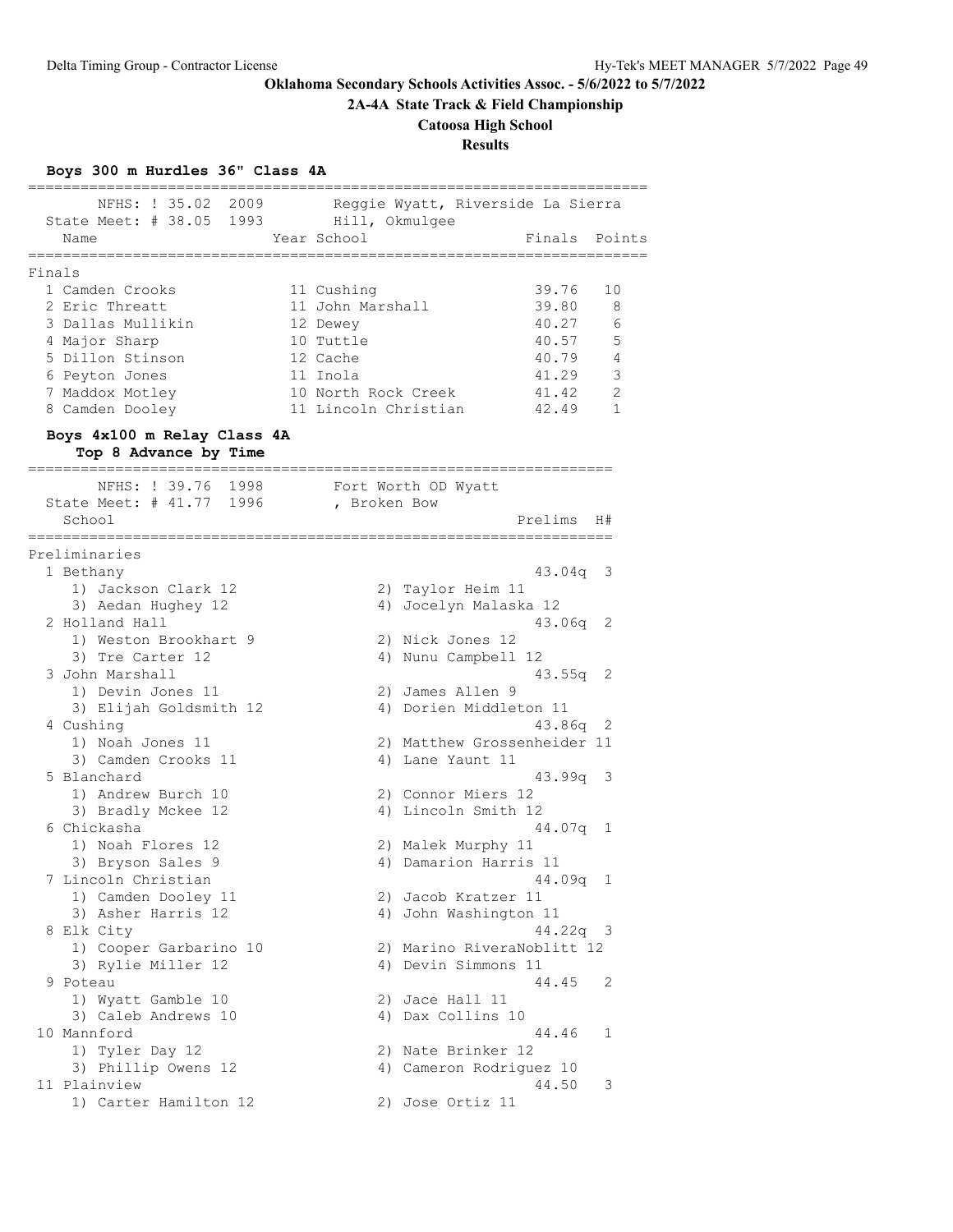**Oklahoma Secondary Schools Activities Assoc. - 5/6/2022 to 5/7/2022**

**2A-4A State Track & Field Championship**

**Catoosa High School**

**Results**

### Boys 300 m Hurdles 36" Class 4A

NFHS: ! 35.02 2009 Reggie Wyatt, Riverside La Sierra
State Meet: # 38.05 1993 Hill, Okmulgee

**Finals**

| Place | Name | Year | School | Finals | Points |
|---|---|---|---|---|---|
| 1 | Camden Crooks | 11 | Cushing | 39.76 | 10 |
| 2 | Eric Threatt | 11 | John Marshall | 39.80 | 8 |
| 3 | Dallas Mullikin | 12 | Dewey | 40.27 | 6 |
| 4 | Major Sharp | 10 | Tuttle | 40.57 | 5 |
| 5 | Dillon Stinson | 12 | Cache | 40.79 | 4 |
| 6 | Peyton Jones | 11 | Inola | 41.29 | 3 |
| 7 | Maddox Motley | 10 | North Rock Creek | 41.42 | 2 |
| 8 | Camden Dooley | 11 | Lincoln Christian | 42.49 | 1 |

### Boys 4x100 m Relay Class 4A

**Top 8 Advance by Time**

NFHS: ! 39.76 1998 Fort Worth OD Wyatt
State Meet: # 41.77 1996 , Broken Bow

**Preliminaries**

| Place | School | Prelims | H# |
|---|---|---|---|
| 1 | Bethany | 43.04q | 3 |
| | 1) Jackson Clark 12; 2) Taylor Heim 11; 3) Aedan Hughey 12; 4) Jocelyn Malaska 12 | | |
| 2 | Holland Hall | 43.06q | 2 |
| | 1) Weston Brookhart 9; 2) Nick Jones 12; 3) Tre Carter 12; 4) Nunu Campbell 12 | | |
| 3 | John Marshall | 43.55q | 2 |
| | 1) Devin Jones 11; 2) James Allen 9; 3) Elijah Goldsmith 12; 4) Dorien Middleton 11 | | |
| 4 | Cushing | 43.86q | 2 |
| | 1) Noah Jones 11; 2) Matthew Grossenheider 11; 3) Camden Crooks 11; 4) Lane Yaunt 11 | | |
| 5 | Blanchard | 43.99q | 3 |
| | 1) Andrew Burch 10; 2) Connor Miers 12; 3) Bradly Mckee 12; 4) Lincoln Smith 12 | | |
| 6 | Chickasha | 44.07q | 1 |
| | 1) Noah Flores 12; 2) Malek Murphy 11; 3) Bryson Sales 9; 4) Damarion Harris 11 | | |
| 7 | Lincoln Christian | 44.09q | 1 |
| | 1) Camden Dooley 11; 2) Jacob Kratzer 11; 3) Asher Harris 12; 4) John Washington 11 | | |
| 8 | Elk City | 44.22q | 3 |
| | 1) Cooper Garbarino 10; 2) Marino RiveraNoblitt 12; 3) Rylie Miller 12; 4) Devin Simmons 11 | | |
| 9 | Poteau | 44.45 | 2 |
| | 1) Wyatt Gamble 10; 2) Jace Hall 11; 3) Caleb Andrews 10; 4) Dax Collins 10 | | |
| 10 | Mannford | 44.46 | 1 |
| | 1) Tyler Day 12; 2) Nate Brinker 12; 3) Phillip Owens 12; 4) Cameron Rodriguez 10 | | |
| 11 | Plainview | 44.50 | 3 |
| | 1) Carter Hamilton 12; 2) Jose Ortiz 11 | | |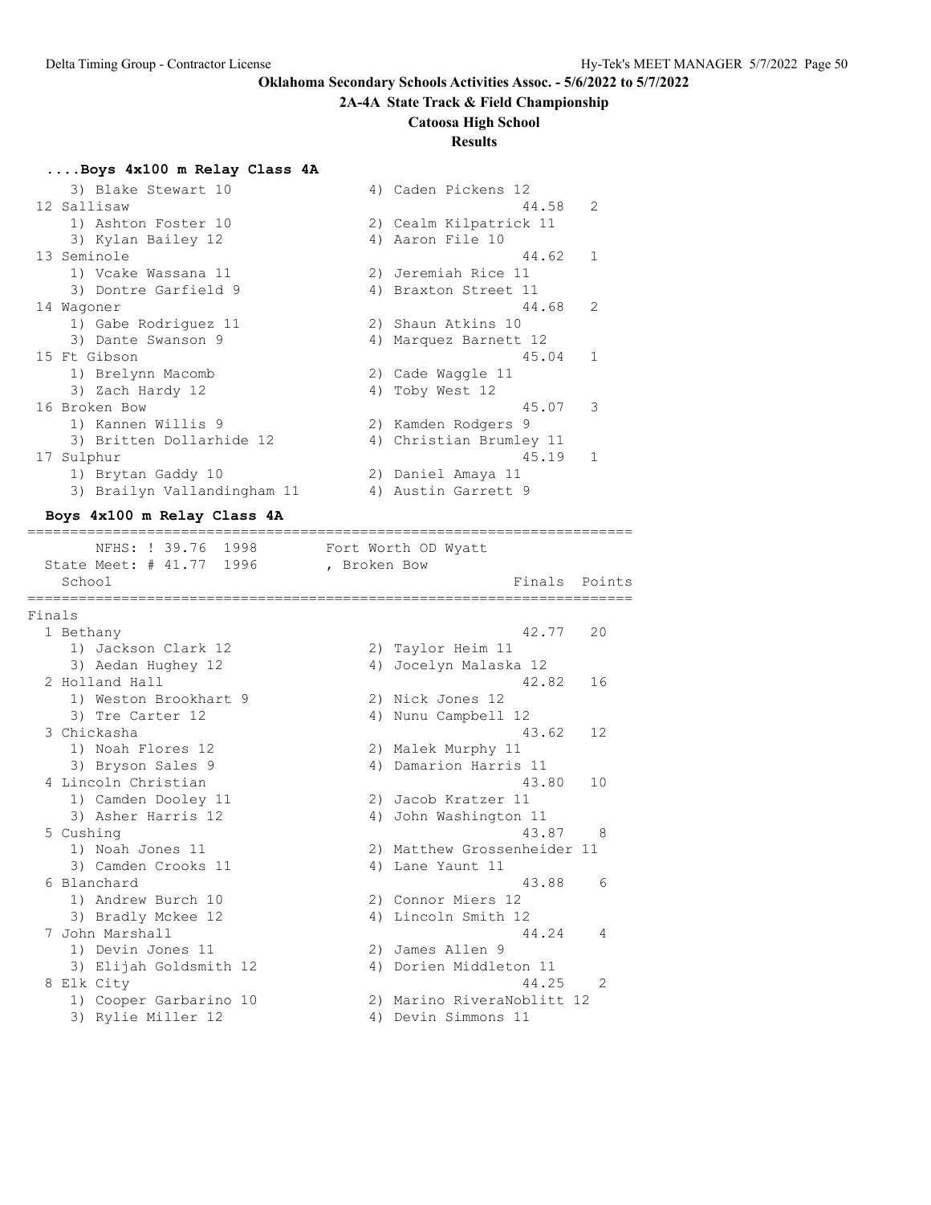**Oklahoma Secondary Schools Activities Assoc. - 5/6/2022 to 5/7/2022**

**2A-4A State Track & Field Championship**

**Catoosa High School**

**Results**

### ....Boys 4x100 m Relay Class 4A

```
    3) Blake Stewart 10                  4) Caden Pickens 12
 12 Sallisaw                                            44.58    2
    1) Ashton Foster 10                  2) Cealm Kilpatrick 11
    3) Kylan Bailey 12                   4) Aaron File 10
 13 Seminole                                            44.62    1
    1) Vcake Wassana 11                  2) Jeremiah Rice 11
    3) Dontre Garfield 9                 4) Braxton Street 11
 14 Wagoner                                             44.68    2
    1) Gabe Rodriguez 11                 2) Shaun Atkins 10
    3) Dante Swanson 9                   4) Marquez Barnett 12
 15 Ft Gibson                                           45.04    1
    1) Brelynn Macomb                    2) Cade Waggle 11
    3) Zach Hardy 12                     4) Toby West 12
 16 Broken Bow                                          45.07    3
    1) Kannen Willis 9                   2) Kamden Rodgers 9
    3) Britten Dollarhide 12             4) Christian Brumley 11
 17 Sulphur                                             45.19    1
    1) Brytan Gaddy 10                   2) Daniel Amaya 11
    3) Brailyn Vallandingham 11          4) Austin Garrett 9
```

### Boys 4x100 m Relay Class 4A

```
=======================================================================
       NFHS: ! 39.76  1998        Fort Worth OD Wyatt
  State Meet: # 41.77  1996       , Broken Bow
    School                                            Finals  Points
=======================================================================
Finals
  1 Bethany                                             42.77   20
    1) Jackson Clark 12                  2) Taylor Heim 11
    3) Aedan Hughey 12                   4) Jocelyn Malaska 12
  2 Holland Hall                                        42.82   16
    1) Weston Brookhart 9                2) Nick Jones 12
    3) Tre Carter 12                     4) Nunu Campbell 12
  3 Chickasha                                           43.62   12
    1) Noah Flores 12                    2) Malek Murphy 11
    3) Bryson Sales 9                    4) Damarion Harris 11
  4 Lincoln Christian                                   43.80   10
    1) Camden Dooley 11                  2) Jacob Kratzer 11
    3) Asher Harris 12                   4) John Washington 11
  5 Cushing                                             43.87    8
    1) Noah Jones 11                     2) Matthew Grossenheider 11
    3) Camden Crooks 11                  4) Lane Yaunt 11
  6 Blanchard                                           43.88    6
    1) Andrew Burch 10                   2) Connor Miers 12
    3) Bradly Mckee 12                   4) Lincoln Smith 12
  7 John Marshall                                       44.24    4
    1) Devin Jones 11                    2) James Allen 9
    3) Elijah Goldsmith 12               4) Dorien Middleton 11
  8 Elk City                                            44.25    2
    1) Cooper Garbarino 10               2) Marino RiveraNoblitt 12
    3) Rylie Miller 12                   4) Devin Simmons 11
```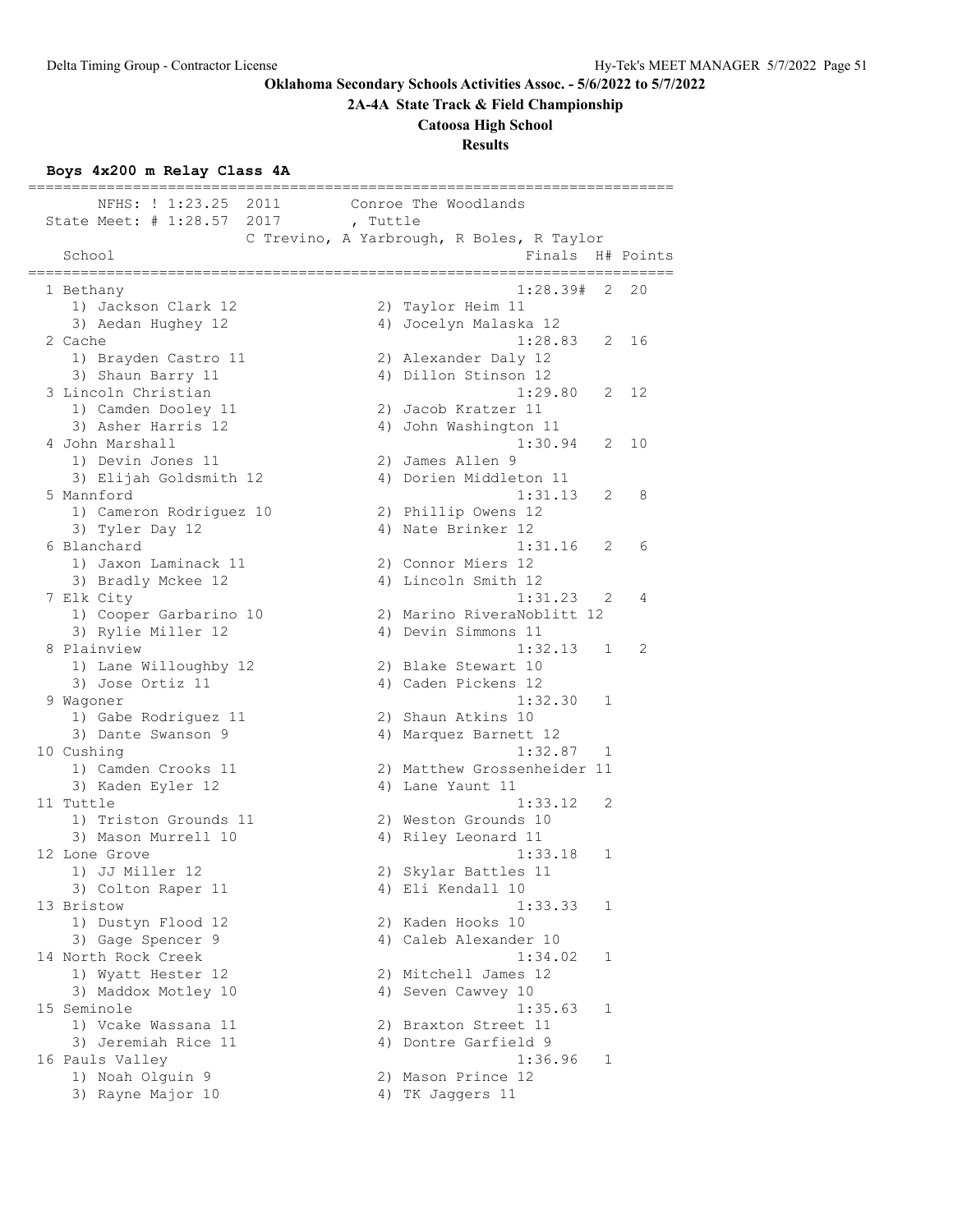**Oklahoma Secondary Schools Activities Assoc. - 5/6/2022 to 5/7/2022**

**2A-4A State Track & Field Championship**

**Catoosa High School**

**Results**

### Boys 4x200 m Relay Class 4A

NFHS: ! 1:23.25 2011 Conroe The Woodlands
State Meet: # 1:28.57 2017 , Tuttle
C Trevino, A Yarbrough, R Boles, R Taylor

| Place | School | Finals | H# | Points |
|---|---|---|---|---|
| 1 | Bethany | 1:28.39# | 2 | 20 |
| | 1) Jackson Clark 12, 2) Taylor Heim 11, 3) Aedan Hughey 12, 4) Jocelyn Malaska 12 | | | |
| 2 | Cache | 1:28.83 | 2 | 16 |
| | 1) Brayden Castro 11, 2) Alexander Daly 12, 3) Shaun Barry 11, 4) Dillon Stinson 12 | | | |
| 3 | Lincoln Christian | 1:29.80 | 2 | 12 |
| | 1) Camden Dooley 11, 2) Jacob Kratzer 11, 3) Asher Harris 12, 4) John Washington 11 | | | |
| 4 | John Marshall | 1:30.94 | 2 | 10 |
| | 1) Devin Jones 11, 2) James Allen 9, 3) Elijah Goldsmith 12, 4) Dorien Middleton 11 | | | |
| 5 | Mannford | 1:31.13 | 2 | 8 |
| | 1) Cameron Rodriguez 10, 2) Phillip Owens 12, 3) Tyler Day 12, 4) Nate Brinker 12 | | | |
| 6 | Blanchard | 1:31.16 | 2 | 6 |
| | 1) Jaxon Laminack 11, 2) Connor Miers 12, 3) Bradly Mckee 12, 4) Lincoln Smith 12 | | | |
| 7 | Elk City | 1:31.23 | 2 | 4 |
| | 1) Cooper Garbarino 10, 2) Marino RiveraNoblitt 12, 3) Rylie Miller 12, 4) Devin Simmons 11 | | | |
| 8 | Plainview | 1:32.13 | 1 | 2 |
| | 1) Lane Willoughby 12, 2) Blake Stewart 10, 3) Jose Ortiz 11, 4) Caden Pickens 12 | | | |
| 9 | Wagoner | 1:32.30 | 1 | |
| | 1) Gabe Rodriguez 11, 2) Shaun Atkins 10, 3) Dante Swanson 9, 4) Marquez Barnett 12 | | | |
| 10 | Cushing | 1:32.87 | 1 | |
| | 1) Camden Crooks 11, 2) Matthew Grossenheider 11, 3) Kaden Eyler 12, 4) Lane Yaunt 11 | | | |
| 11 | Tuttle | 1:33.12 | 2 | |
| | 1) Triston Grounds 11, 2) Weston Grounds 10, 3) Mason Murrell 10, 4) Riley Leonard 11 | | | |
| 12 | Lone Grove | 1:33.18 | 1 | |
| | 1) JJ Miller 12, 2) Skylar Battles 11, 3) Colton Raper 11, 4) Eli Kendall 10 | | | |
| 13 | Bristow | 1:33.33 | 1 | |
| | 1) Dustyn Flood 12, 2) Kaden Hooks 10, 3) Gage Spencer 9, 4) Caleb Alexander 10 | | | |
| 14 | North Rock Creek | 1:34.02 | 1 | |
| | 1) Wyatt Hester 12, 2) Mitchell James 12, 3) Maddox Motley 10, 4) Seven Cawvey 10 | | | |
| 15 | Seminole | 1:35.63 | 1 | |
| | 1) Vcake Wassana 11, 2) Braxton Street 11, 3) Jeremiah Rice 11, 4) Dontre Garfield 9 | | | |
| 16 | Pauls Valley | 1:36.96 | 1 | |
| | 1) Noah Olguin 9, 2) Mason Prince 12, 3) Rayne Major 10, 4) TK Jaggers 11 | | | |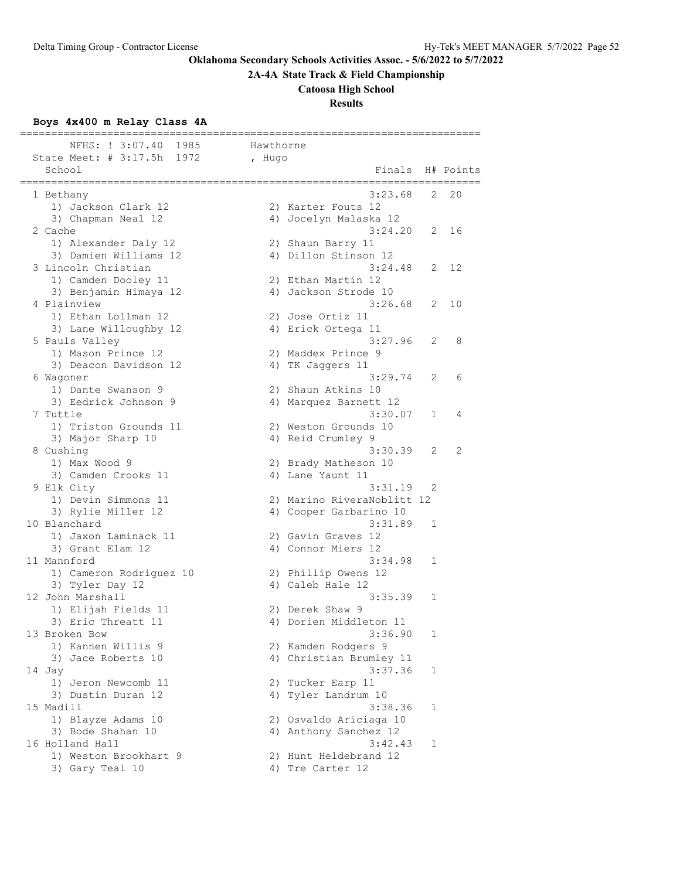**Oklahoma Secondary Schools Activities Assoc. - 5/6/2022 to 5/7/2022**

**2A-4A State Track & Field Championship**

**Catoosa High School**

**Results**

### Boys 4x400 m Relay Class 4A

NFHS: ! 3:07.40 1985 Hawthorne

State Meet: # 3:17.5h 1972 , Hugo

| Place | School | Finals | H# | Points |
|---|---|---|---|---|
| 1 | Bethany | 3:23.68 | 2 | 20 |
| | 1) Jackson Clark 12, 2) Karter Fouts 12, 3) Chapman Neal 12, 4) Jocelyn Malaska 12 | | | |
| 2 | Cache | 3:24.20 | 2 | 16 |
| | 1) Alexander Daly 12, 2) Shaun Barry 11, 3) Damien Williams 12, 4) Dillon Stinson 12 | | | |
| 3 | Lincoln Christian | 3:24.48 | 2 | 12 |
| | 1) Camden Dooley 11, 2) Ethan Martin 12, 3) Benjamin Himaya 12, 4) Jackson Strode 10 | | | |
| 4 | Plainview | 3:26.68 | 2 | 10 |
| | 1) Ethan Lollman 12, 2) Jose Ortiz 11, 3) Lane Willoughby 12, 4) Erick Ortega 11 | | | |
| 5 | Pauls Valley | 3:27.96 | 2 | 8 |
| | 1) Mason Prince 12, 2) Maddex Prince 9, 3) Deacon Davidson 12, 4) TK Jaggers 11 | | | |
| 6 | Wagoner | 3:29.74 | 2 | 6 |
| | 1) Dante Swanson 9, 2) Shaun Atkins 10, 3) Eedrick Johnson 9, 4) Marquez Barnett 12 | | | |
| 7 | Tuttle | 3:30.07 | 1 | 4 |
| | 1) Triston Grounds 11, 2) Weston Grounds 10, 3) Major Sharp 10, 4) Reid Crumley 9 | | | |
| 8 | Cushing | 3:30.39 | 2 | 2 |
| | 1) Max Wood 9, 2) Brady Matheson 10, 3) Camden Crooks 11, 4) Lane Yaunt 11 | | | |
| 9 | Elk City | 3:31.19 | 2 | |
| | 1) Devin Simmons 11, 2) Marino RiveraNoblitt 12, 3) Rylie Miller 12, 4) Cooper Garbarino 10 | | | |
| 10 | Blanchard | 3:31.89 | 1 | |
| | 1) Jaxon Laminack 11, 2) Gavin Graves 12, 3) Grant Elam 12, 4) Connor Miers 12 | | | |
| 11 | Mannford | 3:34.98 | 1 | |
| | 1) Cameron Rodriguez 10, 2) Phillip Owens 12, 3) Tyler Day 12, 4) Caleb Hale 12 | | | |
| 12 | John Marshall | 3:35.39 | 1 | |
| | 1) Elijah Fields 11, 2) Derek Shaw 9, 3) Eric Threatt 11, 4) Dorien Middleton 11 | | | |
| 13 | Broken Bow | 3:36.90 | 1 | |
| | 1) Kannen Willis 9, 2) Kamden Rodgers 9, 3) Jace Roberts 10, 4) Christian Brumley 11 | | | |
| 14 | Jay | 3:37.36 | 1 | |
| | 1) Jeron Newcomb 11, 2) Tucker Earp 11, 3) Dustin Duran 12, 4) Tyler Landrum 10 | | | |
| 15 | Madill | 3:38.36 | 1 | |
| | 1) Blayze Adams 10, 2) Osvaldo Ariciaga 10, 3) Bode Shahan 10, 4) Anthony Sanchez 12 | | | |
| 16 | Holland Hall | 3:42.43 | 1 | |
| | 1) Weston Brookhart 9, 2) Hunt Heldebrand 12, 3) Gary Teal 10, 4) Tre Carter 12 | | | |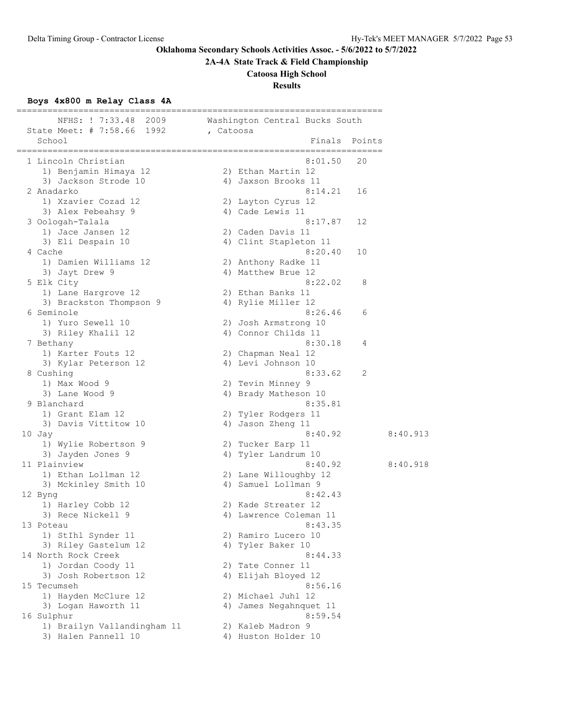**Oklahoma Secondary Schools Activities Assoc. - 5/6/2022 to 5/7/2022**

**2A-4A State Track & Field Championship**

**Catoosa High School**

**Results**

### Boys 4x800 m Relay Class 4A

```
=======================================================================
       NFHS: ! 7:33.48  2009       Washington Central Bucks South
  State Meet: # 7:58.66  1992       , Catoosa
    School                                            Finals  Points
=======================================================================
  1 Lincoln Christian                                8:01.50   20
     1) Benjamin Himaya 12             2) Ethan Martin 12
     3) Jackson Strode 10              4) Jaxson Brooks 11
  2 Anadarko                                         8:14.21   16
     1) Xzavier Cozad 12               2) Layton Cyrus 12
     3) Alex Pebeahsy 9                4) Cade Lewis 11
  3 Oologah-Talala                                   8:17.87   12
     1) Jace Jansen 12                 2) Caden Davis 11
     3) Eli Despain 10                 4) Clint Stapleton 11
  4 Cache                                            8:20.40   10
     1) Damien Williams 12             2) Anthony Radke 11
     3) Jayt Drew 9                    4) Matthew Brue 12
  5 Elk City                                         8:22.02    8
     1) Lane Hargrove 12               2) Ethan Banks 11
     3) Brackston Thompson 9           4) Rylie Miller 12
  6 Seminole                                         8:26.46    6
     1) Yuro Sewell 10                 2) Josh Armstrong 10
     3) Riley Khalil 12                4) Connor Childs 11
  7 Bethany                                          8:30.18    4
     1) Karter Fouts 12                2) Chapman Neal 12
     3) Kylar Peterson 12              4) Levi Johnson 10
  8 Cushing                                          8:33.62    2
     1) Max Wood 9                     2) Tevin Minney 9
     3) Lane Wood 9                    4) Brady Matheson 10
  9 Blanchard                                        8:35.81
     1) Grant Elam 12                  2) Tyler Rodgers 11
     3) Davis Vittitow 10              4) Jason Zheng 11
 10 Jay                                              8:40.92          8:40.913
     1) Wylie Robertson 9              2) Tucker Earp 11
     3) Jayden Jones 9                 4) Tyler Landrum 10
 11 Plainview                                        8:40.92          8:40.918
     1) Ethan Lollman 12               2) Lane Willoughby 12
     3) Mckinley Smith 10              4) Samuel Lollman 9
 12 Byng                                             8:42.43
     1) Harley Cobb 12                 2) Kade Streater 12
     3) Rece Nickell 9                 4) Lawrence Coleman 11
 13 Poteau                                           8:43.35
     1) StIhl Synder 11                2) Ramiro Lucero 10
     3) Riley Gastelum 12              4) Tyler Baker 10
 14 North Rock Creek                                 8:44.33
     1) Jordan Coody 11                2) Tate Conner 11
     3) Josh Robertson 12              4) Elijah Bloyed 12
 15 Tecumseh                                         8:56.16
     1) Hayden McClure 12              2) Michael Juhl 12
     3) Logan Haworth 11               4) James Negahnquet 11
 16 Sulphur                                          8:59.54
     1) Brailyn Vallandingham 11       2) Kaleb Madron 9
     3) Halen Pannell 10               4) Huston Holder 10
```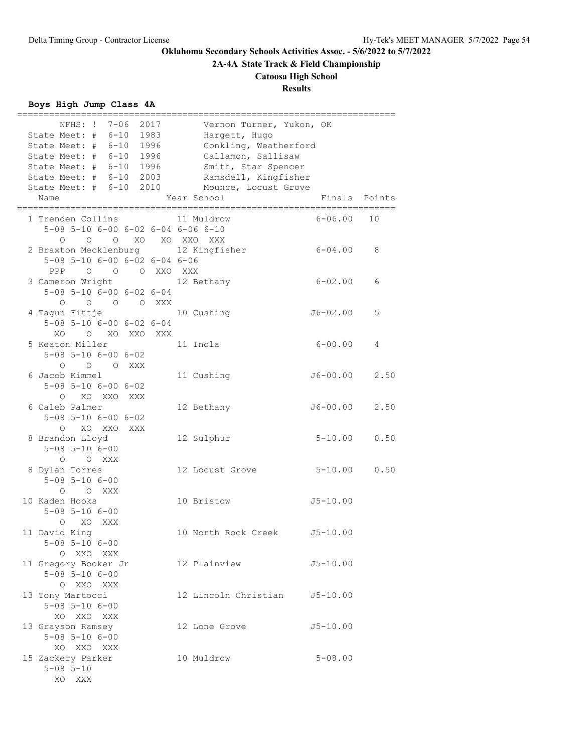**Oklahoma Secondary Schools Activities Assoc. - 5/6/2022 to 5/7/2022**

**2A-4A State Track & Field Championship**

**Catoosa High School**

**Results**

### Boys High Jump Class 4A

```
=========================================================================
       NFHS: !  7-06  2017        Vernon Turner, Yukon, OK
  State Meet: #  6-10  1983        Hargett, Hugo
  State Meet: #  6-10  1996        Conkling, Weatherford
  State Meet: #  6-10  1996        Callamon, Sallisaw
  State Meet: #  6-10  1996        Smith, Star Spencer
  State Meet: #  6-10  2003        Ramsdell, Kingfisher
  State Meet: #  6-10  2010        Mounce, Locust Grove
    Name                    Year School                  Finals  Points
=========================================================================
  1 Trenden Collins          11 Muldrow                6-06.00   10
     5-08 5-10 6-00 6-02 6-04 6-06 6-10
        O    O    O   XO   XO  XXO  XXX
  2 Braxton Mecklenburg      12 Kingfisher             6-04.00    8
     5-08 5-10 6-00 6-02 6-04 6-06
      PPP    O    O    O  XXO  XXX
  3 Cameron Wright           12 Bethany                6-02.00    6
     5-08 5-10 6-00 6-02 6-04
        O    O    O    O  XXX
  4 Tagun Fittje             10 Cushing               J6-02.00    5
     5-08 5-10 6-00 6-02 6-04
       XO    O   XO  XXO  XXX
  5 Keaton Miller            11 Inola                  6-00.00    4
     5-08 5-10 6-00 6-02
        O    O    O  XXX
  6 Jacob Kimmel             11 Cushing               J6-00.00    2.50
     5-08 5-10 6-00 6-02
        O   XO  XXO  XXX
  6 Caleb Palmer             12 Bethany               J6-00.00    2.50
     5-08 5-10 6-00 6-02
        O   XO  XXO  XXX
  8 Brandon Lloyd            12 Sulphur                5-10.00    0.50
     5-08 5-10 6-00
        O    O  XXX
  8 Dylan Torres             12 Locust Grove           5-10.00    0.50
     5-08 5-10 6-00
        O    O  XXX
 10 Kaden Hooks              10 Bristow               J5-10.00
     5-08 5-10 6-00
        O   XO  XXX
 11 David King               10 North Rock Creek      J5-10.00
     5-08 5-10 6-00
        O  XXO  XXX
 11 Gregory Booker Jr        12 Plainview             J5-10.00
     5-08 5-10 6-00
        O  XXO  XXX
 13 Tony Martocci            12 Lincoln Christian     J5-10.00
     5-08 5-10 6-00
       XO  XXO  XXX
 13 Grayson Ramsey           12 Lone Grove            J5-10.00
     5-08 5-10 6-00
       XO  XXO  XXX
 15 Zackery Parker           10 Muldrow                5-08.00
     5-08 5-10
       XO  XXX
```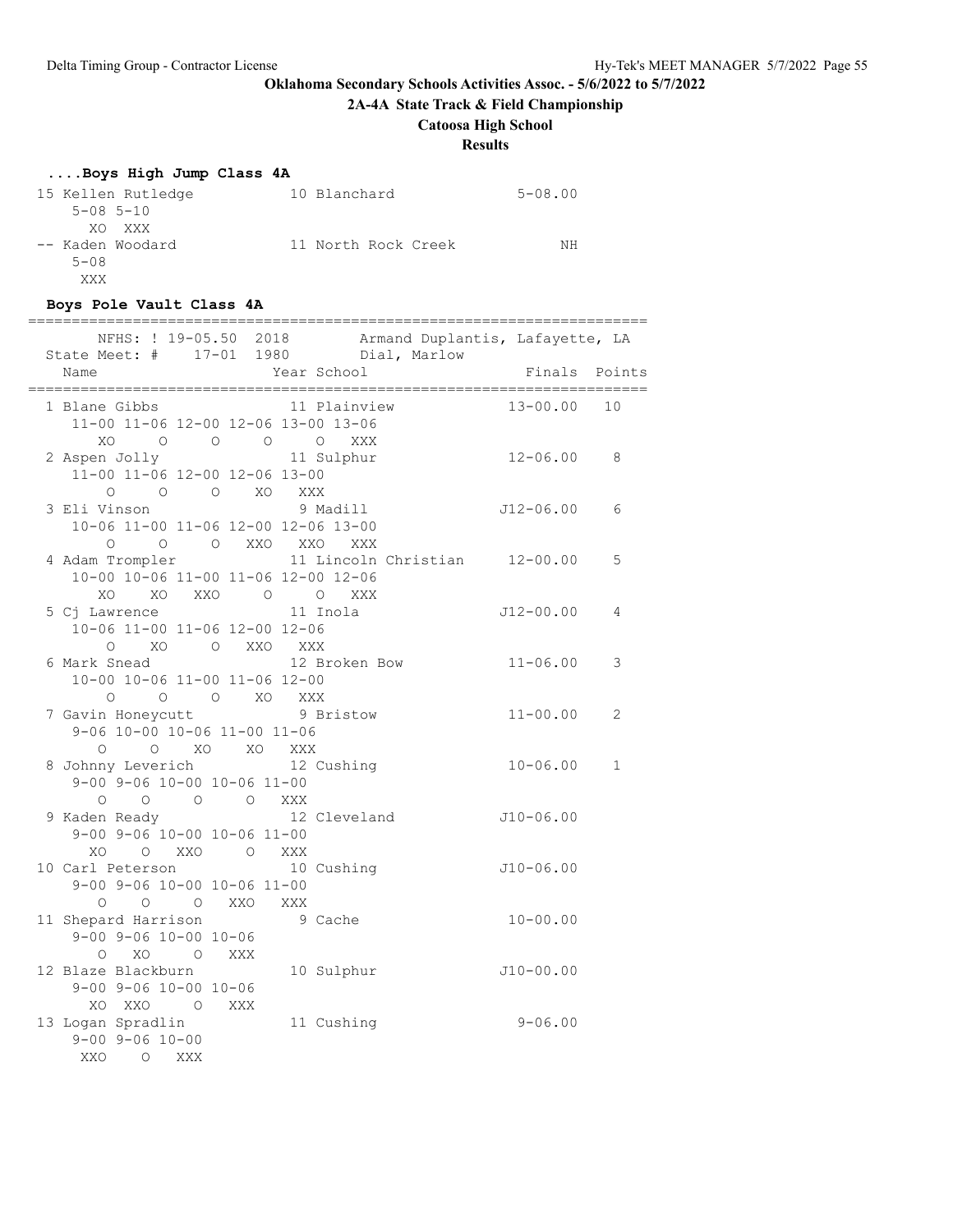**Oklahoma Secondary Schools Activities Assoc. - 5/6/2022 to 5/7/2022**

**2A-4A State Track & Field Championship**

**Catoosa High School**

**Results**

### ....Boys High Jump Class 4A

```
 15 Kellen Rutledge           10 Blanchard              5-08.00
     5-08 5-10
       XO  XXX
 -- Kaden Woodard             11 North Rock Creek            NH
     5-08
      XXX
```

### Boys Pole Vault Class 4A

```
=======================================================================
        NFHS: ! 19-05.50  2018        Armand Duplantis, Lafayette, LA
  State Meet: #   17-01  1980          Dial, Marlow
   Name                    Year School                  Finals  Points
=======================================================================
  1 Blane Gibbs               11 Plainview             13-00.00   10
     11-00 11-06 12-00 12-06 13-00 13-06
        XO     O     O     O     O   XXX
  2 Aspen Jolly               11 Sulphur               12-06.00    8
     11-00 11-06 12-00 12-06 13-00
         O     O     O    XO   XXX
  3 Eli Vinson                 9 Madill               J12-06.00    6
     10-06 11-00 11-06 12-00 12-06 13-00
         O     O     O   XXO   XXO   XXX
  4 Adam Trompler             11 Lincoln Christian     12-00.00    5
     10-00 10-06 11-00 11-06 12-00 12-06
        XO    XO   XXO     O     O   XXX
  5 Cj Lawrence               11 Inola                J12-00.00    4
     10-06 11-00 11-06 12-00 12-06
         O    XO     O   XXO   XXX
  6 Mark Snead                12 Broken Bow            11-06.00    3
     10-00 10-06 11-00 11-06 12-00
         O     O     O    XO   XXX
  7 Gavin Honeycutt            9 Bristow               11-00.00    2
     9-06 10-00 10-06 11-00 11-06
        O     O    XO    XO   XXX
  8 Johnny Leverich           12 Cushing               10-06.00    1
     9-00 9-06 10-00 10-06 11-00
        O    O     O     O   XXX
  9 Kaden Ready               12 Cleveland            J10-06.00
     9-00 9-06 10-00 10-06 11-00
       XO    O   XXO     O   XXX
 10 Carl Peterson             10 Cushing              J10-06.00
     9-00 9-06 10-00 10-06 11-00
        O    O     O   XXO   XXX
 11 Shepard Harrison           9 Cache                 10-00.00
     9-00 9-06 10-00 10-06
        O   XO     O   XXX
 12 Blaze Blackburn           10 Sulphur              J10-00.00
     9-00 9-06 10-00 10-06
       XO  XXO     O   XXX
 13 Logan Spradlin            11 Cushing                9-06.00
     9-00 9-06 10-00
      XXO    O   XXX
```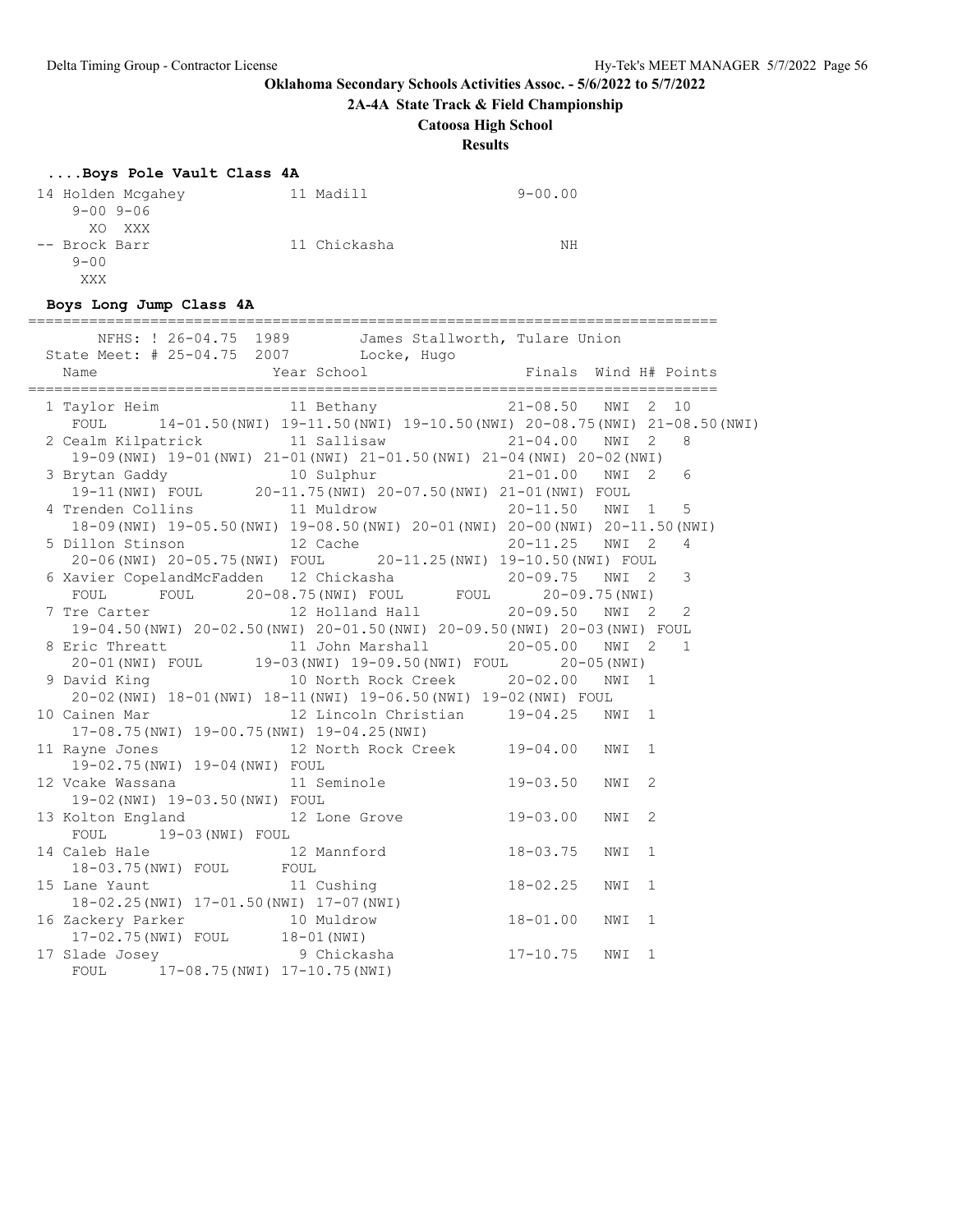**Oklahoma Secondary Schools Activities Assoc. - 5/6/2022 to 5/7/2022**

**2A-4A State Track & Field Championship**

**Catoosa High School**

**Results**

### ....Boys Pole Vault Class 4A

```
14 Holden Mcgahey           11 Madill                9-00.00
    9-00 9-06
      XO  XXX
-- Brock Barr               11 Chickasha                  NH
    9-00
     XXX
```

### Boys Long Jump Class 4A

```
================================================================================
       NFHS: ! 26-04.75  1989        James Stallworth, Tulare Union
 State Meet: # 25-04.75  2007        Locke, Hugo
    Name                    Year School                 Finals  Wind H# Points
================================================================================
  1 Taylor Heim             11 Bethany               21-08.50   NWI  2  10
     FOUL      14-01.50(NWI) 19-11.50(NWI) 19-10.50(NWI) 20-08.75(NWI) 21-08.50(NWI)
  2 Cealm Kilpatrick        11 Sallisaw              21-04.00   NWI  2   8
     19-09(NWI) 19-01(NWI) 21-01(NWI) 21-01.50(NWI) 21-04(NWI) 20-02(NWI)
  3 Brytan Gaddy            10 Sulphur               21-01.00   NWI  2   6
     19-11(NWI) FOUL      20-11.75(NWI) 20-07.50(NWI) 21-01(NWI) FOUL
  4 Trenden Collins         11 Muldrow               20-11.50   NWI  1   5
     18-09(NWI) 19-05.50(NWI) 19-08.50(NWI) 20-01(NWI) 20-00(NWI) 20-11.50(NWI)
  5 Dillon Stinson          12 Cache                 20-11.25   NWI  2   4
     20-06(NWI) 20-05.75(NWI) FOUL      20-11.25(NWI) 19-10.50(NWI) FOUL
  6 Xavier CopelandMcFadden  12 Chickasha            20-09.75   NWI  2   3
     FOUL      FOUL      20-08.75(NWI) FOUL      FOUL      20-09.75(NWI)
  7 Tre Carter              12 Holland Hall          20-09.50   NWI  2   2
     19-04.50(NWI) 20-02.50(NWI) 20-01.50(NWI) 20-09.50(NWI) 20-03(NWI) FOUL
  8 Eric Threatt            11 John Marshall         20-05.00   NWI  2   1
     20-01(NWI) FOUL      19-03(NWI) 19-09.50(NWI) FOUL      20-05(NWI)
  9 David King              10 North Rock Creek      20-02.00   NWI  1
     20-02(NWI) 18-01(NWI) 18-11(NWI) 19-06.50(NWI) 19-02(NWI) FOUL
 10 Cainen Mar              12 Lincoln Christian     19-04.25   NWI  1
     17-08.75(NWI) 19-00.75(NWI) 19-04.25(NWI)
 11 Rayne Jones             12 North Rock Creek      19-04.00   NWI  1
     19-02.75(NWI) 19-04(NWI) FOUL
 12 Vcake Wassana           11 Seminole              19-03.50   NWI  2
     19-02(NWI) 19-03.50(NWI) FOUL
 13 Kolton England          12 Lone Grove            19-03.00   NWI  2
     FOUL      19-03(NWI) FOUL
 14 Caleb Hale              12 Mannford              18-03.75   NWI  1
     18-03.75(NWI) FOUL      FOUL
 15 Lane Yaunt              11 Cushing               18-02.25   NWI  1
     18-02.25(NWI) 17-01.50(NWI) 17-07(NWI)
 16 Zackery Parker          10 Muldrow               18-01.00   NWI  1
     17-02.75(NWI) FOUL      18-01(NWI)
 17 Slade Josey              9 Chickasha             17-10.75   NWI  1
     FOUL      17-08.75(NWI) 17-10.75(NWI)
```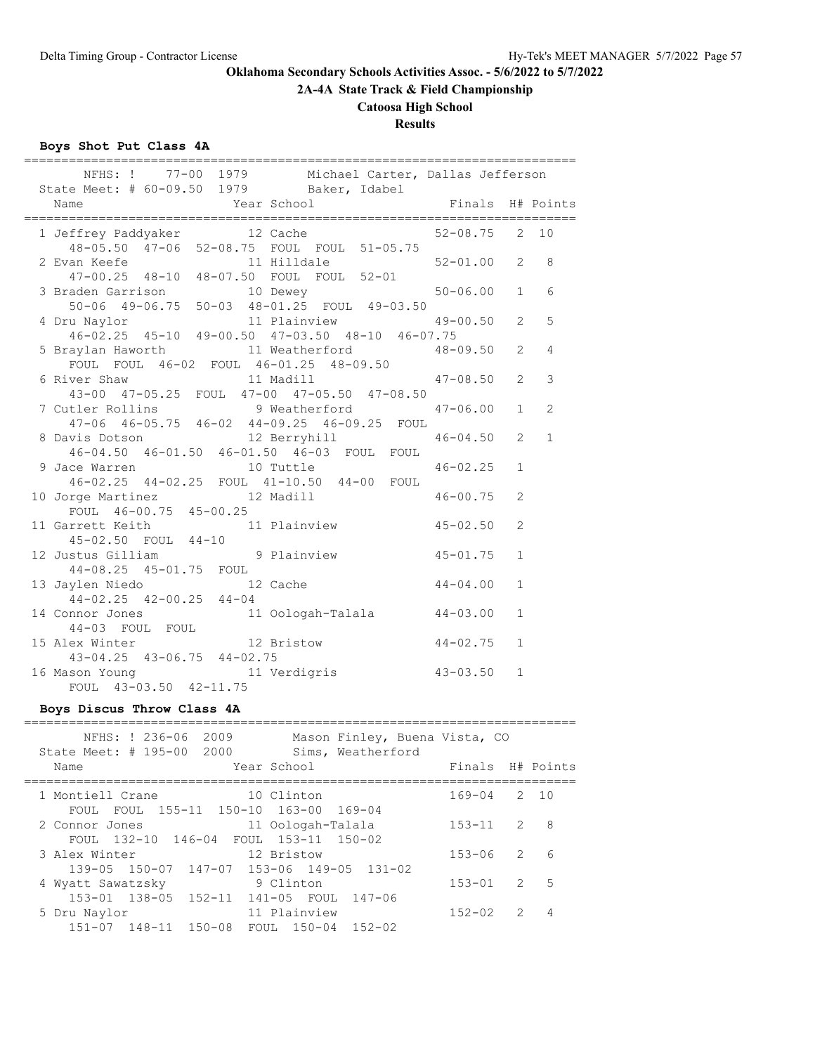**Oklahoma Secondary Schools Activities Assoc. - 5/6/2022 to 5/7/2022**

**2A-4A State Track & Field Championship**

**Catoosa High School**

**Results**

### Boys Shot Put Class 4A

NFHS: ! 77-00 1979 Michael Carter, Dallas Jefferson
State Meet: # 60-09.50 1979 Baker, Idabel

| Place | Name | Year | School | Finals | H# | Points |
|---|---|---|---|---|---|---|
| 1 | Jeffrey Paddyaker | 12 | Cache | 52-08.75 | 2 | 10 |
| | 48-05.50 47-06 52-08.75 FOUL FOUL 51-05.75 | | | | | |
| 2 | Evan Keefe | 11 | Hilldale | 52-01.00 | 2 | 8 |
| | 47-00.25 48-10 48-07.50 FOUL FOUL 52-01 | | | | | |
| 3 | Braden Garrison | 10 | Dewey | 50-06.00 | 1 | 6 |
| | 50-06 49-06.75 50-03 48-01.25 FOUL 49-03.50 | | | | | |
| 4 | Dru Naylor | 11 | Plainview | 49-00.50 | 2 | 5 |
| | 46-02.25 45-10 49-00.50 47-03.50 48-10 46-07.75 | | | | | |
| 5 | Braylan Haworth | 11 | Weatherford | 48-09.50 | 2 | 4 |
| | FOUL FOUL 46-02 FOUL 46-01.25 48-09.50 | | | | | |
| 6 | River Shaw | 11 | Madill | 47-08.50 | 2 | 3 |
| | 43-00 47-05.25 FOUL 47-00 47-05.50 47-08.50 | | | | | |
| 7 | Cutler Rollins | 9 | Weatherford | 47-06.00 | 1 | 2 |
| | 47-06 46-05.75 46-02 44-09.25 46-09.25 FOUL | | | | | |
| 8 | Davis Dotson | 12 | Berryhill | 46-04.50 | 2 | 1 |
| | 46-04.50 46-01.50 46-01.50 46-03 FOUL FOUL | | | | | |
| 9 | Jace Warren | 10 | Tuttle | 46-02.25 | 1 | |
| | 46-02.25 44-02.25 FOUL 41-10.50 44-00 FOUL | | | | | |
| 10 | Jorge Martinez | 12 | Madill | 46-00.75 | 2 | |
| | FOUL 46-00.75 45-00.25 | | | | | |
| 11 | Garrett Keith | 11 | Plainview | 45-02.50 | 2 | |
| | 45-02.50 FOUL 44-10 | | | | | |
| 12 | Justus Gilliam | 9 | Plainview | 45-01.75 | 1 | |
| | 44-08.25 45-01.75 FOUL | | | | | |
| 13 | Jaylen Niedo | 12 | Cache | 44-04.00 | 1 | |
| | 44-02.25 42-00.25 44-04 | | | | | |
| 14 | Connor Jones | 11 | Oologah-Talala | 44-03.00 | 1 | |
| | 44-03 FOUL FOUL | | | | | |
| 15 | Alex Winter | 12 | Bristow | 44-02.75 | 1 | |
| | 43-04.25 43-06.75 44-02.75 | | | | | |
| 16 | Mason Young | 11 | Verdigris | 43-03.50 | 1 | |
| | FOUL 43-03.50 42-11.75 | | | | | |

### Boys Discus Throw Class 4A

NFHS: ! 236-06 2009 Mason Finley, Buena Vista, CO
State Meet: # 195-00 2000 Sims, Weatherford

| Place | Name | Year | School | Finals | H# | Points |
|---|---|---|---|---|---|---|
| 1 | Montiell Crane | 10 | Clinton | 169-04 | 2 | 10 |
| | FOUL FOUL 155-11 150-10 163-00 169-04 | | | | | |
| 2 | Connor Jones | 11 | Oologah-Talala | 153-11 | 2 | 8 |
| | FOUL 132-10 146-04 FOUL 153-11 150-02 | | | | | |
| 3 | Alex Winter | 12 | Bristow | 153-06 | 2 | 6 |
| | 139-05 150-07 147-07 153-06 149-05 131-02 | | | | | |
| 4 | Wyatt Sawatzsky | 9 | Clinton | 153-01 | 2 | 5 |
| | 153-01 138-05 152-11 141-05 FOUL 147-06 | | | | | |
| 5 | Dru Naylor | 11 | Plainview | 152-02 | 2 | 4 |
| | 151-07 148-11 150-08 FOUL 150-04 152-02 | | | | | |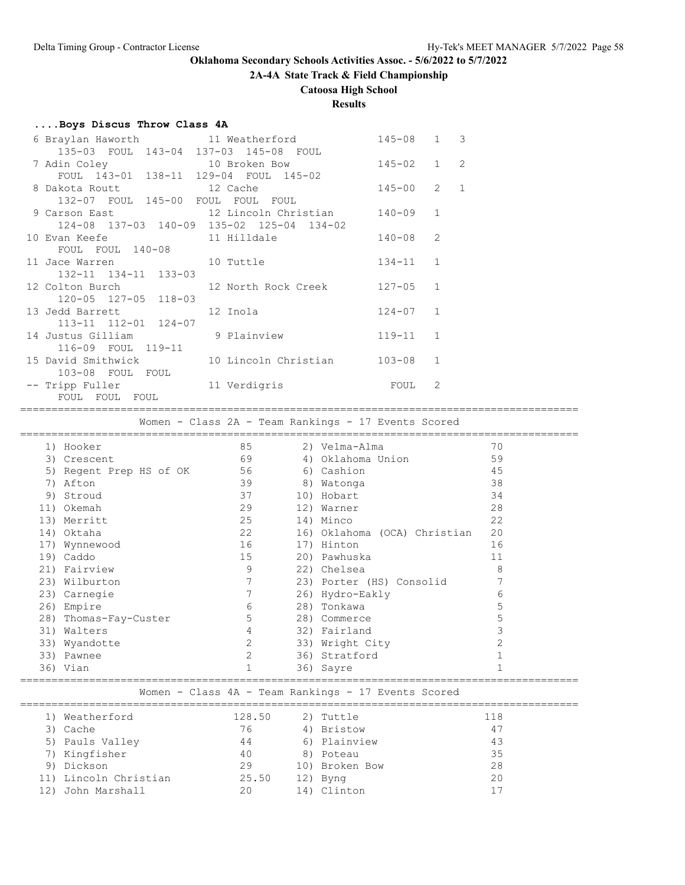Oklahoma Secondary Schools Activities Assoc. - 5/6/2022 to 5/7/2022

2A-4A State Track & Field Championship

Catoosa High School

Results

### ....Boys Discus Throw Class 4A

| Place | Name | Yr | School | Mark | Flight | Points |
|---|---|---|---|---|---|---|
| 6 | Braylan Haworth | 11 | Weatherford | 145-08 | 1 | 3 |
| | 135-03 FOUL 143-04 137-03 145-08 FOUL | | | | | |
| 7 | Adin Coley | 10 | Broken Bow | 145-02 | 1 | 2 |
| | FOUL 143-01 138-11 129-04 FOUL 145-02 | | | | | |
| 8 | Dakota Routt | 12 | Cache | 145-00 | 2 | 1 |
| | 132-07 FOUL 145-00 FOUL FOUL FOUL | | | | | |
| 9 | Carson East | 12 | Lincoln Christian | 140-09 | 1 | |
| | 124-08 137-03 140-09 135-02 125-04 134-02 | | | | | |
| 10 | Evan Keefe | 11 | Hilldale | 140-08 | 2 | |
| | FOUL FOUL 140-08 | | | | | |
| 11 | Jace Warren | 10 | Tuttle | 134-11 | 1 | |
| | 132-11 134-11 133-03 | | | | | |
| 12 | Colton Burch | 12 | North Rock Creek | 127-05 | 1 | |
| | 120-05 127-05 118-03 | | | | | |
| 13 | Jedd Barrett | 12 | Inola | 124-07 | 1 | |
| | 113-11 112-01 124-07 | | | | | |
| 14 | Justus Gilliam | 9 | Plainview | 119-11 | 1 | |
| | 116-09 FOUL 119-11 | | | | | |
| 15 | David Smithwick | 10 | Lincoln Christian | 103-08 | 1 | |
| | 103-08 FOUL FOUL | | | | | |
| -- | Tripp Fuller | 11 | Verdigris | FOUL | 2 | |
| | FOUL FOUL FOUL | | | | | |

### Women - Class 2A - Team Rankings - 17 Events Scored

| Rank | Team | Points | Rank | Team | Points |
|---|---|---|---|---|---|
| 1) | Hooker | 85 | 2) | Velma-Alma | 70 |
| 3) | Crescent | 69 | 4) | Oklahoma Union | 59 |
| 5) | Regent Prep HS of OK | 56 | 6) | Cashion | 45 |
| 7) | Afton | 39 | 8) | Watonga | 38 |
| 9) | Stroud | 37 | 10) | Hobart | 34 |
| 11) | Okemah | 29 | 12) | Warner | 28 |
| 13) | Merritt | 25 | 14) | Minco | 22 |
| 14) | Oktaha | 22 | 16) | Oklahoma (OCA) Christian | 20 |
| 17) | Wynnewood | 16 | 17) | Hinton | 16 |
| 19) | Caddo | 15 | 20) | Pawhuska | 11 |
| 21) | Fairview | 9 | 22) | Chelsea | 8 |
| 23) | Wilburton | 7 | 23) | Porter (HS) Consolid | 7 |
| 23) | Carnegie | 7 | 26) | Hydro-Eakly | 6 |
| 26) | Empire | 6 | 28) | Tonkawa | 5 |
| 28) | Thomas-Fay-Custer | 5 | 28) | Commerce | 5 |
| 31) | Walters | 4 | 32) | Fairland | 3 |
| 33) | Wyandotte | 2 | 33) | Wright City | 2 |
| 33) | Pawnee | 2 | 36) | Stratford | 1 |
| 36) | Vian | 1 | 36) | Sayre | 1 |

### Women - Class 4A - Team Rankings - 17 Events Scored

| Rank | Team | Points | Rank | Team | Points |
|---|---|---|---|---|---|
| 1) | Weatherford | 128.50 | 2) | Tuttle | 118 |
| 3) | Cache | 76 | 4) | Bristow | 47 |
| 5) | Pauls Valley | 44 | 6) | Plainview | 43 |
| 7) | Kingfisher | 40 | 8) | Poteau | 35 |
| 9) | Dickson | 29 | 10) | Broken Bow | 28 |
| 11) | Lincoln Christian | 25.50 | 12) | Byng | 20 |
| 12) | John Marshall | 20 | 14) | Clinton | 17 |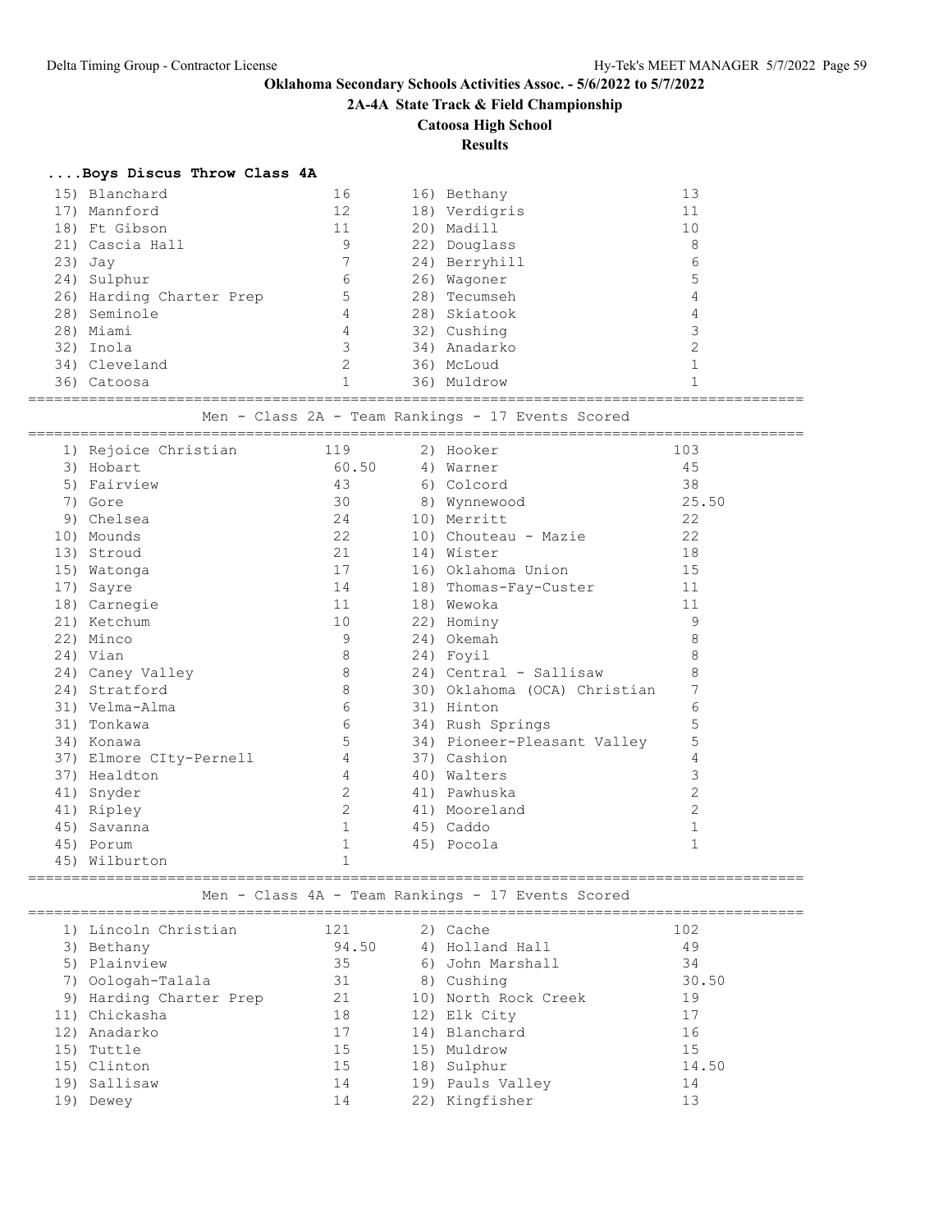**Oklahoma Secondary Schools Activities Assoc. - 5/6/2022 to 5/7/2022**

**2A-4A State Track & Field Championship**

**Catoosa High School**

**Results**

### ....Boys Discus Throw Class 4A

| Place | Team | Points | Place | Team | Points |
|---|---|---|---|---|---|
| 15) | Blanchard | 16 | 16) | Bethany | 13 |
| 17) | Mannford | 12 | 18) | Verdigris | 11 |
| 18) | Ft Gibson | 11 | 20) | Madill | 10 |
| 21) | Cascia Hall | 9 | 22) | Douglass | 8 |
| 23) | Jay | 7 | 24) | Berryhill | 6 |
| 24) | Sulphur | 6 | 26) | Wagoner | 5 |
| 26) | Harding Charter Prep | 5 | 28) | Tecumseh | 4 |
| 28) | Seminole | 4 | 28) | Skiatook | 4 |
| 28) | Miami | 4 | 32) | Cushing | 3 |
| 32) | Inola | 3 | 34) | Anadarko | 2 |
| 34) | Cleveland | 2 | 36) | McLoud | 1 |
| 36) | Catoosa | 1 | 36) | Muldrow | 1 |

### Men - Class 2A - Team Rankings - 17 Events Scored

| Place | Team | Points | Place | Team | Points |
|---|---|---|---|---|---|
| 1) | Rejoice Christian | 119 | 2) | Hooker | 103 |
| 3) | Hobart | 60.50 | 4) | Warner | 45 |
| 5) | Fairview | 43 | 6) | Colcord | 38 |
| 7) | Gore | 30 | 8) | Wynnewood | 25.50 |
| 9) | Chelsea | 24 | 10) | Merritt | 22 |
| 10) | Mounds | 22 | 10) | Chouteau - Mazie | 22 |
| 13) | Stroud | 21 | 14) | Wister | 18 |
| 15) | Watonga | 17 | 16) | Oklahoma Union | 15 |
| 17) | Sayre | 14 | 18) | Thomas-Fay-Custer | 11 |
| 18) | Carnegie | 11 | 18) | Wewoka | 11 |
| 21) | Ketchum | 10 | 22) | Hominy | 9 |
| 22) | Minco | 9 | 24) | Okemah | 8 |
| 24) | Vian | 8 | 24) | Foyil | 8 |
| 24) | Caney Valley | 8 | 24) | Central - Sallisaw | 8 |
| 24) | Stratford | 8 | 30) | Oklahoma (OCA) Christian | 7 |
| 31) | Velma-Alma | 6 | 31) | Hinton | 6 |
| 31) | Tonkawa | 6 | 34) | Rush Springs | 5 |
| 34) | Konawa | 5 | 34) | Pioneer-Pleasant Valley | 5 |
| 37) | Elmore CIty-Pernell | 4 | 37) | Cashion | 4 |
| 37) | Healdton | 4 | 40) | Walters | 3 |
| 41) | Snyder | 2 | 41) | Pawhuska | 2 |
| 41) | Ripley | 2 | 41) | Mooreland | 2 |
| 45) | Savanna | 1 | 45) | Caddo | 1 |
| 45) | Porum | 1 | 45) | Pocola | 1 |
| 45) | Wilburton | 1 | | | |

### Men - Class 4A - Team Rankings - 17 Events Scored

| Place | Team | Points | Place | Team | Points |
|---|---|---|---|---|---|
| 1) | Lincoln Christian | 121 | 2) | Cache | 102 |
| 3) | Bethany | 94.50 | 4) | Holland Hall | 49 |
| 5) | Plainview | 35 | 6) | John Marshall | 34 |
| 7) | Oologah-Talala | 31 | 8) | Cushing | 30.50 |
| 9) | Harding Charter Prep | 21 | 10) | North Rock Creek | 19 |
| 11) | Chickasha | 18 | 12) | Elk City | 17 |
| 12) | Anadarko | 17 | 14) | Blanchard | 16 |
| 15) | Tuttle | 15 | 15) | Muldrow | 15 |
| 15) | Clinton | 15 | 18) | Sulphur | 14.50 |
| 19) | Sallisaw | 14 | 19) | Pauls Valley | 14 |
| 19) | Dewey | 14 | 22) | Kingfisher | 13 |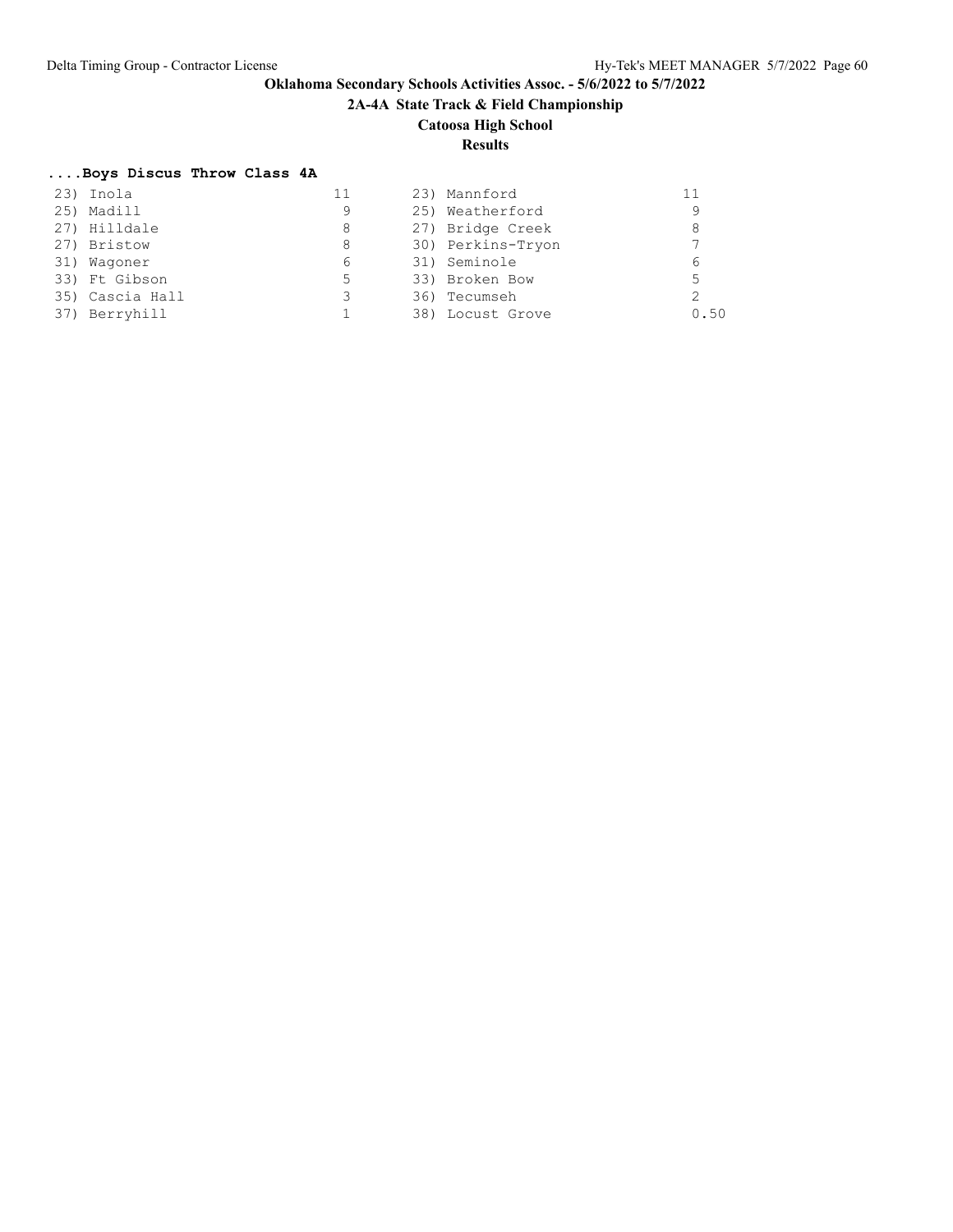**....Boys Discus Throw Class 4A**

| | | | |
|---|---|---|---|
| 23) Inola | 11 | 23) Mannford | 11 |
| 25) Madill | 9 | 25) Weatherford | 9 |
| 27) Hilldale | 8 | 27) Bridge Creek | 8 |
| 27) Bristow | 8 | 30) Perkins-Tryon | 7 |
| 31) Wagoner | 6 | 31) Seminole | 6 |
| 33) Ft Gibson | 5 | 33) Broken Bow | 5 |
| 35) Cascia Hall | 3 | 36) Tecumseh | 2 |
| 37) Berryhill | 1 | 38) Locust Grove | 0.50 |